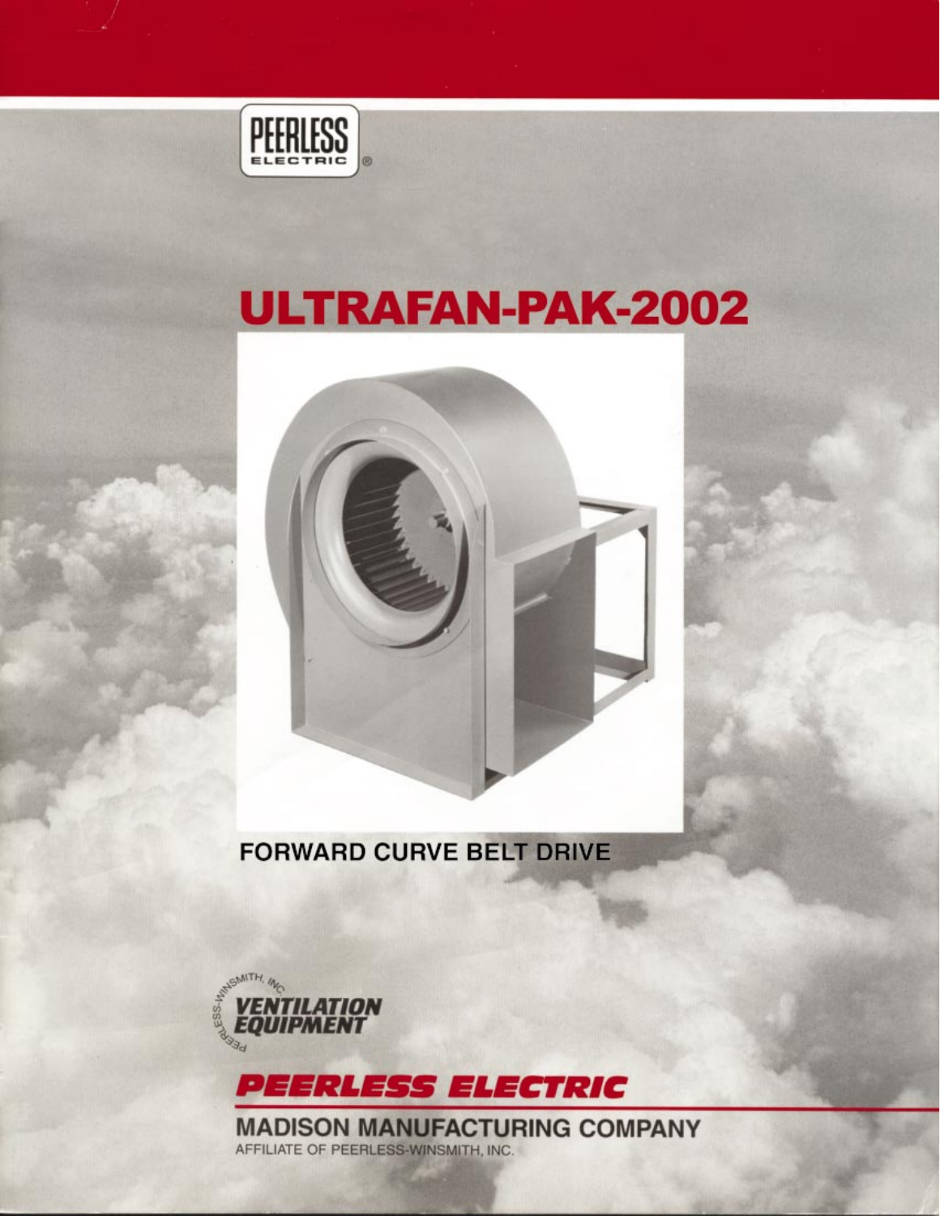PEERLESS ELECTRIC ®

# ULTRAFAN-PAK-2002

FORWARD CURVE BELT DRIVE

PEERLESS-WINSMITH, INC.
VENTILATION EQUIPMENT

## PEERLESS ELECTRIC

MADISON MANUFACTURING COMPANY

AFFILIATE OF PEERLESS-WINSMITH, INC.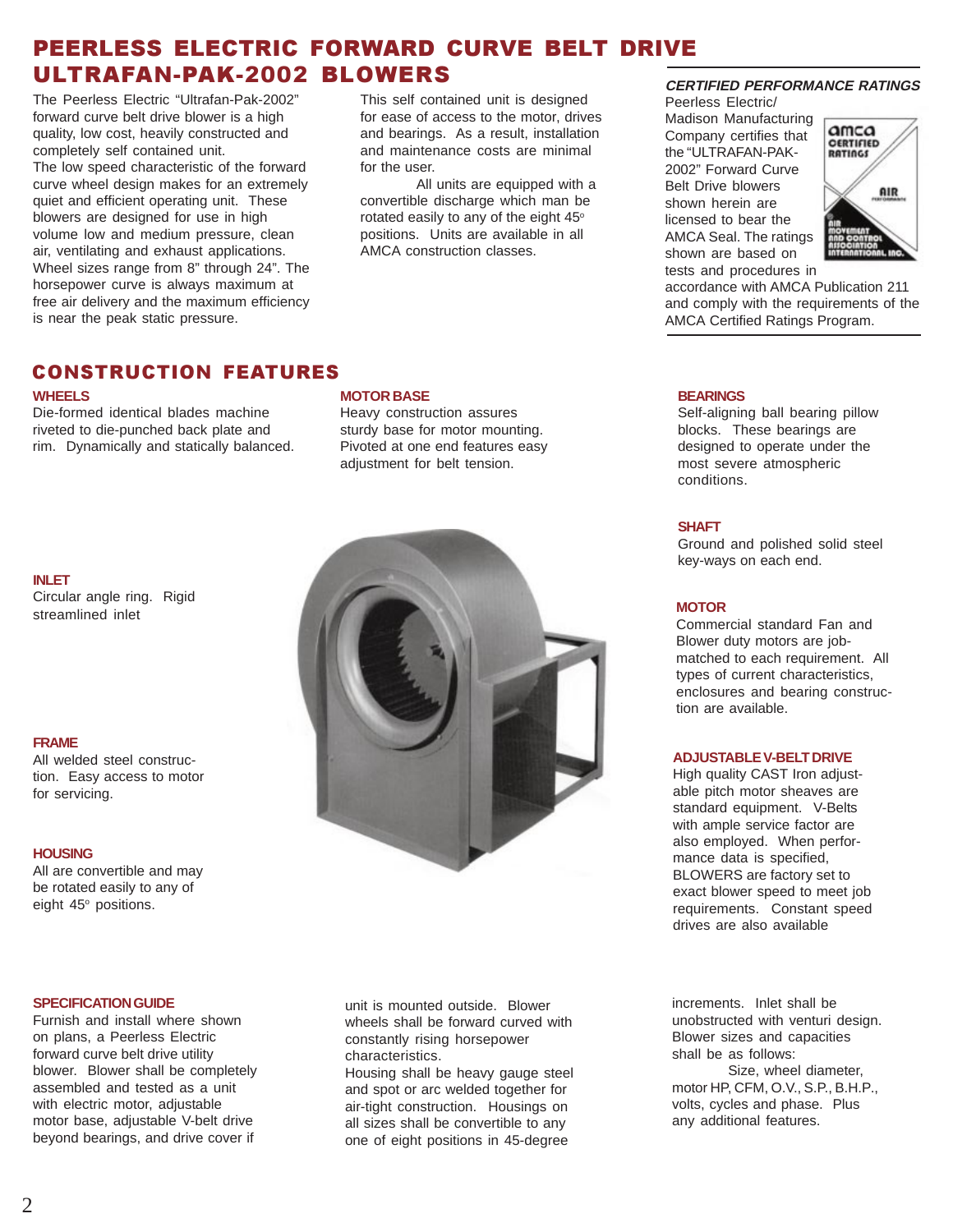# PEERLESS ELECTRIC FORWARD CURVE BELT DRIVE ULTRAFAN-PAK-2002 BLOWERS

The Peerless Electric “Ultrafan-Pak-2002” forward curve belt drive blower is a high quality, low cost, heavily constructed and completely self contained unit.

The low speed characteristic of the forward curve wheel design makes for an extremely quiet and efficient operating unit. These blowers are designed for use in high volume low and medium pressure, clean air, ventilating and exhaust applications. Wheel sizes range from 8” through 24”. The horsepower curve is always maximum at free air delivery and the maximum efficiency is near the peak static pressure.

This self contained unit is designed for ease of access to the motor, drives and bearings. As a result, installation and maintenance costs are minimal for the user.

All units are equipped with a convertible discharge which man be rotated easily to any of the eight 45° positions. Units are available in all AMCA construction classes.

### *CERTIFIED PERFORMANCE RATINGS*

Peerless Electric/ Madison Manufacturing Company certifies that the “ULTRAFAN-PAK-2002” Forward Curve Belt Drive blowers shown herein are licensed to bear the AMCA Seal. The ratings shown are based on tests and procedures in accordance with AMCA Publication 211 and comply with the requirements of the AMCA Certified Ratings Program.

## CONSTRUCTION FEATURES

### WHEELS
Die-formed identical blades machine riveted to die-punched back plate and rim. Dynamically and statically balanced.

### MOTOR BASE
Heavy construction assures sturdy base for motor mounting. Pivoted at one end features easy adjustment for belt tension.

### BEARINGS
Self-aligning ball bearing pillow blocks. These bearings are designed to operate under the most severe atmospheric conditions.

### SHAFT
Ground and polished solid steel key-ways on each end.

### INLET
Circular angle ring. Rigid streamlined inlet

### MOTOR
Commercial standard Fan and Blower duty motors are job-matched to each requirement. All types of current characteristics, enclosures and bearing construction are available.

### FRAME
All welded steel construction. Easy access to motor for servicing.

### ADJUSTABLE V-BELT DRIVE
High quality CAST Iron adjustable pitch motor sheaves are standard equipment. V-Belts with ample service factor are also employed. When performance data is specified, BLOWERS are factory set to exact blower speed to meet job requirements. Constant speed drives are also available

### HOUSING
All are convertible and may be rotated easily to any of eight 45° positions.

### SPECIFICATION GUIDE
Furnish and install where shown on plans, a Peerless Electric forward curve belt drive utility blower. Blower shall be completely assembled and tested as a unit with electric motor, adjustable motor base, adjustable V-belt drive beyond bearings, and drive cover if unit is mounted outside. Blower wheels shall be forward curved with constantly rising horsepower characteristics.

Housing shall be heavy gauge steel and spot or arc welded together for air-tight construction. Housings on all sizes shall be convertible to any one of eight positions in 45-degree increments. Inlet shall be unobstructed with venturi design. Blower sizes and capacities shall be as follows:

Size, wheel diameter, motor HP, CFM, O.V., S.P., B.H.P., volts, cycles and phase. Plus any additional features.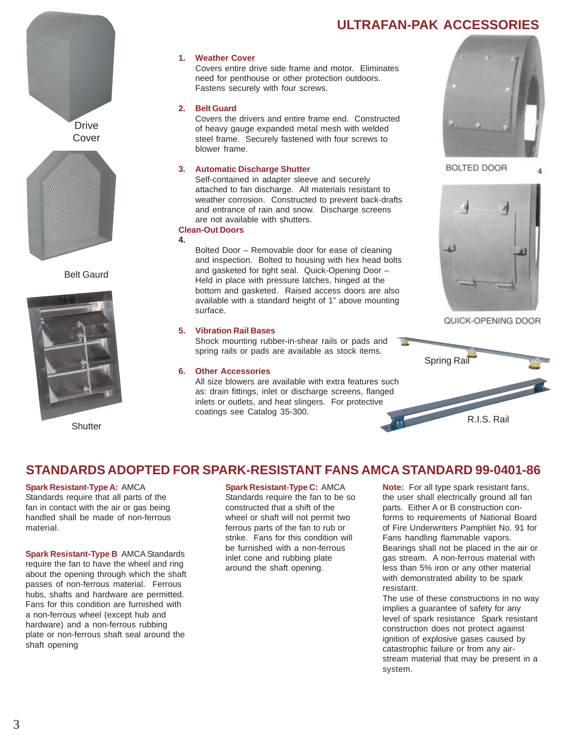# ULTRAFAN-PAK ACCESSORIES

Drive Cover

Belt Gaurd

Shutter

1. **Weather Cover**
   Covers entire drive side frame and motor. Eliminates need for penthouse or other protection outdoors. Fastens securely with four screws.

2. **Belt Guard**
   Covers the drivers and entire frame end. Constructed of heavy gauge expanded metal mesh with welded steel frame. Securely fastened with four screws to blower frame.

3. **Automatic Discharge Shutter**
   Self-contained in adapter sleeve and securely attached to fan discharge. All materials resistant to weather corrosion. Constructed to prevent back-drafts and entrance of rain and snow. Discharge screens are not available with shutters.

4. **Clean-Out Doors**
   Bolted Door – Removable door for ease of cleaning and inspection. Bolted to housing with hex head bolts and gasketed for tight seal. Quick-Opening Door – Held in place with pressure latches, hinged at the bottom and gasketed. Raised access doors are also available with a standard height of 1" above mounting surface.

5. **Vibration Rail Bases**
   Shock mounting rubber-in-shear rails or pads and spring rails or pads are available as stock items.

6. **Other Accessories**
   All size blowers are available with extra features such as: drain fittings, inlet or discharge screens, flanged inlets or outlets, and heat slingers. For protective coatings see Catalog 35-300.

BOLTED DOOR 4

QUICK-OPENING DOOR

Spring Rail

R.I.S. Rail

## STANDARDS ADOPTED FOR SPARK-RESISTANT FANS AMCA STANDARD 99-0401-86

**Spark Resistant-Type A:** AMCA Standards require that all parts of the fan in contact with the air or gas being handled shall be made of non-ferrous material.

**Spark Resistant-Type B** AMCA Standards require the fan to have the wheel and ring about the opening through which the shaft passes of non-ferrous material. Ferrous hubs, shafts and hardware are permitted. Fans for this condition are furnished with a non-ferrous wheel (except hub and hardware) and a non-ferrous rubbing plate or non-ferrous shaft seal around the shaft opening

**Spark Resistant-Type C:** AMCA Standards require the fan to be so constructed that a shift of the wheel or shaft will not permit two ferrous parts of the fan to rub or strike. Fans for this condition will be furnished with a non-ferrous inlet cone and rubbing plate around the shaft opening.

**Note:** For all type spark resistant fans, the user shall electrically ground all fan parts. Either A or B construction conforms to requirements of National Board of Fire Underwriters Pamphlet No. 91 for Fans handling flammable vapors. Bearings shall not be placed in the air or gas stream. A non-ferrous material with less than 5% iron or any other material with demonstrated ability to be spark resistant.
The use of these constructions in no way implies a guarantee of safety for any level of spark resistance Spark resistant construction does not protect against ignition of explosive gases caused by catastrophic failure or from any air-stream material that may be present in a system.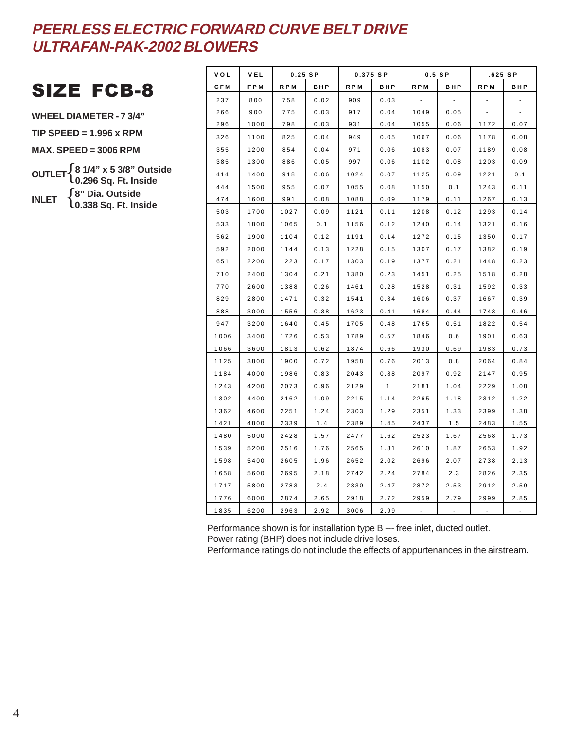# *PEERLESS ELECTRIC FORWARD CURVE BELT DRIVE ULTRAFAN-PAK-2002 BLOWERS*

## SIZE FCB-8

**WHEEL DIAMETER - 7 3/4"**

**TIP SPEED = 1.996 x RPM**

**MAX. SPEED = 3006 RPM**

**OUTLET** { **8 1/4" x 5 3/8" Outside**, **0.296 Sq. Ft. Inside** }

**INLET** { **8" Dia. Outside**, **0.338 Sq. Ft. Inside** }

| VOL | VEL | 0.25 SP | | 0.375 SP | | 0.5 SP | | .625 SP | |
|---|---|---|---|---|---|---|---|---|---|
| CFM | FPM | RPM | BHP | RPM | BHP | RPM | BHP | RPM | BHP |
| 237 | 800 | 758 | 0.02 | 909 | 0.03 | - | - | - | - |
| 266 | 900 | 775 | 0.03 | 917 | 0.04 | 1049 | 0.05 | - | - |
| 296 | 1000 | 798 | 0.03 | 931 | 0.04 | 1055 | 0.06 | 1172 | 0.07 |
| 326 | 1100 | 825 | 0.04 | 949 | 0.05 | 1067 | 0.06 | 1178 | 0.08 |
| 355 | 1200 | 854 | 0.04 | 971 | 0.06 | 1083 | 0.07 | 1189 | 0.08 |
| 385 | 1300 | 886 | 0.05 | 997 | 0.06 | 1102 | 0.08 | 1203 | 0.09 |
| 414 | 1400 | 918 | 0.06 | 1024 | 0.07 | 1125 | 0.09 | 1221 | 0.1 |
| 444 | 1500 | 955 | 0.07 | 1055 | 0.08 | 1150 | 0.1 | 1243 | 0.11 |
| 474 | 1600 | 991 | 0.08 | 1088 | 0.09 | 1179 | 0.11 | 1267 | 0.13 |
| 503 | 1700 | 1027 | 0.09 | 1121 | 0.11 | 1208 | 0.12 | 1293 | 0.14 |
| 533 | 1800 | 1065 | 0.1 | 1156 | 0.12 | 1240 | 0.14 | 1321 | 0.16 |
| 562 | 1900 | 1104 | 0.12 | 1191 | 0.14 | 1272 | 0.15 | 1350 | 0.17 |
| 592 | 2000 | 1144 | 0.13 | 1228 | 0.15 | 1307 | 0.17 | 1382 | 0.19 |
| 651 | 2200 | 1223 | 0.17 | 1303 | 0.19 | 1377 | 0.21 | 1448 | 0.23 |
| 710 | 2400 | 1304 | 0.21 | 1380 | 0.23 | 1451 | 0.25 | 1518 | 0.28 |
| 770 | 2600 | 1388 | 0.26 | 1461 | 0.28 | 1528 | 0.31 | 1592 | 0.33 |
| 829 | 2800 | 1471 | 0.32 | 1541 | 0.34 | 1606 | 0.37 | 1667 | 0.39 |
| 888 | 3000 | 1556 | 0.38 | 1623 | 0.41 | 1684 | 0.44 | 1743 | 0.46 |
| 947 | 3200 | 1640 | 0.45 | 1705 | 0.48 | 1765 | 0.51 | 1822 | 0.54 |
| 1006 | 3400 | 1726 | 0.53 | 1789 | 0.57 | 1846 | 0.6 | 1901 | 0.63 |
| 1066 | 3600 | 1813 | 0.62 | 1874 | 0.66 | 1930 | 0.69 | 1983 | 0.73 |
| 1125 | 3800 | 1900 | 0.72 | 1958 | 0.76 | 2013 | 0.8 | 2064 | 0.84 |
| 1184 | 4000 | 1986 | 0.83 | 2043 | 0.88 | 2097 | 0.92 | 2147 | 0.95 |
| 1243 | 4200 | 2073 | 0.96 | 2129 | 1 | 2181 | 1.04 | 2229 | 1.08 |
| 1302 | 4400 | 2162 | 1.09 | 2215 | 1.14 | 2265 | 1.18 | 2312 | 1.22 |
| 1362 | 4600 | 2251 | 1.24 | 2303 | 1.29 | 2351 | 1.33 | 2399 | 1.38 |
| 1421 | 4800 | 2339 | 1.4 | 2389 | 1.45 | 2437 | 1.5 | 2483 | 1.55 |
| 1480 | 5000 | 2428 | 1.57 | 2477 | 1.62 | 2523 | 1.67 | 2568 | 1.73 |
| 1539 | 5200 | 2516 | 1.76 | 2565 | 1.81 | 2610 | 1.87 | 2653 | 1.92 |
| 1598 | 5400 | 2605 | 1.96 | 2652 | 2.02 | 2696 | 2.07 | 2738 | 2.13 |
| 1658 | 5600 | 2695 | 2.18 | 2742 | 2.24 | 2784 | 2.3 | 2826 | 2.35 |
| 1717 | 5800 | 2783 | 2.4 | 2830 | 2.47 | 2872 | 2.53 | 2912 | 2.59 |
| 1776 | 6000 | 2874 | 2.65 | 2918 | 2.72 | 2959 | 2.79 | 2999 | 2.85 |
| 1835 | 6200 | 2963 | 2.92 | 3006 | 2.99 | - | - | - | - |

Performance shown is for installation type B --- free inlet, ducted outlet.
Power rating (BHP) does not include drive loses.
Performance ratings do not include the effects of appurtenances in the airstream.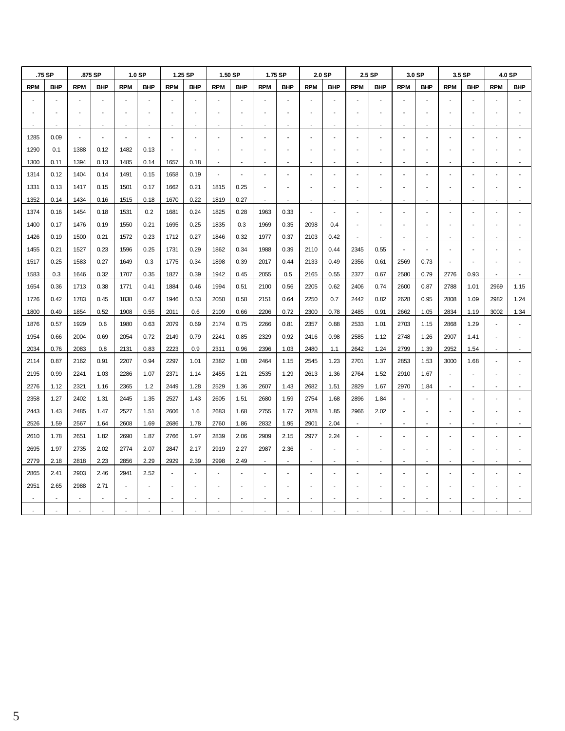| .75 SP | | .875 SP | | 1.0 SP | | 1.25 SP | | 1.50 SP | | 1.75 SP | | 2.0 SP | | 2.5 SP | | 3.0 SP | | 3.5 SP | | 4.0 SP | |
|---|---|---|---|---|---|---|---|---|---|---|---|---|---|---|---|---|---|---|---|---|---|
| RPM | BHP | RPM | BHP | RPM | BHP | RPM | BHP | RPM | BHP | RPM | BHP | RPM | BHP | RPM | BHP | RPM | BHP | RPM | BHP | RPM | BHP |
| - | - | - | - | - | - | - | - | - | - | - | - | - | - | - | - | - | - | - | - | - | - |
| - | - | - | - | - | - | - | - | - | - | - | - | - | - | - | - | - | - | - | - | - | - |
| - | - | - | - | - | - | - | - | - | - | - | - | - | - | - | - | - | - | - | - | - | - |
| 1285 | 0.09 | - | - | - | - | - | - | - | - | - | - | - | - | - | - | - | - | - | - | - | - |
| 1290 | 0.1 | 1388 | 0.12 | 1482 | 0.13 | - | - | - | - | - | - | - | - | - | - | - | - | - | - | - | - |
| 1300 | 0.11 | 1394 | 0.13 | 1485 | 0.14 | 1657 | 0.18 | - | - | - | - | - | - | - | - | - | - | - | - | - | - |
| 1314 | 0.12 | 1404 | 0.14 | 1491 | 0.15 | 1658 | 0.19 | - | - | - | - | - | - | - | - | - | - | - | - | - | - |
| 1331 | 0.13 | 1417 | 0.15 | 1501 | 0.17 | 1662 | 0.21 | 1815 | 0.25 | - | - | - | - | - | - | - | - | - | - | - | - |
| 1352 | 0.14 | 1434 | 0.16 | 1515 | 0.18 | 1670 | 0.22 | 1819 | 0.27 | - | - | - | - | - | - | - | - | - | - | - | - |
| 1374 | 0.16 | 1454 | 0.18 | 1531 | 0.2 | 1681 | 0.24 | 1825 | 0.28 | 1963 | 0.33 | - | - | - | - | - | - | - | - | - | - |
| 1400 | 0.17 | 1476 | 0.19 | 1550 | 0.21 | 1695 | 0.25 | 1835 | 0.3 | 1969 | 0.35 | 2098 | 0.4 | - | - | - | - | - | - | - | - |
| 1426 | 0.19 | 1500 | 0.21 | 1572 | 0.23 | 1712 | 0.27 | 1846 | 0.32 | 1977 | 0.37 | 2103 | 0.42 | - | - | - | - | - | - | - | - |
| 1455 | 0.21 | 1527 | 0.23 | 1596 | 0.25 | 1731 | 0.29 | 1862 | 0.34 | 1988 | 0.39 | 2110 | 0.44 | 2345 | 0.55 | - | - | - | - | - | - |
| 1517 | 0.25 | 1583 | 0.27 | 1649 | 0.3 | 1775 | 0.34 | 1898 | 0.39 | 2017 | 0.44 | 2133 | 0.49 | 2356 | 0.61 | 2569 | 0.73 | - | - | - | - |
| 1583 | 0.3 | 1646 | 0.32 | 1707 | 0.35 | 1827 | 0.39 | 1942 | 0.45 | 2055 | 0.5 | 2165 | 0.55 | 2377 | 0.67 | 2580 | 0.79 | 2776 | 0.93 | - | - |
| 1654 | 0.36 | 1713 | 0.38 | 1771 | 0.41 | 1884 | 0.46 | 1994 | 0.51 | 2100 | 0.56 | 2205 | 0.62 | 2406 | 0.74 | 2600 | 0.87 | 2788 | 1.01 | 2969 | 1.15 |
| 1726 | 0.42 | 1783 | 0.45 | 1838 | 0.47 | 1946 | 0.53 | 2050 | 0.58 | 2151 | 0.64 | 2250 | 0.7 | 2442 | 0.82 | 2628 | 0.95 | 2808 | 1.09 | 2982 | 1.24 |
| 1800 | 0.49 | 1854 | 0.52 | 1908 | 0.55 | 2011 | 0.6 | 2109 | 0.66 | 2206 | 0.72 | 2300 | 0.78 | 2485 | 0.91 | 2662 | 1.05 | 2834 | 1.19 | 3002 | 1.34 |
| 1876 | 0.57 | 1929 | 0.6 | 1980 | 0.63 | 2079 | 0.69 | 2174 | 0.75 | 2266 | 0.81 | 2357 | 0.88 | 2533 | 1.01 | 2703 | 1.15 | 2868 | 1.29 | - | - |
| 1954 | 0.66 | 2004 | 0.69 | 2054 | 0.72 | 2149 | 0.79 | 2241 | 0.85 | 2329 | 0.92 | 2416 | 0.98 | 2585 | 1.12 | 2748 | 1.26 | 2907 | 1.41 | - | - |
| 2034 | 0.76 | 2083 | 0.8 | 2131 | 0.83 | 2223 | 0.9 | 2311 | 0.96 | 2396 | 1.03 | 2480 | 1.1 | 2642 | 1.24 | 2799 | 1.39 | 2952 | 1.54 | - | - |
| 2114 | 0.87 | 2162 | 0.91 | 2207 | 0.94 | 2297 | 1.01 | 2382 | 1.08 | 2464 | 1.15 | 2545 | 1.23 | 2701 | 1.37 | 2853 | 1.53 | 3000 | 1.68 | - | - |
| 2195 | 0.99 | 2241 | 1.03 | 2286 | 1.07 | 2371 | 1.14 | 2455 | 1.21 | 2535 | 1.29 | 2613 | 1.36 | 2764 | 1.52 | 2910 | 1.67 | - | - | - | - |
| 2276 | 1.12 | 2321 | 1.16 | 2365 | 1.2 | 2449 | 1.28 | 2529 | 1.36 | 2607 | 1.43 | 2682 | 1.51 | 2829 | 1.67 | 2970 | 1.84 | - | - | - | - |
| 2358 | 1.27 | 2402 | 1.31 | 2445 | 1.35 | 2527 | 1.43 | 2605 | 1.51 | 2680 | 1.59 | 2754 | 1.68 | 2896 | 1.84 | - | - | - | - | - | - |
| 2443 | 1.43 | 2485 | 1.47 | 2527 | 1.51 | 2606 | 1.6 | 2683 | 1.68 | 2755 | 1.77 | 2828 | 1.85 | 2966 | 2.02 | - | - | - | - | - | - |
| 2526 | 1.59 | 2567 | 1.64 | 2608 | 1.69 | 2686 | 1.78 | 2760 | 1.86 | 2832 | 1.95 | 2901 | 2.04 | - | - | - | - | - | - | - | - |
| 2610 | 1.78 | 2651 | 1.82 | 2690 | 1.87 | 2766 | 1.97 | 2839 | 2.06 | 2909 | 2.15 | 2977 | 2.24 | - | - | - | - | - | - | - | - |
| 2695 | 1.97 | 2735 | 2.02 | 2774 | 2.07 | 2847 | 2.17 | 2919 | 2.27 | 2987 | 2.36 | - | - | - | - | - | - | - | - | - | - |
| 2779 | 2.18 | 2818 | 2.23 | 2856 | 2.29 | 2929 | 2.39 | 2998 | 2.49 | - | - | - | - | - | - | - | - | - | - | - | - |
| 2865 | 2.41 | 2903 | 2.46 | 2941 | 2.52 | - | - | - | - | - | - | - | - | - | - | - | - | - | - | - | - |
| 2951 | 2.65 | 2988 | 2.71 | - | - | - | - | - | - | - | - | - | - | - | - | - | - | - | - | - | - |
| - | - | - | - | - | - | - | - | - | - | - | - | - | - | - | - | - | - | - | - | - | - |
| - | - | - | - | - | - | - | - | - | - | - | - | - | - | - | - | - | - | - | - | - | - |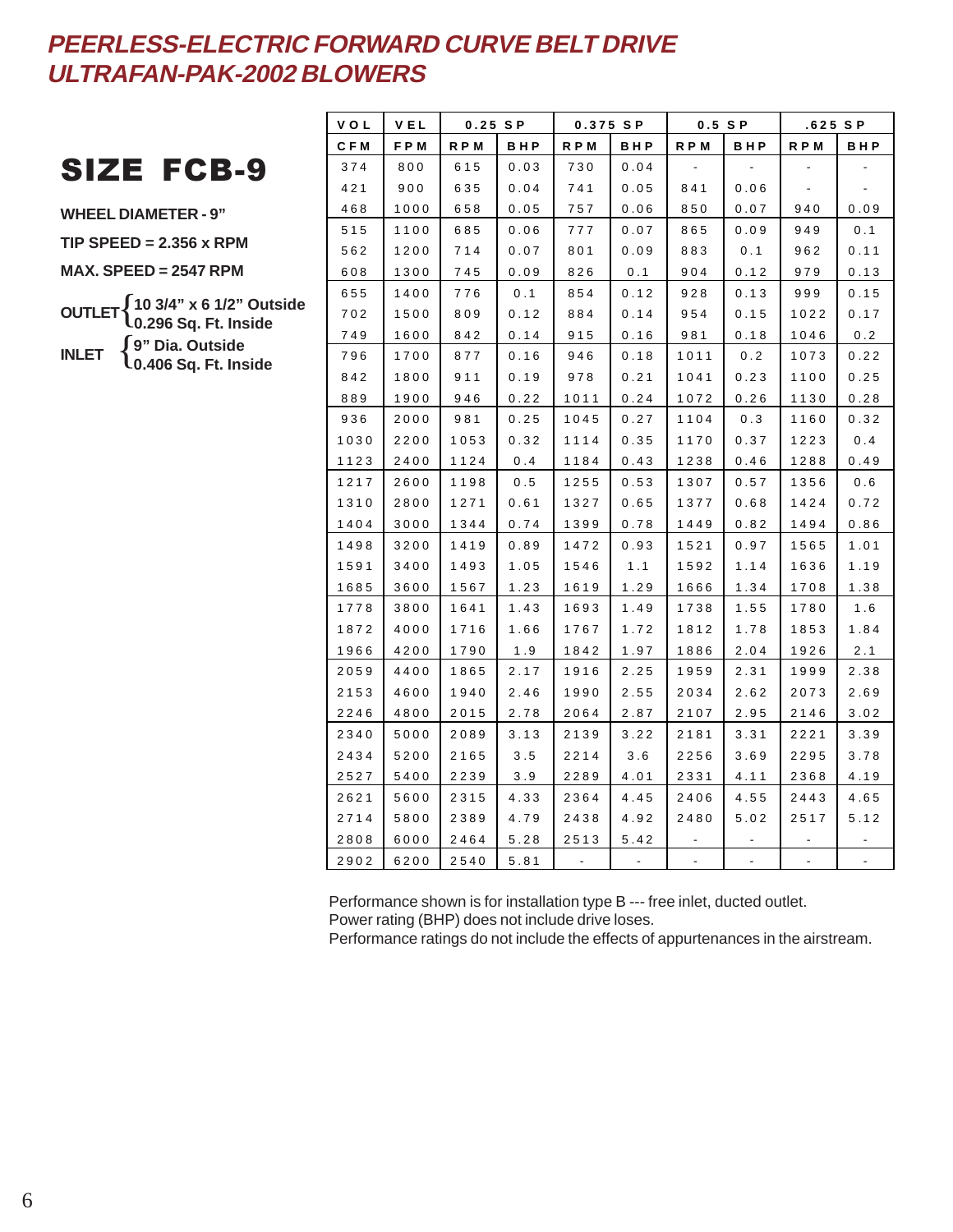# PEERLESS-ELECTRIC FORWARD CURVE BELT DRIVE ULTRAFAN-PAK-2002 BLOWERS

## SIZE FCB-9

**WHEEL DIAMETER - 9"**

**TIP SPEED = 2.356 x RPM**

**MAX. SPEED = 2547 RPM**

**OUTLET** { **10 3/4" x 6 1/2" Outside**, **0.296 Sq. Ft. Inside** }

**INLET** { **9" Dia. Outside**, **0.406 Sq. Ft. Inside** }

| VOL | VEL | 0.25 SP | | 0.375 SP | | 0.5 SP | | .625 SP | |
|---|---|---|---|---|---|---|---|---|---|
| CFM | FPM | RPM | BHP | RPM | BHP | RPM | BHP | RPM | BHP |
| 374 | 800 | 615 | 0.03 | 730 | 0.04 | - | - | - | - |
| 421 | 900 | 635 | 0.04 | 741 | 0.05 | 841 | 0.06 | - | - |
| 468 | 1000 | 658 | 0.05 | 757 | 0.06 | 850 | 0.07 | 940 | 0.09 |
| 515 | 1100 | 685 | 0.06 | 777 | 0.07 | 865 | 0.09 | 949 | 0.1 |
| 562 | 1200 | 714 | 0.07 | 801 | 0.09 | 883 | 0.1 | 962 | 0.11 |
| 608 | 1300 | 745 | 0.09 | 826 | 0.1 | 904 | 0.12 | 979 | 0.13 |
| 655 | 1400 | 776 | 0.1 | 854 | 0.12 | 928 | 0.13 | 999 | 0.15 |
| 702 | 1500 | 809 | 0.12 | 884 | 0.14 | 954 | 0.15 | 1022 | 0.17 |
| 749 | 1600 | 842 | 0.14 | 915 | 0.16 | 981 | 0.18 | 1046 | 0.2 |
| 796 | 1700 | 877 | 0.16 | 946 | 0.18 | 1011 | 0.2 | 1073 | 0.22 |
| 842 | 1800 | 911 | 0.19 | 978 | 0.21 | 1041 | 0.23 | 1100 | 0.25 |
| 889 | 1900 | 946 | 0.22 | 1011 | 0.24 | 1072 | 0.26 | 1130 | 0.28 |
| 936 | 2000 | 981 | 0.25 | 1045 | 0.27 | 1104 | 0.3 | 1160 | 0.32 |
| 1030 | 2200 | 1053 | 0.32 | 1114 | 0.35 | 1170 | 0.37 | 1223 | 0.4 |
| 1123 | 2400 | 1124 | 0.4 | 1184 | 0.43 | 1238 | 0.46 | 1288 | 0.49 |
| 1217 | 2600 | 1198 | 0.5 | 1255 | 0.53 | 1307 | 0.57 | 1356 | 0.6 |
| 1310 | 2800 | 1271 | 0.61 | 1327 | 0.65 | 1377 | 0.68 | 1424 | 0.72 |
| 1404 | 3000 | 1344 | 0.74 | 1399 | 0.78 | 1449 | 0.82 | 1494 | 0.86 |
| 1498 | 3200 | 1419 | 0.89 | 1472 | 0.93 | 1521 | 0.97 | 1565 | 1.01 |
| 1591 | 3400 | 1493 | 1.05 | 1546 | 1.1 | 1592 | 1.14 | 1636 | 1.19 |
| 1685 | 3600 | 1567 | 1.23 | 1619 | 1.29 | 1666 | 1.34 | 1708 | 1.38 |
| 1778 | 3800 | 1641 | 1.43 | 1693 | 1.49 | 1738 | 1.55 | 1780 | 1.6 |
| 1872 | 4000 | 1716 | 1.66 | 1767 | 1.72 | 1812 | 1.78 | 1853 | 1.84 |
| 1966 | 4200 | 1790 | 1.9 | 1842 | 1.97 | 1886 | 2.04 | 1926 | 2.1 |
| 2059 | 4400 | 1865 | 2.17 | 1916 | 2.25 | 1959 | 2.31 | 1999 | 2.38 |
| 2153 | 4600 | 1940 | 2.46 | 1990 | 2.55 | 2034 | 2.62 | 2073 | 2.69 |
| 2246 | 4800 | 2015 | 2.78 | 2064 | 2.87 | 2107 | 2.95 | 2146 | 3.02 |
| 2340 | 5000 | 2089 | 3.13 | 2139 | 3.22 | 2181 | 3.31 | 2221 | 3.39 |
| 2434 | 5200 | 2165 | 3.5 | 2214 | 3.6 | 2256 | 3.69 | 2295 | 3.78 |
| 2527 | 5400 | 2239 | 3.9 | 2289 | 4.01 | 2331 | 4.11 | 2368 | 4.19 |
| 2621 | 5600 | 2315 | 4.33 | 2364 | 4.45 | 2406 | 4.55 | 2443 | 4.65 |
| 2714 | 5800 | 2389 | 4.79 | 2438 | 4.92 | 2480 | 5.02 | 2517 | 5.12 |
| 2808 | 6000 | 2464 | 5.28 | 2513 | 5.42 | - | - | - | - |
| 2902 | 6200 | 2540 | 5.81 | - | - | - | - | - | - |

Performance shown is for installation type B --- free inlet, ducted outlet.
Power rating (BHP) does not include drive loses.
Performance ratings do not include the effects of appurtenances in the airstream.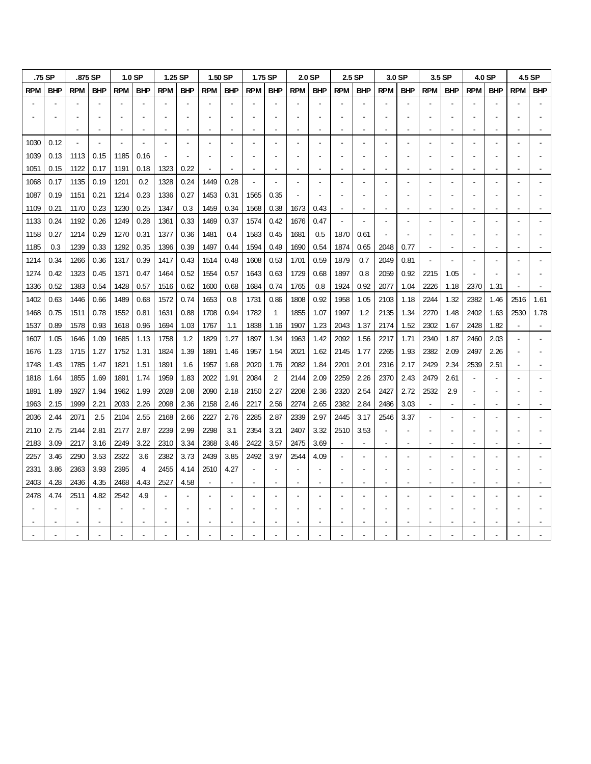| .75 SP | | .875 SP | | 1.0 SP | | 1.25 SP | | 1.50 SP | | 1.75 SP | | 2.0 SP | | 2.5 SP | | 3.0 SP | | 3.5 SP | | 4.0 SP | | 4.5 SP | |
|---|---|---|---|---|---|---|---|---|---|---|---|---|---|---|---|---|---|---|---|---|---|---|---|
| RPM | BHP | RPM | BHP | RPM | BHP | RPM | BHP | RPM | BHP | RPM | BHP | RPM | BHP | RPM | BHP | RPM | BHP | RPM | BHP | RPM | BHP | RPM | BHP |
| - | - | - | - | - | - | - | - | - | - | - | - | - | - | - | - | - | - | - | - | - | - | - | - |
| - | - | - | - | - | - | - | - | - | - | - | - | - | - | - | - | - | - | - | - | - | - | - | - |
| | | - | - | - | - | - | - | - | - | - | - | - | - | - | - | - | - | - | - | - | - | - | - |
| 1030 | 0.12 | - | - | - | - | - | - | - | - | - | - | - | - | - | - | - | - | - | - | - | - | - | - |
| 1039 | 0.13 | 1113 | 0.15 | 1185 | 0.16 | - | - | - | - | - | - | - | - | - | - | - | - | - | - | - | - | - | - |
| 1051 | 0.15 | 1122 | 0.17 | 1191 | 0.18 | 1323 | 0.22 | - | - | - | - | - | - | - | - | - | - | - | - | - | - | - | - |
| 1068 | 0.17 | 1135 | 0.19 | 1201 | 0.2 | 1328 | 0.24 | 1449 | 0.28 | - | - | - | - | - | - | - | - | - | - | - | - | - | - |
| 1087 | 0.19 | 1151 | 0.21 | 1214 | 0.23 | 1336 | 0.27 | 1453 | 0.31 | 1565 | 0.35 | - | - | - | - | - | - | - | - | - | - | - | - |
| 1109 | 0.21 | 1170 | 0.23 | 1230 | 0.25 | 1347 | 0.3 | 1459 | 0.34 | 1568 | 0.38 | 1673 | 0.43 | - | - | - | - | - | - | - | - | - | - |
| 1133 | 0.24 | 1192 | 0.26 | 1249 | 0.28 | 1361 | 0.33 | 1469 | 0.37 | 1574 | 0.42 | 1676 | 0.47 | - | - | - | - | - | - | - | - | - | - |
| 1158 | 0.27 | 1214 | 0.29 | 1270 | 0.31 | 1377 | 0.36 | 1481 | 0.4 | 1583 | 0.45 | 1681 | 0.5 | 1870 | 0.61 | - | - | - | - | - | - | - | - |
| 1185 | 0.3 | 1239 | 0.33 | 1292 | 0.35 | 1396 | 0.39 | 1497 | 0.44 | 1594 | 0.49 | 1690 | 0.54 | 1874 | 0.65 | 2048 | 0.77 | - | - | - | - | - | - |
| 1214 | 0.34 | 1266 | 0.36 | 1317 | 0.39 | 1417 | 0.43 | 1514 | 0.48 | 1608 | 0.53 | 1701 | 0.59 | 1879 | 0.7 | 2049 | 0.81 | - | - | - | - | - | - |
| 1274 | 0.42 | 1323 | 0.45 | 1371 | 0.47 | 1464 | 0.52 | 1554 | 0.57 | 1643 | 0.63 | 1729 | 0.68 | 1897 | 0.8 | 2059 | 0.92 | 2215 | 1.05 | - | - | - | - |
| 1336 | 0.52 | 1383 | 0.54 | 1428 | 0.57 | 1516 | 0.62 | 1600 | 0.68 | 1684 | 0.74 | 1765 | 0.8 | 1924 | 0.92 | 2077 | 1.04 | 2226 | 1.18 | 2370 | 1.31 | - | - |
| 1402 | 0.63 | 1446 | 0.66 | 1489 | 0.68 | 1572 | 0.74 | 1653 | 0.8 | 1731 | 0.86 | 1808 | 0.92 | 1958 | 1.05 | 2103 | 1.18 | 2244 | 1.32 | 2382 | 1.46 | 2516 | 1.61 |
| 1468 | 0.75 | 1511 | 0.78 | 1552 | 0.81 | 1631 | 0.88 | 1708 | 0.94 | 1782 | 1 | 1855 | 1.07 | 1997 | 1.2 | 2135 | 1.34 | 2270 | 1.48 | 2402 | 1.63 | 2530 | 1.78 |
| 1537 | 0.89 | 1578 | 0.93 | 1618 | 0.96 | 1694 | 1.03 | 1767 | 1.1 | 1838 | 1.16 | 1907 | 1.23 | 2043 | 1.37 | 2174 | 1.52 | 2302 | 1.67 | 2428 | 1.82 | - | - |
| 1607 | 1.05 | 1646 | 1.09 | 1685 | 1.13 | 1758 | 1.2 | 1829 | 1.27 | 1897 | 1.34 | 1963 | 1.42 | 2092 | 1.56 | 2217 | 1.71 | 2340 | 1.87 | 2460 | 2.03 | - | - |
| 1676 | 1.23 | 1715 | 1.27 | 1752 | 1.31 | 1824 | 1.39 | 1891 | 1.46 | 1957 | 1.54 | 2021 | 1.62 | 2145 | 1.77 | 2265 | 1.93 | 2382 | 2.09 | 2497 | 2.26 | - | - |
| 1748 | 1.43 | 1785 | 1.47 | 1821 | 1.51 | 1891 | 1.6 | 1957 | 1.68 | 2020 | 1.76 | 2082 | 1.84 | 2201 | 2.01 | 2316 | 2.17 | 2429 | 2.34 | 2539 | 2.51 | - | - |
| 1818 | 1.64 | 1855 | 1.69 | 1891 | 1.74 | 1959 | 1.83 | 2022 | 1.91 | 2084 | 2 | 2144 | 2.09 | 2259 | 2.26 | 2370 | 2.43 | 2479 | 2.61 | - | - | - | - |
| 1891 | 1.89 | 1927 | 1.94 | 1962 | 1.99 | 2028 | 2.08 | 2090 | 2.18 | 2150 | 2.27 | 2208 | 2.36 | 2320 | 2.54 | 2427 | 2.72 | 2532 | 2.9 | - | - | - | - |
| 1963 | 2.15 | 1999 | 2.21 | 2033 | 2.26 | 2098 | 2.36 | 2158 | 2.46 | 2217 | 2.56 | 2274 | 2.65 | 2382 | 2.84 | 2486 | 3.03 | - | - | - | - | - | - |
| 2036 | 2.44 | 2071 | 2.5 | 2104 | 2.55 | 2168 | 2.66 | 2227 | 2.76 | 2285 | 2.87 | 2339 | 2.97 | 2445 | 3.17 | 2546 | 3.37 | - | - | - | - | - | - |
| 2110 | 2.75 | 2144 | 2.81 | 2177 | 2.87 | 2239 | 2.99 | 2298 | 3.1 | 2354 | 3.21 | 2407 | 3.32 | 2510 | 3.53 | - | - | - | - | - | - | - | - |
| 2183 | 3.09 | 2217 | 3.16 | 2249 | 3.22 | 2310 | 3.34 | 2368 | 3.46 | 2422 | 3.57 | 2475 | 3.69 | - | - | - | - | - | - | - | - | - | - |
| 2257 | 3.46 | 2290 | 3.53 | 2322 | 3.6 | 2382 | 3.73 | 2439 | 3.85 | 2492 | 3.97 | 2544 | 4.09 | - | - | - | - | - | - | - | - | - | - |
| 2331 | 3.86 | 2363 | 3.93 | 2395 | 4 | 2455 | 4.14 | 2510 | 4.27 | - | - | - | - | - | - | - | - | - | - | - | - | - | - |
| 2403 | 4.28 | 2436 | 4.35 | 2468 | 4.43 | 2527 | 4.58 | - | - | - | - | - | - | - | - | - | - | - | - | - | - | - | - |
| 2478 | 4.74 | 2511 | 4.82 | 2542 | 4.9 | - | - | - | - | - | - | - | - | - | - | - | - | - | - | - | - | - | - |
| - | - | - | - | - | - | - | - | - | - | - | - | - | - | - | - | - | - | - | - | - | - | - | - |
| - | - | - | - | - | - | - | - | - | - | - | - | - | - | - | - | - | - | - | - | - | - | - | - |
| - | - | - | - | - | - | - | - | - | - | - | - | - | - | - | - | - | - | - | - | - | - | - | - |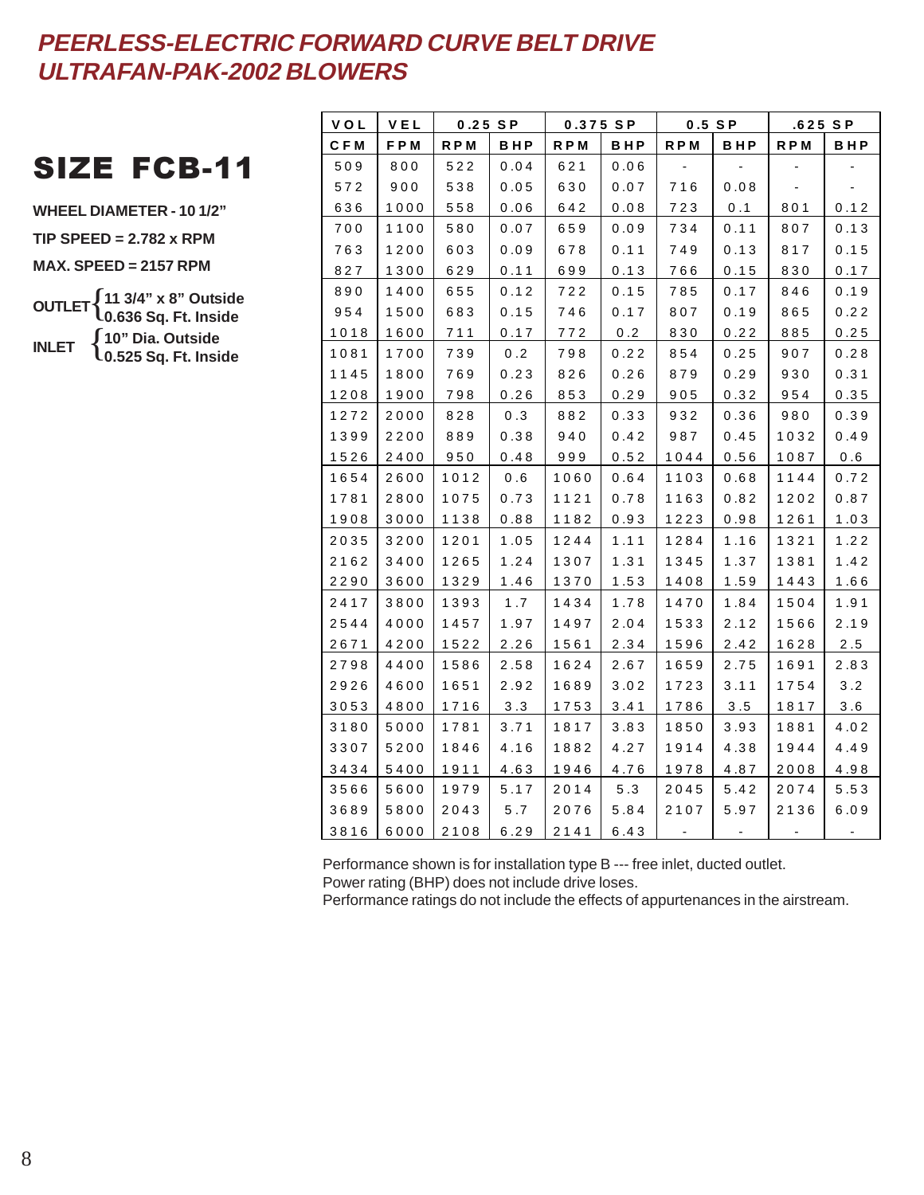# PEERLESS-ELECTRIC FORWARD CURVE BELT DRIVE ULTRAFAN-PAK-2002 BLOWERS

## SIZE FCB-11

**WHEEL DIAMETER - 10 1/2"**

**TIP SPEED = 2.782 x RPM**

**MAX. SPEED = 2157 RPM**

**OUTLET** { **11 3/4" x 8" Outside** / **0.636 Sq. Ft. Inside**

**INLET** { **10" Dia. Outside** / **0.525 Sq. Ft. Inside**

| VOL | VEL | 0.25 SP | | 0.375 SP | | 0.5 SP | | .625 SP | |
|---|---|---|---|---|---|---|---|---|---|
| CFM | FPM | RPM | BHP | RPM | BHP | RPM | BHP | RPM | BHP |
| 509 | 800 | 522 | 0.04 | 621 | 0.06 | - | - | - | - |
| 572 | 900 | 538 | 0.05 | 630 | 0.07 | 716 | 0.08 | - | - |
| 636 | 1000 | 558 | 0.06 | 642 | 0.08 | 723 | 0.1 | 801 | 0.12 |
| 700 | 1100 | 580 | 0.07 | 659 | 0.09 | 734 | 0.11 | 807 | 0.13 |
| 763 | 1200 | 603 | 0.09 | 678 | 0.11 | 749 | 0.13 | 817 | 0.15 |
| 827 | 1300 | 629 | 0.11 | 699 | 0.13 | 766 | 0.15 | 830 | 0.17 |
| 890 | 1400 | 655 | 0.12 | 722 | 0.15 | 785 | 0.17 | 846 | 0.19 |
| 954 | 1500 | 683 | 0.15 | 746 | 0.17 | 807 | 0.19 | 865 | 0.22 |
| 1018 | 1600 | 711 | 0.17 | 772 | 0.2 | 830 | 0.22 | 885 | 0.25 |
| 1081 | 1700 | 739 | 0.2 | 798 | 0.22 | 854 | 0.25 | 907 | 0.28 |
| 1145 | 1800 | 769 | 0.23 | 826 | 0.26 | 879 | 0.29 | 930 | 0.31 |
| 1208 | 1900 | 798 | 0.26 | 853 | 0.29 | 905 | 0.32 | 954 | 0.35 |
| 1272 | 2000 | 828 | 0.3 | 882 | 0.33 | 932 | 0.36 | 980 | 0.39 |
| 1399 | 2200 | 889 | 0.38 | 940 | 0.42 | 987 | 0.45 | 1032 | 0.49 |
| 1526 | 2400 | 950 | 0.48 | 999 | 0.52 | 1044 | 0.56 | 1087 | 0.6 |
| 1654 | 2600 | 1012 | 0.6 | 1060 | 0.64 | 1103 | 0.68 | 1144 | 0.72 |
| 1781 | 2800 | 1075 | 0.73 | 1121 | 0.78 | 1163 | 0.82 | 1202 | 0.87 |
| 1908 | 3000 | 1138 | 0.88 | 1182 | 0.93 | 1223 | 0.98 | 1261 | 1.03 |
| 2035 | 3200 | 1201 | 1.05 | 1244 | 1.11 | 1284 | 1.16 | 1321 | 1.22 |
| 2162 | 3400 | 1265 | 1.24 | 1307 | 1.31 | 1345 | 1.37 | 1381 | 1.42 |
| 2290 | 3600 | 1329 | 1.46 | 1370 | 1.53 | 1408 | 1.59 | 1443 | 1.66 |
| 2417 | 3800 | 1393 | 1.7 | 1434 | 1.78 | 1470 | 1.84 | 1504 | 1.91 |
| 2544 | 4000 | 1457 | 1.97 | 1497 | 2.04 | 1533 | 2.12 | 1566 | 2.19 |
| 2671 | 4200 | 1522 | 2.26 | 1561 | 2.34 | 1596 | 2.42 | 1628 | 2.5 |
| 2798 | 4400 | 1586 | 2.58 | 1624 | 2.67 | 1659 | 2.75 | 1691 | 2.83 |
| 2926 | 4600 | 1651 | 2.92 | 1689 | 3.02 | 1723 | 3.11 | 1754 | 3.2 |
| 3053 | 4800 | 1716 | 3.3 | 1753 | 3.41 | 1786 | 3.5 | 1817 | 3.6 |
| 3180 | 5000 | 1781 | 3.71 | 1817 | 3.83 | 1850 | 3.93 | 1881 | 4.02 |
| 3307 | 5200 | 1846 | 4.16 | 1882 | 4.27 | 1914 | 4.38 | 1944 | 4.49 |
| 3434 | 5400 | 1911 | 4.63 | 1946 | 4.76 | 1978 | 4.87 | 2008 | 4.98 |
| 3566 | 5600 | 1979 | 5.17 | 2014 | 5.3 | 2045 | 5.42 | 2074 | 5.53 |
| 3689 | 5800 | 2043 | 5.7 | 2076 | 5.84 | 2107 | 5.97 | 2136 | 6.09 |
| 3816 | 6000 | 2108 | 6.29 | 2141 | 6.43 | - | - | - | - |

Performance shown is for installation type B --- free inlet, ducted outlet.
Power rating (BHP) does not include drive loses.
Performance ratings do not include the effects of appurtenances in the airstream.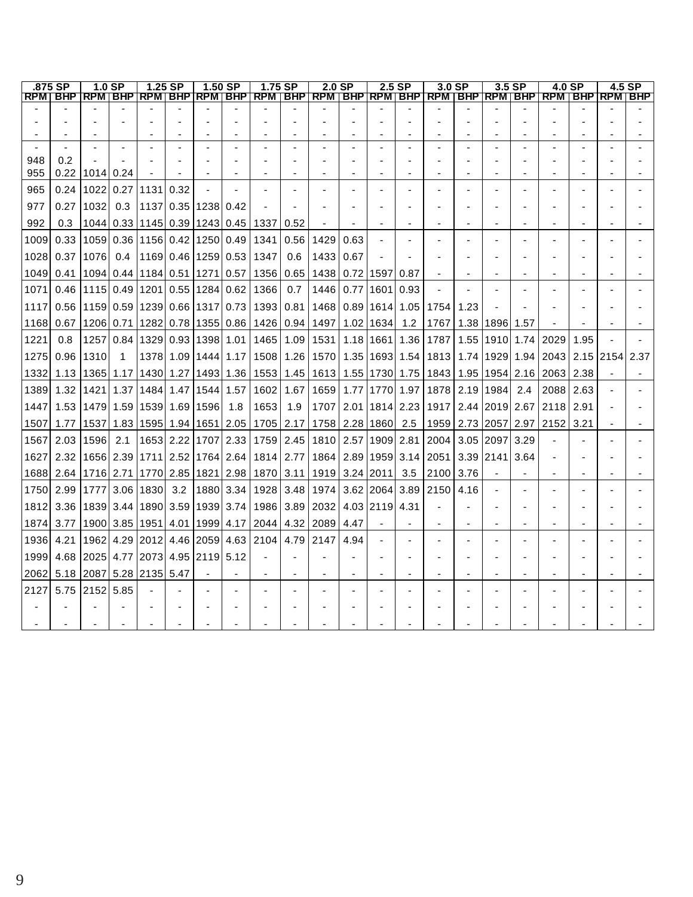| .875 SP | | 1.0 SP | | 1.25 SP | | 1.50 SP | | 1.75 SP | | 2.0 SP | | 2.5 SP | | 3.0 SP | | 3.5 SP | | 4.0 SP | | 4.5 SP | |
|---|---|---|---|---|---|---|---|---|---|---|---|---|---|---|---|---|---|---|---|---|---|
| RPM | BHP | RPM | BHP | RPM | BHP | RPM | BHP | RPM | BHP | RPM | BHP | RPM | BHP | RPM | BHP | RPM | BHP | RPM | BHP | RPM | BHP |
| - | - | - | - | - | - | - | - | - | - | - | - | - | - | - | - | - | - | - | - | - | - |
| - | - | - | - | - | - | - | - | - | - | - | - | - | - | - | - | - | - | - | - | - | - |
| - | - | - | | - | - | - | - | - | - | - | - | - | - | - | - | - | - | - | - | - | - |
| - | - | - | - | - | - | - | - | - | - | - | - | - | - | - | - | - | - | - | - | - | - |
| 948 | 0.2 | - | - | - | - | - | - | - | - | - | - | - | - | - | - | - | - | - | - | - | - |
| 955 | 0.22 | 1014 | 0.24 | - | - | - | - | - | - | - | - | - | - | - | - | - | - | - | - | - | - |
| 965 | 0.24 | 1022 | 0.27 | 1131 | 0.32 | - | - | - | - | - | - | - | - | - | - | - | - | - | - | - | - |
| 977 | 0.27 | 1032 | 0.3 | 1137 | 0.35 | 1238 | 0.42 | - | - | - | - | - | - | - | - | - | - | - | - | - | - |
| 992 | 0.3 | 1044 | 0.33 | 1145 | 0.39 | 1243 | 0.45 | 1337 | 0.52 | - | - | - | - | - | - | - | - | - | - | - | - |
| 1009 | 0.33 | 1059 | 0.36 | 1156 | 0.42 | 1250 | 0.49 | 1341 | 0.56 | 1429 | 0.63 | - | - | - | - | - | - | - | - | - | - |
| 1028 | 0.37 | 1076 | 0.4 | 1169 | 0.46 | 1259 | 0.53 | 1347 | 0.6 | 1433 | 0.67 | - | - | - | - | - | - | - | - | - | - |
| 1049 | 0.41 | 1094 | 0.44 | 1184 | 0.51 | 1271 | 0.57 | 1356 | 0.65 | 1438 | 0.72 | 1597 | 0.87 | - | - | - | - | - | - | - | - |
| 1071 | 0.46 | 1115 | 0.49 | 1201 | 0.55 | 1284 | 0.62 | 1366 | 0.7 | 1446 | 0.77 | 1601 | 0.93 | - | - | - | - | - | - | - | - |
| 1117 | 0.56 | 1159 | 0.59 | 1239 | 0.66 | 1317 | 0.73 | 1393 | 0.81 | 1468 | 0.89 | 1614 | 1.05 | 1754 | 1.23 | - | - | - | - | - | - |
| 1168 | 0.67 | 1206 | 0.71 | 1282 | 0.78 | 1355 | 0.86 | 1426 | 0.94 | 1497 | 1.02 | 1634 | 1.2 | 1767 | 1.38 | 1896 | 1.57 | - | - | - | - |
| 1221 | 0.8 | 1257 | 0.84 | 1329 | 0.93 | 1398 | 1.01 | 1465 | 1.09 | 1531 | 1.18 | 1661 | 1.36 | 1787 | 1.55 | 1910 | 1.74 | 2029 | 1.95 | - | - |
| 1275 | 0.96 | 1310 | 1 | 1378 | 1.09 | 1444 | 1.17 | 1508 | 1.26 | 1570 | 1.35 | 1693 | 1.54 | 1813 | 1.74 | 1929 | 1.94 | 2043 | 2.15 | 2154 | 2.37 |
| 1332 | 1.13 | 1365 | 1.17 | 1430 | 1.27 | 1493 | 1.36 | 1553 | 1.45 | 1613 | 1.55 | 1730 | 1.75 | 1843 | 1.95 | 1954 | 2.16 | 2063 | 2.38 | - | - |
| 1389 | 1.32 | 1421 | 1.37 | 1484 | 1.47 | 1544 | 1.57 | 1602 | 1.67 | 1659 | 1.77 | 1770 | 1.97 | 1878 | 2.19 | 1984 | 2.4 | 2088 | 2.63 | - | - |
| 1447 | 1.53 | 1479 | 1.59 | 1539 | 1.69 | 1596 | 1.8 | 1653 | 1.9 | 1707 | 2.01 | 1814 | 2.23 | 1917 | 2.44 | 2019 | 2.67 | 2118 | 2.91 | - | - |
| 1507 | 1.77 | 1537 | 1.83 | 1595 | 1.94 | 1651 | 2.05 | 1705 | 2.17 | 1758 | 2.28 | 1860 | 2.5 | 1959 | 2.73 | 2057 | 2.97 | 2152 | 3.21 | - | - |
| 1567 | 2.03 | 1596 | 2.1 | 1653 | 2.22 | 1707 | 2.33 | 1759 | 2.45 | 1810 | 2.57 | 1909 | 2.81 | 2004 | 3.05 | 2097 | 3.29 | - | - | - | - |
| 1627 | 2.32 | 1656 | 2.39 | 1711 | 2.52 | 1764 | 2.64 | 1814 | 2.77 | 1864 | 2.89 | 1959 | 3.14 | 2051 | 3.39 | 2141 | 3.64 | - | - | - | - |
| 1688 | 2.64 | 1716 | 2.71 | 1770 | 2.85 | 1821 | 2.98 | 1870 | 3.11 | 1919 | 3.24 | 2011 | 3.5 | 2100 | 3.76 | - | - | - | - | - | - |
| 1750 | 2.99 | 1777 | 3.06 | 1830 | 3.2 | 1880 | 3.34 | 1928 | 3.48 | 1974 | 3.62 | 2064 | 3.89 | 2150 | 4.16 | - | - | - | - | - | - |
| 1812 | 3.36 | 1839 | 3.44 | 1890 | 3.59 | 1939 | 3.74 | 1986 | 3.89 | 2032 | 4.03 | 2119 | 4.31 | - | - | - | - | - | - | - | - |
| 1874 | 3.77 | 1900 | 3.85 | 1951 | 4.01 | 1999 | 4.17 | 2044 | 4.32 | 2089 | 4.47 | - | - | - | - | - | - | - | - | - | - |
| 1936 | 4.21 | 1962 | 4.29 | 2012 | 4.46 | 2059 | 4.63 | 2104 | 4.79 | 2147 | 4.94 | - | - | - | - | - | - | - | - | - | - |
| 1999 | 4.68 | 2025 | 4.77 | 2073 | 4.95 | 2119 | 5.12 | - | - | - | - | - | - | - | - | - | - | - | - | - | - |
| 2062 | 5.18 | 2087 | 5.28 | 2135 | 5.47 | - | - | - | - | - | - | - | - | - | - | - | - | - | - | - | - |
| 2127 | 5.75 | 2152 | 5.85 | - | - | - | - | - | - | - | - | - | - | - | - | - | - | - | - | - | - |
| - | - | - | - | - | - | - | - | - | - | - | - | - | - | - | - | - | - | - | - | - | - |
| - | - | - | - | - | - | - | - | - | - | - | - | - | - | - | - | - | - | - | - | - | - |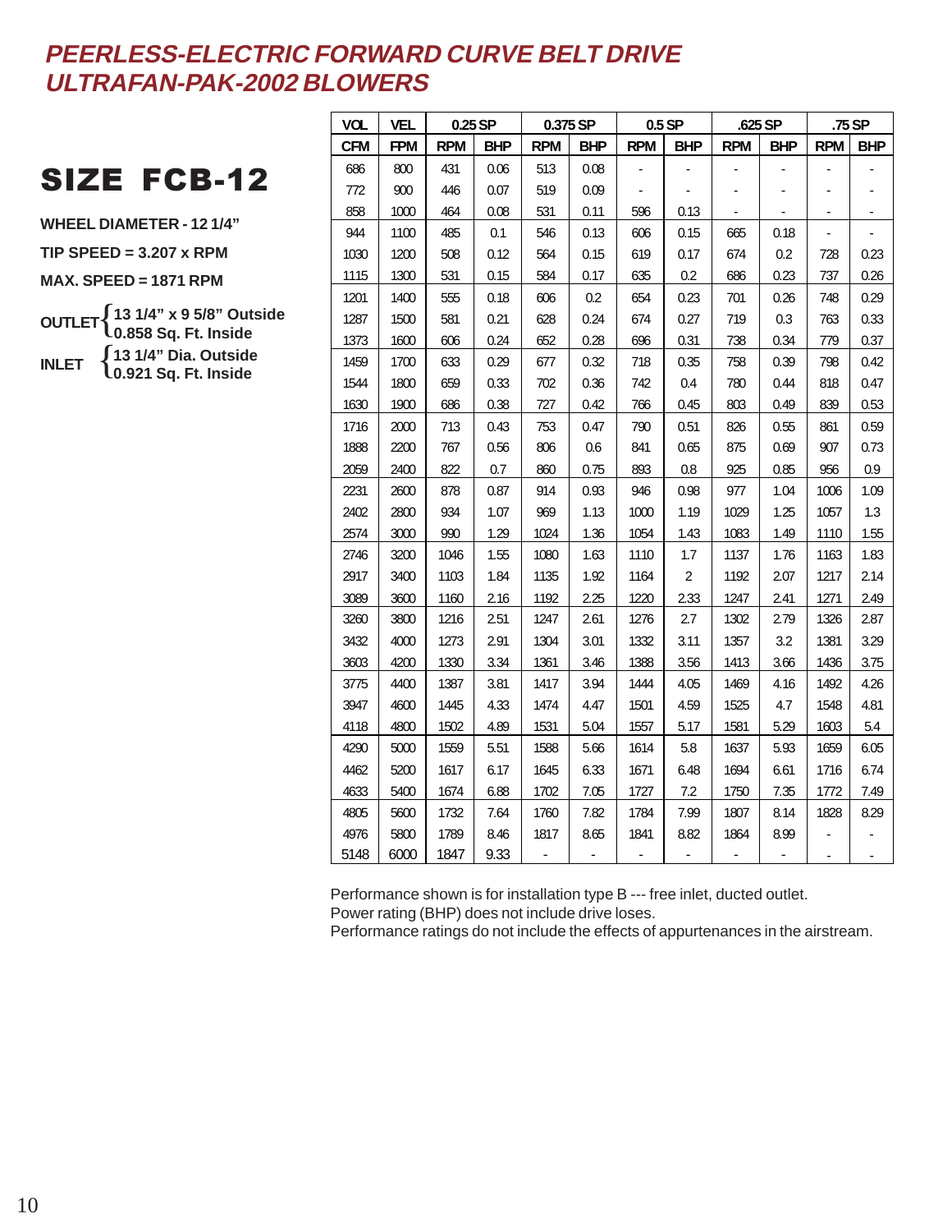# *PEERLESS-ELECTRIC FORWARD CURVE BELT DRIVE ULTRAFAN-PAK-2002 BLOWERS*

## SIZE FCB-12

**WHEEL DIAMETER - 12 1/4"**

**TIP SPEED = 3.207 x RPM**

**MAX. SPEED = 1871 RPM**

**OUTLET** { **13 1/4" x 9 5/8" Outside**, **0.858 Sq. Ft. Inside** }

**INLET** { **13 1/4" Dia. Outside**, **0.921 Sq. Ft. Inside** }

| VOL | VEL | 0.25 SP | | 0.375 SP | | 0.5 SP | | .625 SP | | .75 SP | |
|---|---|---|---|---|---|---|---|---|---|---|---|
| CFM | FPM | RPM | BHP | RPM | BHP | RPM | BHP | RPM | BHP | RPM | BHP |
| 686 | 800 | 431 | 0.06 | 513 | 0.08 | - | - | - | - | - | - |
| 772 | 900 | 446 | 0.07 | 519 | 0.09 | - | - | - | - | - | - |
| 858 | 1000 | 464 | 0.08 | 531 | 0.11 | 596 | 0.13 | - | - | - | - |
| 944 | 1100 | 485 | 0.1 | 546 | 0.13 | 606 | 0.15 | 665 | 0.18 | - | - |
| 1030 | 1200 | 508 | 0.12 | 564 | 0.15 | 619 | 0.17 | 674 | 0.2 | 728 | 0.23 |
| 1115 | 1300 | 531 | 0.15 | 584 | 0.17 | 635 | 0.2 | 686 | 0.23 | 737 | 0.26 |
| 1201 | 1400 | 555 | 0.18 | 606 | 0.2 | 654 | 0.23 | 701 | 0.26 | 748 | 0.29 |
| 1287 | 1500 | 581 | 0.21 | 628 | 0.24 | 674 | 0.27 | 719 | 0.3 | 763 | 0.33 |
| 1373 | 1600 | 606 | 0.24 | 652 | 0.28 | 696 | 0.31 | 738 | 0.34 | 779 | 0.37 |
| 1459 | 1700 | 633 | 0.29 | 677 | 0.32 | 718 | 0.35 | 758 | 0.39 | 798 | 0.42 |
| 1544 | 1800 | 659 | 0.33 | 702 | 0.36 | 742 | 0.4 | 780 | 0.44 | 818 | 0.47 |
| 1630 | 1900 | 686 | 0.38 | 727 | 0.42 | 766 | 0.45 | 803 | 0.49 | 839 | 0.53 |
| 1716 | 2000 | 713 | 0.43 | 753 | 0.47 | 790 | 0.51 | 826 | 0.55 | 861 | 0.59 |
| 1888 | 2200 | 767 | 0.56 | 806 | 0.6 | 841 | 0.65 | 875 | 0.69 | 907 | 0.73 |
| 2059 | 2400 | 822 | 0.7 | 860 | 0.75 | 893 | 0.8 | 925 | 0.85 | 956 | 0.9 |
| 2231 | 2600 | 878 | 0.87 | 914 | 0.93 | 946 | 0.98 | 977 | 1.04 | 1006 | 1.09 |
| 2402 | 2800 | 934 | 1.07 | 969 | 1.13 | 1000 | 1.19 | 1029 | 1.25 | 1057 | 1.3 |
| 2574 | 3000 | 990 | 1.29 | 1024 | 1.36 | 1054 | 1.43 | 1083 | 1.49 | 1110 | 1.55 |
| 2746 | 3200 | 1046 | 1.55 | 1080 | 1.63 | 1110 | 1.7 | 1137 | 1.76 | 1163 | 1.83 |
| 2917 | 3400 | 1103 | 1.84 | 1135 | 1.92 | 1164 | 2 | 1192 | 2.07 | 1217 | 2.14 |
| 3089 | 3600 | 1160 | 2.16 | 1192 | 2.25 | 1220 | 2.33 | 1247 | 2.41 | 1271 | 2.49 |
| 3260 | 3800 | 1216 | 2.51 | 1247 | 2.61 | 1276 | 2.7 | 1302 | 2.79 | 1326 | 2.87 |
| 3432 | 4000 | 1273 | 2.91 | 1304 | 3.01 | 1332 | 3.11 | 1357 | 3.2 | 1381 | 3.29 |
| 3603 | 4200 | 1330 | 3.34 | 1361 | 3.46 | 1388 | 3.56 | 1413 | 3.66 | 1436 | 3.75 |
| 3775 | 4400 | 1387 | 3.81 | 1417 | 3.94 | 1444 | 4.05 | 1469 | 4.16 | 1492 | 4.26 |
| 3947 | 4600 | 1445 | 4.33 | 1474 | 4.47 | 1501 | 4.59 | 1525 | 4.7 | 1548 | 4.81 |
| 4118 | 4800 | 1502 | 4.89 | 1531 | 5.04 | 1557 | 5.17 | 1581 | 5.29 | 1603 | 5.4 |
| 4290 | 5000 | 1559 | 5.51 | 1588 | 5.66 | 1614 | 5.8 | 1637 | 5.93 | 1659 | 6.05 |
| 4462 | 5200 | 1617 | 6.17 | 1645 | 6.33 | 1671 | 6.48 | 1694 | 6.61 | 1716 | 6.74 |
| 4633 | 5400 | 1674 | 6.88 | 1702 | 7.05 | 1727 | 7.2 | 1750 | 7.35 | 1772 | 7.49 |
| 4805 | 5600 | 1732 | 7.64 | 1760 | 7.82 | 1784 | 7.99 | 1807 | 8.14 | 1828 | 8.29 |
| 4976 | 5800 | 1789 | 8.46 | 1817 | 8.65 | 1841 | 8.82 | 1864 | 8.99 | - | - |
| 5148 | 6000 | 1847 | 9.33 | - | - | - | - | - | - | - | - |

Performance shown is for installation type B --- free inlet, ducted outlet.
Power rating (BHP) does not include drive loses.
Performance ratings do not include the effects of appurtenances in the airstream.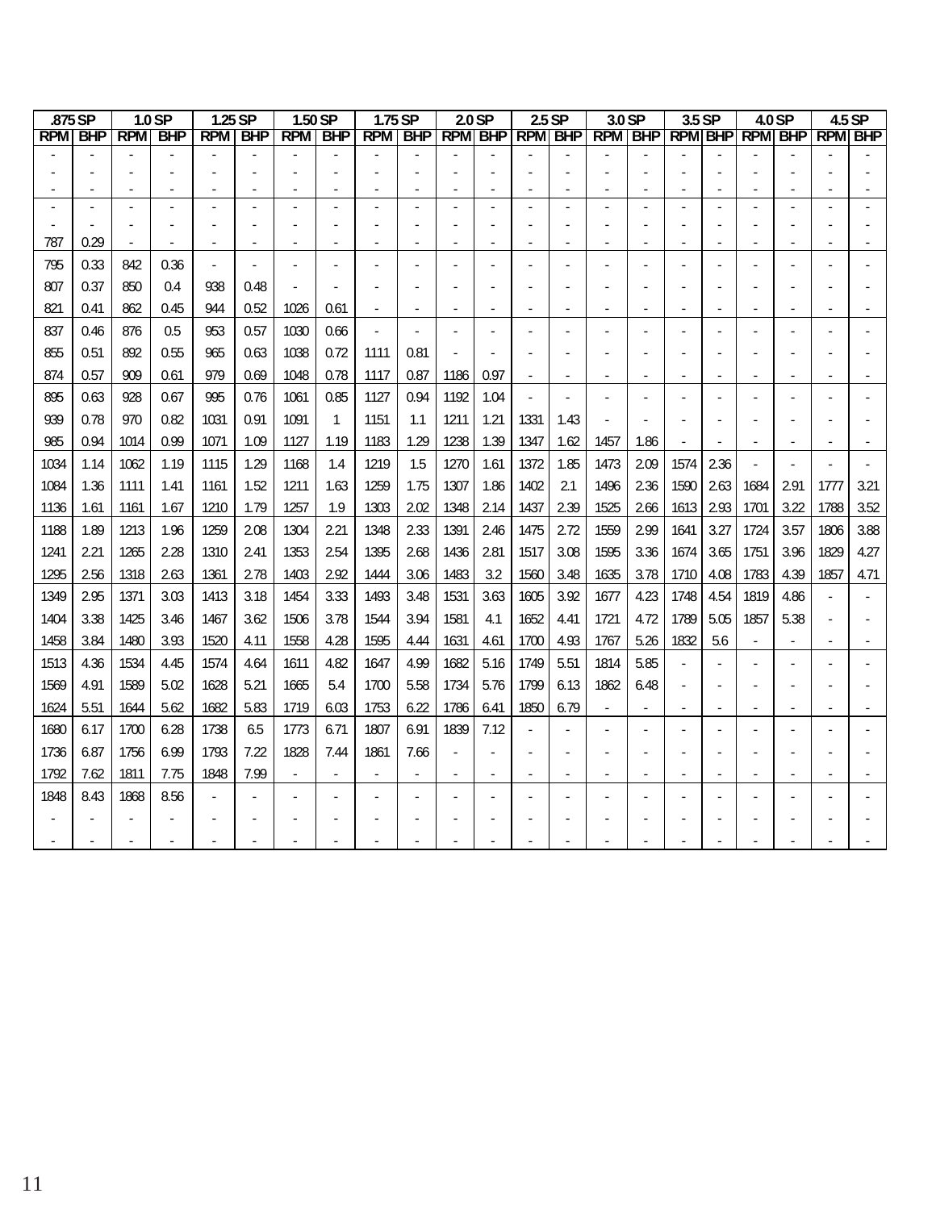| .875 SP | | 1.0 SP | | 1.25 SP | | 1.50 SP | | 1.75 SP | | 2.0 SP | | 2.5 SP | | 3.0 SP | | 3.5 SP | | 4.0 SP | | 4.5 SP | |
|---|---|---|---|---|---|---|---|---|---|---|---|---|---|---|---|---|---|---|---|---|---|
| RPM | BHP | RPM | BHP | RPM | BHP | RPM | BHP | RPM | BHP | RPM | BHP | RPM | BHP | RPM | BHP | RPM | BHP | RPM | BHP | RPM | BHP |
| - | - | - | - | - | - | - | - | - | - | - | - | - | - | - | - | - | - | - | - | - | - |
| - | - | - | - | - | - | - | - | - | - | - | - | - | - | - | - | - | - | - | - | - | - |
| - | - | - | - | - | - | - | - | - | - | - | - | - | - | - | - | - | - | - | - | - | - |
| - | - | - | - | - | - | - | - | - | - | - | - | - | - | - | - | - | - | - | - | - | - |
| - | - | - | - | - | - | - | - | - | - | - | - | - | - | - | - | - | - | - | - | - | - |
| 787 | 0.29 | - | - | - | - | - | - | - | - | - | - | - | - | - | - | - | - | - | - | - | - |
| 795 | 0.33 | 842 | 0.36 | - | - | - | - | - | - | - | - | - | - | - | - | - | - | - | - | - | - |
| 807 | 0.37 | 850 | 0.4 | 938 | 0.48 | - | - | - | - | - | - | - | - | - | - | - | - | - | - | - | - |
| 821 | 0.41 | 862 | 0.45 | 944 | 0.52 | 1026 | 0.61 | - | - | - | - | - | - | - | - | - | - | - | - | - | - |
| 837 | 0.46 | 876 | 0.5 | 953 | 0.57 | 1030 | 0.66 | - | - | - | - | - | - | - | - | - | - | - | - | - | - |
| 855 | 0.51 | 892 | 0.55 | 965 | 0.63 | 1038 | 0.72 | 1111 | 0.81 | - | - | - | - | - | - | - | - | - | - | - | - |
| 874 | 0.57 | 909 | 0.61 | 979 | 0.69 | 1048 | 0.78 | 1117 | 0.87 | 1186 | 0.97 | - | - | - | - | - | - | - | - | - | - |
| 895 | 0.63 | 928 | 0.67 | 995 | 0.76 | 1061 | 0.85 | 1127 | 0.94 | 1192 | 1.04 | - | - | - | - | - | - | - | - | - | - |
| 939 | 0.78 | 970 | 0.82 | 1031 | 0.91 | 1091 | 1 | 1151 | 1.1 | 1211 | 1.21 | 1331 | 1.43 | - | - | - | - | - | - | - | - |
| 985 | 0.94 | 1014 | 0.99 | 1071 | 1.09 | 1127 | 1.19 | 1183 | 1.29 | 1238 | 1.39 | 1347 | 1.62 | 1457 | 1.86 | - | - | - | - | - | - |
| 1034 | 1.14 | 1062 | 1.19 | 1115 | 1.29 | 1168 | 1.4 | 1219 | 1.5 | 1270 | 1.61 | 1372 | 1.85 | 1473 | 2.09 | 1574 | 2.36 | - | - | - | - |
| 1084 | 1.36 | 1111 | 1.41 | 1161 | 1.52 | 1211 | 1.63 | 1259 | 1.75 | 1307 | 1.86 | 1402 | 2.1 | 1496 | 2.36 | 1590 | 2.63 | 1684 | 2.91 | 1777 | 3.21 |
| 1136 | 1.61 | 1161 | 1.67 | 1210 | 1.79 | 1257 | 1.9 | 1303 | 2.02 | 1348 | 2.14 | 1437 | 2.39 | 1525 | 2.66 | 1613 | 2.93 | 1701 | 3.22 | 1788 | 3.52 |
| 1188 | 1.89 | 1213 | 1.96 | 1259 | 2.08 | 1304 | 2.21 | 1348 | 2.33 | 1391 | 2.46 | 1475 | 2.72 | 1559 | 2.99 | 1641 | 3.27 | 1724 | 3.57 | 1806 | 3.88 |
| 1241 | 2.21 | 1265 | 2.28 | 1310 | 2.41 | 1353 | 2.54 | 1395 | 2.68 | 1436 | 2.81 | 1517 | 3.08 | 1595 | 3.36 | 1674 | 3.65 | 1751 | 3.96 | 1829 | 4.27 |
| 1295 | 2.56 | 1318 | 2.63 | 1361 | 2.78 | 1403 | 2.92 | 1444 | 3.06 | 1483 | 3.2 | 1560 | 3.48 | 1635 | 3.78 | 1710 | 4.08 | 1783 | 4.39 | 1857 | 4.71 |
| 1349 | 2.95 | 1371 | 3.03 | 1413 | 3.18 | 1454 | 3.33 | 1493 | 3.48 | 1531 | 3.63 | 1605 | 3.92 | 1677 | 4.23 | 1748 | 4.54 | 1819 | 4.86 | - | - |
| 1404 | 3.38 | 1425 | 3.46 | 1467 | 3.62 | 1506 | 3.78 | 1544 | 3.94 | 1581 | 4.1 | 1652 | 4.41 | 1721 | 4.72 | 1789 | 5.05 | 1857 | 5.38 | - | - |
| 1458 | 3.84 | 1480 | 3.93 | 1520 | 4.11 | 1558 | 4.28 | 1595 | 4.44 | 1631 | 4.61 | 1700 | 4.93 | 1767 | 5.26 | 1832 | 5.6 | - | - | - | - |
| 1513 | 4.36 | 1534 | 4.45 | 1574 | 4.64 | 1611 | 4.82 | 1647 | 4.99 | 1682 | 5.16 | 1749 | 5.51 | 1814 | 5.85 | - | - | - | - | - | - |
| 1569 | 4.91 | 1589 | 5.02 | 1628 | 5.21 | 1665 | 5.4 | 1700 | 5.58 | 1734 | 5.76 | 1799 | 6.13 | 1862 | 6.48 | - | - | - | - | - | - |
| 1624 | 5.51 | 1644 | 5.62 | 1682 | 5.83 | 1719 | 6.03 | 1753 | 6.22 | 1786 | 6.41 | 1850 | 6.79 | - | - | - | - | - | - | - | - |
| 1680 | 6.17 | 1700 | 6.28 | 1738 | 6.5 | 1773 | 6.71 | 1807 | 6.91 | 1839 | 7.12 | - | - | - | - | - | - | - | - | - | - |
| 1736 | 6.87 | 1756 | 6.99 | 1793 | 7.22 | 1828 | 7.44 | 1861 | 7.66 | - | - | - | - | - | - | - | - | - | - | - | - |
| 1792 | 7.62 | 1811 | 7.75 | 1848 | 7.99 | - | - | - | - | - | - | - | - | - | - | - | - | - | - | - | - |
| 1848 | 8.43 | 1868 | 8.56 | - | - | - | - | - | - | - | - | - | - | - | - | - | - | - | - | - | - |
| - | - | - | - | - | - | - | - | - | - | - | - | - | - | - | - | - | - | - | - | - | - |
| - | - | - | - | - | - | - | - | - | - | - | - | - | - | - | - | - | - | - | - | - | - |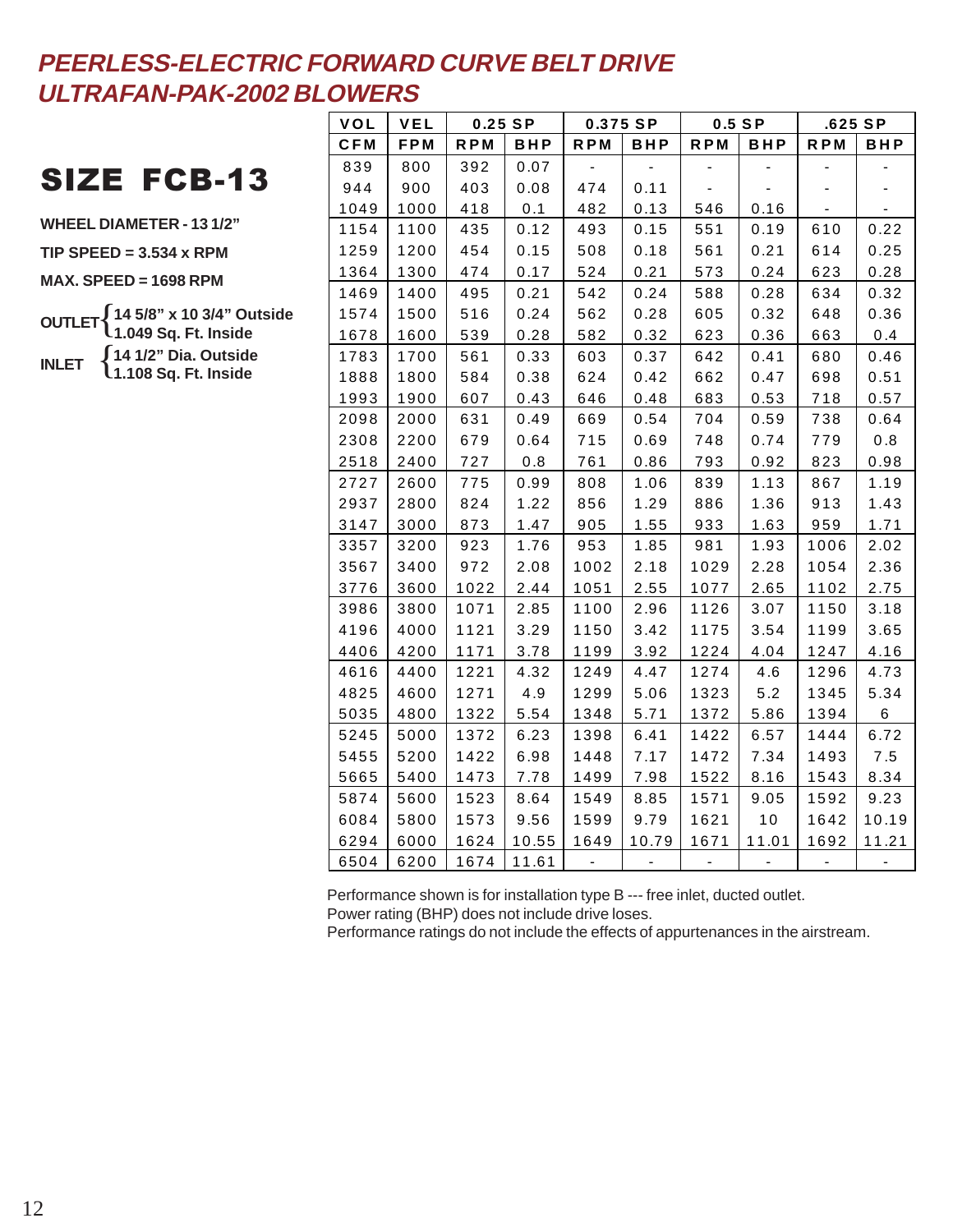# PEERLESS-ELECTRIC FORWARD CURVE BELT DRIVE ULTRAFAN-PAK-2002 BLOWERS

## SIZE FCB-13

**WHEEL DIAMETER - 13 1/2"**

**TIP SPEED = 3.534 x RPM**

**MAX. SPEED = 1698 RPM**

**OUTLET** { **14 5/8" x 10 3/4" Outside**, **1.049 Sq. Ft. Inside** }

**INLET** { **14 1/2" Dia. Outside**, **1.108 Sq. Ft. Inside** }

| VOL | VEL | 0.25 SP | | 0.375 SP | | 0.5 SP | | .625 SP | |
|---|---|---|---|---|---|---|---|---|---|
| CFM | FPM | RPM | BHP | RPM | BHP | RPM | BHP | RPM | BHP |
| 839 | 800 | 392 | 0.07 | - | - | - | - | - | - |
| 944 | 900 | 403 | 0.08 | 474 | 0.11 | - | - | - | - |
| 1049 | 1000 | 418 | 0.1 | 482 | 0.13 | 546 | 0.16 | - | - |
| 1154 | 1100 | 435 | 0.12 | 493 | 0.15 | 551 | 0.19 | 610 | 0.22 |
| 1259 | 1200 | 454 | 0.15 | 508 | 0.18 | 561 | 0.21 | 614 | 0.25 |
| 1364 | 1300 | 474 | 0.17 | 524 | 0.21 | 573 | 0.24 | 623 | 0.28 |
| 1469 | 1400 | 495 | 0.21 | 542 | 0.24 | 588 | 0.28 | 634 | 0.32 |
| 1574 | 1500 | 516 | 0.24 | 562 | 0.28 | 605 | 0.32 | 648 | 0.36 |
| 1678 | 1600 | 539 | 0.28 | 582 | 0.32 | 623 | 0.36 | 663 | 0.4 |
| 1783 | 1700 | 561 | 0.33 | 603 | 0.37 | 642 | 0.41 | 680 | 0.46 |
| 1888 | 1800 | 584 | 0.38 | 624 | 0.42 | 662 | 0.47 | 698 | 0.51 |
| 1993 | 1900 | 607 | 0.43 | 646 | 0.48 | 683 | 0.53 | 718 | 0.57 |
| 2098 | 2000 | 631 | 0.49 | 669 | 0.54 | 704 | 0.59 | 738 | 0.64 |
| 2308 | 2200 | 679 | 0.64 | 715 | 0.69 | 748 | 0.74 | 779 | 0.8 |
| 2518 | 2400 | 727 | 0.8 | 761 | 0.86 | 793 | 0.92 | 823 | 0.98 |
| 2727 | 2600 | 775 | 0.99 | 808 | 1.06 | 839 | 1.13 | 867 | 1.19 |
| 2937 | 2800 | 824 | 1.22 | 856 | 1.29 | 886 | 1.36 | 913 | 1.43 |
| 3147 | 3000 | 873 | 1.47 | 905 | 1.55 | 933 | 1.63 | 959 | 1.71 |
| 3357 | 3200 | 923 | 1.76 | 953 | 1.85 | 981 | 1.93 | 1006 | 2.02 |
| 3567 | 3400 | 972 | 2.08 | 1002 | 2.18 | 1029 | 2.28 | 1054 | 2.36 |
| 3776 | 3600 | 1022 | 2.44 | 1051 | 2.55 | 1077 | 2.65 | 1102 | 2.75 |
| 3986 | 3800 | 1071 | 2.85 | 1100 | 2.96 | 1126 | 3.07 | 1150 | 3.18 |
| 4196 | 4000 | 1121 | 3.29 | 1150 | 3.42 | 1175 | 3.54 | 1199 | 3.65 |
| 4406 | 4200 | 1171 | 3.78 | 1199 | 3.92 | 1224 | 4.04 | 1247 | 4.16 |
| 4616 | 4400 | 1221 | 4.32 | 1249 | 4.47 | 1274 | 4.6 | 1296 | 4.73 |
| 4825 | 4600 | 1271 | 4.9 | 1299 | 5.06 | 1323 | 5.2 | 1345 | 5.34 |
| 5035 | 4800 | 1322 | 5.54 | 1348 | 5.71 | 1372 | 5.86 | 1394 | 6 |
| 5245 | 5000 | 1372 | 6.23 | 1398 | 6.41 | 1422 | 6.57 | 1444 | 6.72 |
| 5455 | 5200 | 1422 | 6.98 | 1448 | 7.17 | 1472 | 7.34 | 1493 | 7.5 |
| 5665 | 5400 | 1473 | 7.78 | 1499 | 7.98 | 1522 | 8.16 | 1543 | 8.34 |
| 5874 | 5600 | 1523 | 8.64 | 1549 | 8.85 | 1571 | 9.05 | 1592 | 9.23 |
| 6084 | 5800 | 1573 | 9.56 | 1599 | 9.79 | 1621 | 10 | 1642 | 10.19 |
| 6294 | 6000 | 1624 | 10.55 | 1649 | 10.79 | 1671 | 11.01 | 1692 | 11.21 |
| 6504 | 6200 | 1674 | 11.61 | - | - | - | - | - | - |

Performance shown is for installation type B --- free inlet, ducted outlet.
Power rating (BHP) does not include drive loses.
Performance ratings do not include the effects of appurtenances in the airstream.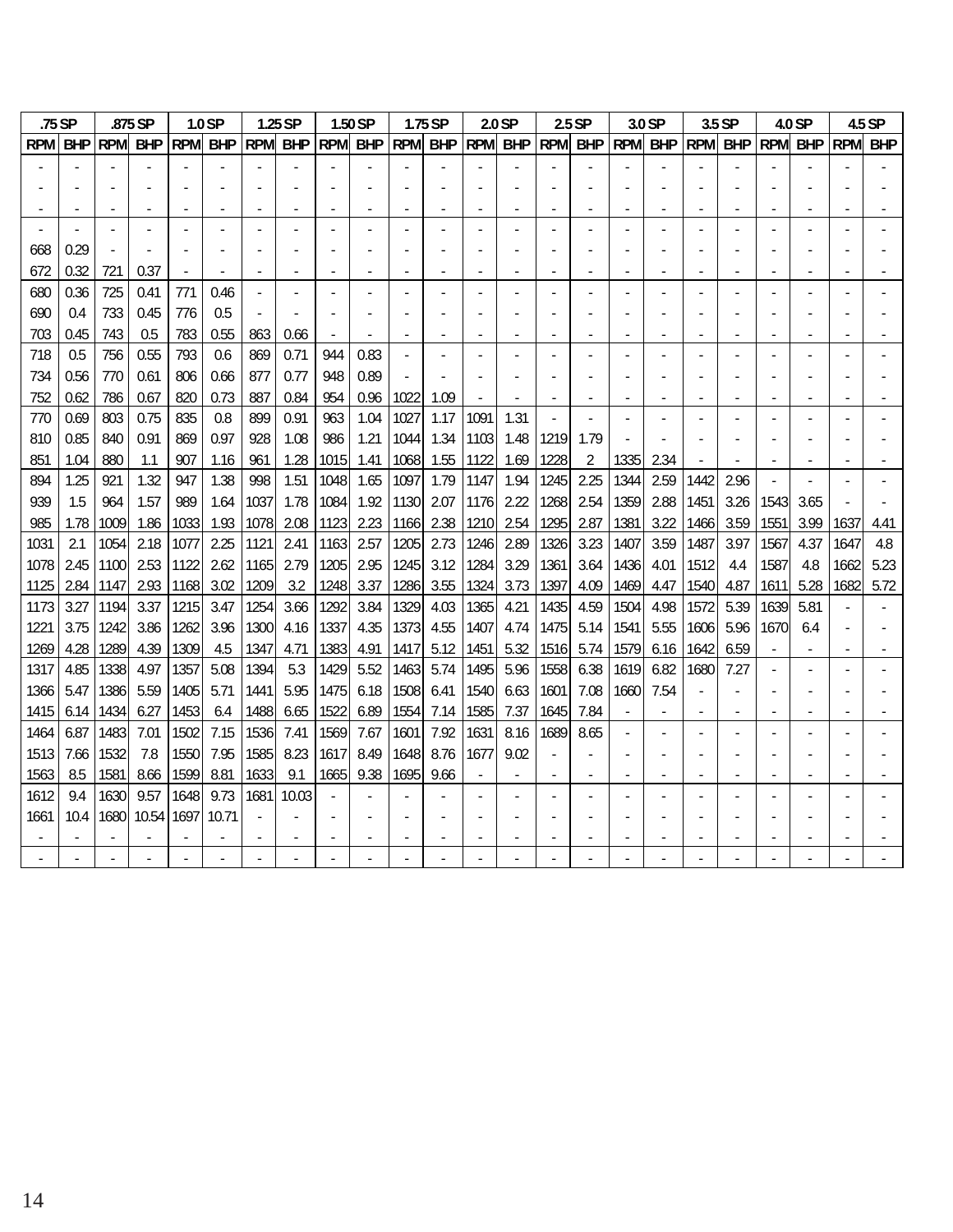| .75 SP | | .875 SP | | 1.0 SP | | 1.25 SP | | 1.50 SP | | 1.75 SP | | 2.0 SP | | 2.5 SP | | 3.0 SP | | 3.5 SP | | 4.0 SP | | 4.5 SP | |
|---|---|---|---|---|---|---|---|---|---|---|---|---|---|---|---|---|---|---|---|---|---|---|---|
| RPM | BHP | RPM | BHP | RPM | BHP | RPM | BHP | RPM | BHP | RPM | BHP | RPM | BHP | RPM | BHP | RPM | BHP | RPM | BHP | RPM | BHP | RPM | BHP |
| - | - | - | - | - | - | - | - | - | - | - | - | - | - | - | - | - | - | - | - | - | - | - | - |
| - | - | - | - | - | - | - | - | - | - | - | - | - | - | - | - | - | - | - | - | - | - | - | - |
| - | - | - | - | - | - | - | - | - | - | - | - | - | - | - | - | - | - | - | - | - | - | - | - |
| - | - | - | - | - | - | - | - | - | - | - | - | - | - | - | - | - | - | - | - | - | - | - | - |
| 668 | 0.29 | - | - | - | - | - | - | - | - | - | - | - | - | - | - | - | - | - | - | - | - | - | - |
| 672 | 0.32 | 721 | 0.37 | - | - | - | - | - | - | - | - | - | - | - | - | - | - | - | - | - | - | - | - |
| 680 | 0.36 | 725 | 0.41 | 771 | 0.46 | - | - | - | - | - | - | - | - | - | - | - | - | - | - | - | - | - | - |
| 690 | 0.4 | 733 | 0.45 | 776 | 0.5 | - | - | - | - | - | - | - | - | - | - | - | - | - | - | - | - | - | - |
| 703 | 0.45 | 743 | 0.5 | 783 | 0.55 | 863 | 0.66 | - | - | - | - | - | - | - | - | - | - | - | - | - | - | - | - |
| 718 | 0.5 | 756 | 0.55 | 793 | 0.6 | 869 | 0.71 | 944 | 0.83 | - | - | - | - | - | - | - | - | - | - | - | - | - | - |
| 734 | 0.56 | 770 | 0.61 | 806 | 0.66 | 877 | 0.77 | 948 | 0.89 | - | - | - | - | - | - | - | - | - | - | - | - | - | - |
| 752 | 0.62 | 786 | 0.67 | 820 | 0.73 | 887 | 0.84 | 954 | 0.96 | 1022 | 1.09 | - | - | - | - | - | - | - | - | - | - | - | - |
| 770 | 0.69 | 803 | 0.75 | 835 | 0.8 | 899 | 0.91 | 963 | 1.04 | 1027 | 1.17 | 1091 | 1.31 | - | - | - | - | - | - | - | - | - | - |
| 810 | 0.85 | 840 | 0.91 | 869 | 0.97 | 928 | 1.08 | 986 | 1.21 | 1044 | 1.34 | 1103 | 1.48 | 1219 | 1.79 | - | - | - | - | - | - | - | - |
| 851 | 1.04 | 880 | 1.1 | 907 | 1.16 | 961 | 1.28 | 1015 | 1.41 | 1068 | 1.55 | 1122 | 1.69 | 1228 | 2 | 1335 | 2.34 | - | - | - | - | - | - |
| 894 | 1.25 | 921 | 1.32 | 947 | 1.38 | 998 | 1.51 | 1048 | 1.65 | 1097 | 1.79 | 1147 | 1.94 | 1245 | 2.25 | 1344 | 2.59 | 1442 | 2.96 | - | - | - | - |
| 939 | 1.5 | 964 | 1.57 | 989 | 1.64 | 1037 | 1.78 | 1084 | 1.92 | 1130 | 2.07 | 1176 | 2.22 | 1268 | 2.54 | 1359 | 2.88 | 1451 | 3.26 | 1543 | 3.65 | - | - |
| 985 | 1.78 | 1009 | 1.86 | 1033 | 1.93 | 1078 | 2.08 | 1123 | 2.23 | 1166 | 2.38 | 1210 | 2.54 | 1295 | 2.87 | 1381 | 3.22 | 1466 | 3.59 | 1551 | 3.99 | 1637 | 4.41 |
| 1031 | 2.1 | 1054 | 2.18 | 1077 | 2.25 | 1121 | 2.41 | 1163 | 2.57 | 1205 | 2.73 | 1246 | 2.89 | 1326 | 3.23 | 1407 | 3.59 | 1487 | 3.97 | 1567 | 4.37 | 1647 | 4.8 |
| 1078 | 2.45 | 1100 | 2.53 | 1122 | 2.62 | 1165 | 2.79 | 1205 | 2.95 | 1245 | 3.12 | 1284 | 3.29 | 1361 | 3.64 | 1436 | 4.01 | 1512 | 4.4 | 1587 | 4.8 | 1662 | 5.23 |
| 1125 | 2.84 | 1147 | 2.93 | 1168 | 3.02 | 1209 | 3.2 | 1248 | 3.37 | 1286 | 3.55 | 1324 | 3.73 | 1397 | 4.09 | 1469 | 4.47 | 1540 | 4.87 | 1611 | 5.28 | 1682 | 5.72 |
| 1173 | 3.27 | 1194 | 3.37 | 1215 | 3.47 | 1254 | 3.66 | 1292 | 3.84 | 1329 | 4.03 | 1365 | 4.21 | 1435 | 4.59 | 1504 | 4.98 | 1572 | 5.39 | 1639 | 5.81 | - | - |
| 1221 | 3.75 | 1242 | 3.86 | 1262 | 3.96 | 1300 | 4.16 | 1337 | 4.35 | 1373 | 4.55 | 1407 | 4.74 | 1475 | 5.14 | 1541 | 5.55 | 1606 | 5.96 | 1670 | 6.4 | - | - |
| 1269 | 4.28 | 1289 | 4.39 | 1309 | 4.5 | 1347 | 4.71 | 1383 | 4.91 | 1417 | 5.12 | 1451 | 5.32 | 1516 | 5.74 | 1579 | 6.16 | 1642 | 6.59 | - | - | - | - |
| 1317 | 4.85 | 1338 | 4.97 | 1357 | 5.08 | 1394 | 5.3 | 1429 | 5.52 | 1463 | 5.74 | 1495 | 5.96 | 1558 | 6.38 | 1619 | 6.82 | 1680 | 7.27 | - | - | - | - |
| 1366 | 5.47 | 1386 | 5.59 | 1405 | 5.71 | 1441 | 5.95 | 1475 | 6.18 | 1508 | 6.41 | 1540 | 6.63 | 1601 | 7.08 | 1660 | 7.54 | - | - | - | - | - | - |
| 1415 | 6.14 | 1434 | 6.27 | 1453 | 6.4 | 1488 | 6.65 | 1522 | 6.89 | 1554 | 7.14 | 1585 | 7.37 | 1645 | 7.84 | - | - | - | - | - | - | - | - |
| 1464 | 6.87 | 1483 | 7.01 | 1502 | 7.15 | 1536 | 7.41 | 1569 | 7.67 | 1601 | 7.92 | 1631 | 8.16 | 1689 | 8.65 | - | - | - | - | - | - | - | - |
| 1513 | 7.66 | 1532 | 7.8 | 1550 | 7.95 | 1585 | 8.23 | 1617 | 8.49 | 1648 | 8.76 | 1677 | 9.02 | - | - | - | - | - | - | - | - | - | - |
| 1563 | 8.5 | 1581 | 8.66 | 1599 | 8.81 | 1633 | 9.1 | 1665 | 9.38 | 1695 | 9.66 | - | - | - | - | - | - | - | - | - | - | - | - |
| 1612 | 9.4 | 1630 | 9.57 | 1648 | 9.73 | 1681 | 10.03 | - | - | - | - | - | - | - | - | - | - | - | - | - | - | - | - |
| 1661 | 10.4 | 1680 | 10.54 | 1697 | 10.71 | - | - | - | - | - | - | - | - | - | - | - | - | - | - | - | - | - | - |
| - | - | - | - | - | - | - | - | - | - | - | - | - | - | - | - | - | - | - | - | - | - | - | - |
| - | - | - | - | - | - | - | - | - | - | - | - | - | - | - | - | - | - | - | - | - | - | - | - |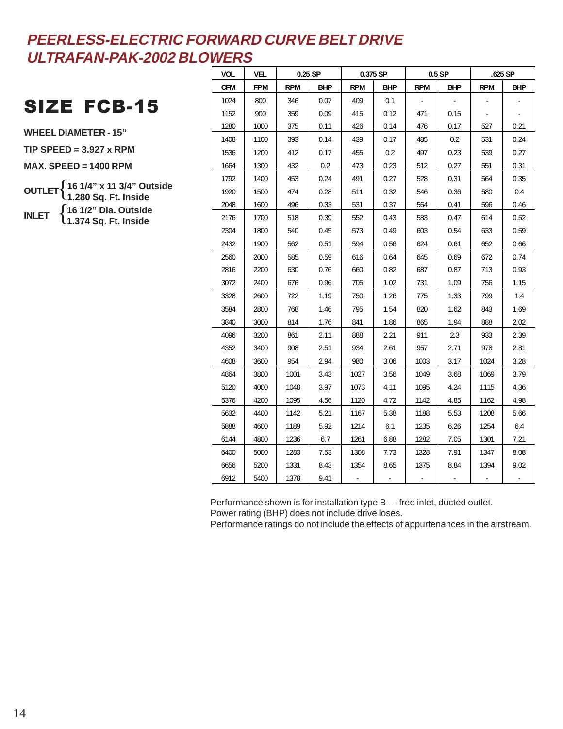# PEERLESS-ELECTRIC FORWARD CURVE BELT DRIVE ULTRAFAN-PAK-2002 BLOWERS

## SIZE FCB-15

**WHEEL DIAMETER - 15"**

**TIP SPEED = 3.927 x RPM**

**MAX. SPEED = 1400 RPM**

**OUTLET** { **16 1/4" x 11 3/4" Outside**, **1.280 Sq. Ft. Inside** }

**INLET** { **16 1/2" Dia. Outside**, **1.374 Sq. Ft. Inside** }

| VOL | VEL | 0.25 SP | | 0.375 SP | | 0.5 SP | | .625 SP | |
|---|---|---|---|---|---|---|---|---|---|
| CFM | FPM | RPM | BHP | RPM | BHP | RPM | BHP | RPM | BHP |
| 1024 | 800 | 346 | 0.07 | 409 | 0.1 | - | - | - | - |
| 1152 | 900 | 359 | 0.09 | 415 | 0.12 | 471 | 0.15 | - | - |
| 1280 | 1000 | 375 | 0.11 | 426 | 0.14 | 476 | 0.17 | 527 | 0.21 |
| 1408 | 1100 | 393 | 0.14 | 439 | 0.17 | 485 | 0.2 | 531 | 0.24 |
| 1536 | 1200 | 412 | 0.17 | 455 | 0.2 | 497 | 0.23 | 539 | 0.27 |
| 1664 | 1300 | 432 | 0.2 | 473 | 0.23 | 512 | 0.27 | 551 | 0.31 |
| 1792 | 1400 | 453 | 0.24 | 491 | 0.27 | 528 | 0.31 | 564 | 0.35 |
| 1920 | 1500 | 474 | 0.28 | 511 | 0.32 | 546 | 0.36 | 580 | 0.4 |
| 2048 | 1600 | 496 | 0.33 | 531 | 0.37 | 564 | 0.41 | 596 | 0.46 |
| 2176 | 1700 | 518 | 0.39 | 552 | 0.43 | 583 | 0.47 | 614 | 0.52 |
| 2304 | 1800 | 540 | 0.45 | 573 | 0.49 | 603 | 0.54 | 633 | 0.59 |
| 2432 | 1900 | 562 | 0.51 | 594 | 0.56 | 624 | 0.61 | 652 | 0.66 |
| 2560 | 2000 | 585 | 0.59 | 616 | 0.64 | 645 | 0.69 | 672 | 0.74 |
| 2816 | 2200 | 630 | 0.76 | 660 | 0.82 | 687 | 0.87 | 713 | 0.93 |
| 3072 | 2400 | 676 | 0.96 | 705 | 1.02 | 731 | 1.09 | 756 | 1.15 |
| 3328 | 2600 | 722 | 1.19 | 750 | 1.26 | 775 | 1.33 | 799 | 1.4 |
| 3584 | 2800 | 768 | 1.46 | 795 | 1.54 | 820 | 1.62 | 843 | 1.69 |
| 3840 | 3000 | 814 | 1.76 | 841 | 1.86 | 865 | 1.94 | 888 | 2.02 |
| 4096 | 3200 | 861 | 2.11 | 888 | 2.21 | 911 | 2.3 | 933 | 2.39 |
| 4352 | 3400 | 908 | 2.51 | 934 | 2.61 | 957 | 2.71 | 978 | 2.81 |
| 4608 | 3600 | 954 | 2.94 | 980 | 3.06 | 1003 | 3.17 | 1024 | 3.28 |
| 4864 | 3800 | 1001 | 3.43 | 1027 | 3.56 | 1049 | 3.68 | 1069 | 3.79 |
| 5120 | 4000 | 1048 | 3.97 | 1073 | 4.11 | 1095 | 4.24 | 1115 | 4.36 |
| 5376 | 4200 | 1095 | 4.56 | 1120 | 4.72 | 1142 | 4.85 | 1162 | 4.98 |
| 5632 | 4400 | 1142 | 5.21 | 1167 | 5.38 | 1188 | 5.53 | 1208 | 5.66 |
| 5888 | 4600 | 1189 | 5.92 | 1214 | 6.1 | 1235 | 6.26 | 1254 | 6.4 |
| 6144 | 4800 | 1236 | 6.7 | 1261 | 6.88 | 1282 | 7.05 | 1301 | 7.21 |
| 6400 | 5000 | 1283 | 7.53 | 1308 | 7.73 | 1328 | 7.91 | 1347 | 8.08 |
| 6656 | 5200 | 1331 | 8.43 | 1354 | 8.65 | 1375 | 8.84 | 1394 | 9.02 |
| 6912 | 5400 | 1378 | 9.41 | - | - | - | - | - | - |

Performance shown is for installation type B --- free inlet, ducted outlet.
Power rating (BHP) does not include drive loses.
Performance ratings do not include the effects of appurtenances in the airstream.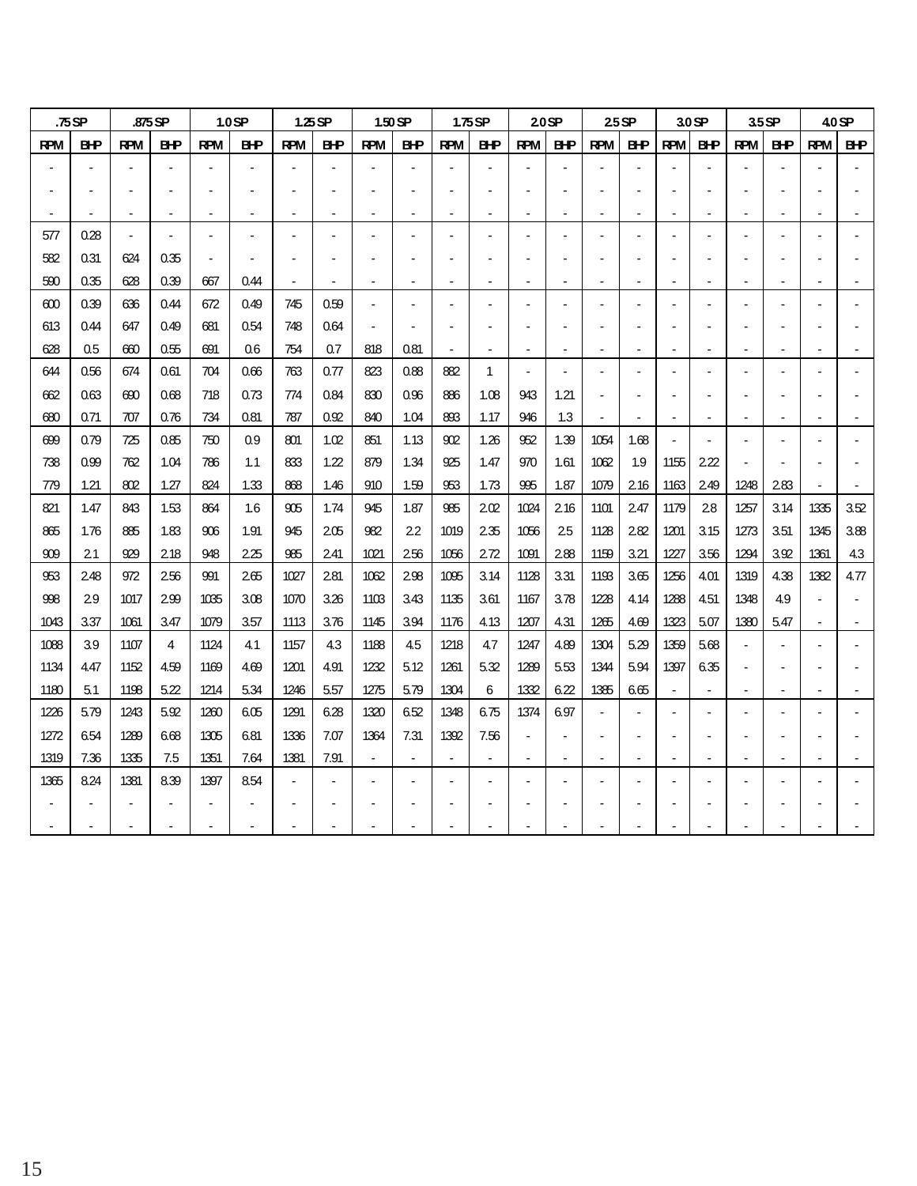| .75 SP | | .875 SP | | 1.0 SP | | 1.25 SP | | 1.50 SP | | 1.75 SP | | 2.0 SP | | 2.5 SP | | 3.0 SP | | 3.5 SP | | 4.0 SP | |
|---|---|---|---|---|---|---|---|---|---|---|---|---|---|---|---|---|---|---|---|---|---|
| RPM | BHP | RPM | BHP | RPM | BHP | RPM | BHP | RPM | BHP | RPM | BHP | RPM | BHP | RPM | BHP | RPM | BHP | RPM | BHP | RPM | BHP |
| - | - | - | - | - | - | - | - | - | - | - | - | - | - | - | - | - | - | - | - | - | - |
| - | - | - | - | - | - | - | - | - | - | - | - | - | - | - | - | - | - | - | - | - | - |
| - | - | - | - | - | - | - | - | - | - | - | - | - | - | - | - | - | - | - | - | - | - |
| 577 | 0.28 | - | - | - | - | - | - | - | - | - | - | - | - | - | - | - | - | - | - | - | - |
| 582 | 0.31 | 624 | 0.35 | - | - | - | - | - | - | - | - | - | - | - | - | - | - | - | - | - | - |
| 590 | 0.35 | 628 | 0.39 | 667 | 0.44 | - | - | - | - | - | - | - | - | - | - | - | - | - | - | - | - |
| 600 | 0.39 | 636 | 0.44 | 672 | 0.49 | 745 | 0.59 | - | - | - | - | - | - | - | - | - | - | - | - | - | - |
| 613 | 0.44 | 647 | 0.49 | 681 | 0.54 | 748 | 0.64 | - | - | - | - | - | - | - | - | - | - | - | - | - | - |
| 628 | 0.5 | 660 | 0.55 | 691 | 0.6 | 754 | 0.7 | 818 | 0.81 | - | - | - | - | - | - | - | - | - | - | - | - |
| 644 | 0.56 | 674 | 0.61 | 704 | 0.66 | 763 | 0.77 | 823 | 0.88 | 882 | 1 | - | - | - | - | - | - | - | - | - | - |
| 662 | 0.63 | 690 | 0.68 | 718 | 0.73 | 774 | 0.84 | 830 | 0.96 | 886 | 1.08 | 943 | 1.21 | - | - | - | - | - | - | - | - |
| 680 | 0.71 | 707 | 0.76 | 734 | 0.81 | 787 | 0.92 | 840 | 1.04 | 893 | 1.17 | 946 | 1.3 | - | - | - | - | - | - | - | - |
| 699 | 0.79 | 725 | 0.85 | 750 | 0.9 | 801 | 1.02 | 851 | 1.13 | 902 | 1.26 | 952 | 1.39 | 1054 | 1.68 | - | - | - | - | - | - |
| 738 | 0.99 | 762 | 1.04 | 786 | 1.1 | 833 | 1.22 | 879 | 1.34 | 925 | 1.47 | 970 | 1.61 | 1062 | 1.9 | 1155 | 2.22 | - | - | - | - |
| 779 | 1.21 | 802 | 1.27 | 824 | 1.33 | 868 | 1.46 | 910 | 1.59 | 953 | 1.73 | 995 | 1.87 | 1079 | 2.16 | 1163 | 2.49 | 1248 | 2.83 | - | - |
| 821 | 1.47 | 843 | 1.53 | 864 | 1.6 | 905 | 1.74 | 945 | 1.87 | 985 | 2.02 | 1024 | 2.16 | 1101 | 2.47 | 1179 | 2.8 | 1257 | 3.14 | 1335 | 3.52 |
| 865 | 1.76 | 885 | 1.83 | 906 | 1.91 | 945 | 2.05 | 982 | 2.2 | 1019 | 2.35 | 1056 | 2.5 | 1128 | 2.82 | 1201 | 3.15 | 1273 | 3.51 | 1345 | 3.88 |
| 909 | 2.1 | 929 | 2.18 | 948 | 2.25 | 985 | 2.41 | 1021 | 2.56 | 1056 | 2.72 | 1091 | 2.88 | 1159 | 3.21 | 1227 | 3.56 | 1294 | 3.92 | 1361 | 4.3 |
| 953 | 2.48 | 972 | 2.56 | 991 | 2.65 | 1027 | 2.81 | 1062 | 2.98 | 1095 | 3.14 | 1128 | 3.31 | 1193 | 3.65 | 1256 | 4.01 | 1319 | 4.38 | 1382 | 4.77 |
| 998 | 2.9 | 1017 | 2.99 | 1035 | 3.08 | 1070 | 3.26 | 1103 | 3.43 | 1135 | 3.61 | 1167 | 3.78 | 1228 | 4.14 | 1288 | 4.51 | 1348 | 4.9 | - | - |
| 1043 | 3.37 | 1061 | 3.47 | 1079 | 3.57 | 1113 | 3.76 | 1145 | 3.94 | 1176 | 4.13 | 1207 | 4.31 | 1265 | 4.69 | 1323 | 5.07 | 1380 | 5.47 | - | - |
| 1088 | 3.9 | 1107 | 4 | 1124 | 4.1 | 1157 | 4.3 | 1188 | 4.5 | 1218 | 4.7 | 1247 | 4.89 | 1304 | 5.29 | 1359 | 5.68 | - | - | - | - |
| 1134 | 4.47 | 1152 | 4.59 | 1169 | 4.69 | 1201 | 4.91 | 1232 | 5.12 | 1261 | 5.32 | 1289 | 5.53 | 1344 | 5.94 | 1397 | 6.35 | - | - | - | - |
| 1180 | 5.1 | 1198 | 5.22 | 1214 | 5.34 | 1246 | 5.57 | 1275 | 5.79 | 1304 | 6 | 1332 | 6.22 | 1385 | 6.65 | - | - | - | - | - | - |
| 1226 | 5.79 | 1243 | 5.92 | 1260 | 6.05 | 1291 | 6.28 | 1320 | 6.52 | 1348 | 6.75 | 1374 | 6.97 | - | - | - | - | - | - | - | - |
| 1272 | 6.54 | 1289 | 6.68 | 1305 | 6.81 | 1336 | 7.07 | 1364 | 7.31 | 1392 | 7.56 | - | - | - | - | - | - | - | - | - | - |
| 1319 | 7.36 | 1335 | 7.5 | 1351 | 7.64 | 1381 | 7.91 | - | - | - | - | - | - | - | - | - | - | - | - | - | - |
| 1365 | 8.24 | 1381 | 8.39 | 1397 | 8.54 | - | - | - | - | - | - | - | - | - | - | - | - | - | - | - | - |
| - | - | - | - | - | - | - | - | - | - | - | - | - | - | - | - | - | - | - | - | - | - |
| - | - | - | - | - | - | - | - | - | - | - | - | - | - | - | - | - | - | - | - | - | - |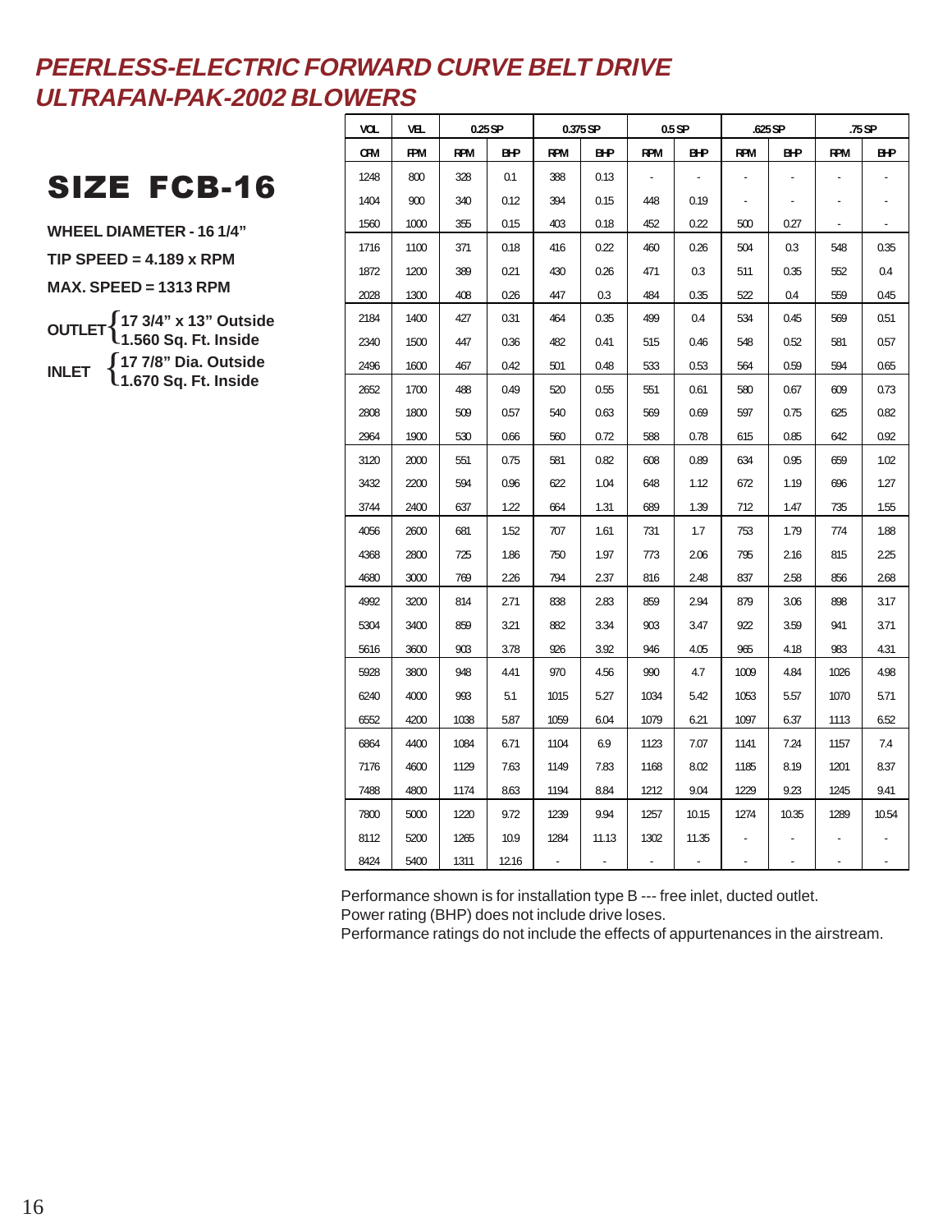# PEERLESS-ELECTRIC FORWARD CURVE BELT DRIVE ULTRAFAN-PAK-2002 BLOWERS

## SIZE FCB-16

**WHEEL DIAMETER - 16 1/4"**

**TIP SPEED = 4.189 x RPM**

**MAX. SPEED = 1313 RPM**

**OUTLET** { **17 3/4" x 13" Outside**, **1.560 Sq. Ft. Inside** }

**INLET** { **17 7/8" Dia. Outside**, **1.670 Sq. Ft. Inside** }

| VOL | VEL | 0.25 SP | | 0.375 SP | | 0.5 SP | | .625 SP | | .75 SP | |
|---|---|---|---|---|---|---|---|---|---|---|---|
| CFM | FPM | RPM | BHP | RPM | BHP | RPM | BHP | RPM | BHP | RPM | BHP |
| 1248 | 800 | 328 | 0.1 | 388 | 0.13 | - | - | - | - | - | - |
| 1404 | 900 | 340 | 0.12 | 394 | 0.15 | 448 | 0.19 | - | - | - | - |
| 1560 | 1000 | 355 | 0.15 | 403 | 0.18 | 452 | 0.22 | 500 | 0.27 | - | - |
| 1716 | 1100 | 371 | 0.18 | 416 | 0.22 | 460 | 0.26 | 504 | 0.3 | 548 | 0.35 |
| 1872 | 1200 | 389 | 0.21 | 430 | 0.26 | 471 | 0.3 | 511 | 0.35 | 552 | 0.4 |
| 2028 | 1300 | 408 | 0.26 | 447 | 0.3 | 484 | 0.35 | 522 | 0.4 | 559 | 0.45 |
| 2184 | 1400 | 427 | 0.31 | 464 | 0.35 | 499 | 0.4 | 534 | 0.45 | 569 | 0.51 |
| 2340 | 1500 | 447 | 0.36 | 482 | 0.41 | 515 | 0.46 | 548 | 0.52 | 581 | 0.57 |
| 2496 | 1600 | 467 | 0.42 | 501 | 0.48 | 533 | 0.53 | 564 | 0.59 | 594 | 0.65 |
| 2652 | 1700 | 488 | 0.49 | 520 | 0.55 | 551 | 0.61 | 580 | 0.67 | 609 | 0.73 |
| 2808 | 1800 | 509 | 0.57 | 540 | 0.63 | 569 | 0.69 | 597 | 0.75 | 625 | 0.82 |
| 2964 | 1900 | 530 | 0.66 | 560 | 0.72 | 588 | 0.78 | 615 | 0.85 | 642 | 0.92 |
| 3120 | 2000 | 551 | 0.75 | 581 | 0.82 | 608 | 0.89 | 634 | 0.95 | 659 | 1.02 |
| 3432 | 2200 | 594 | 0.96 | 622 | 1.04 | 648 | 1.12 | 672 | 1.19 | 696 | 1.27 |
| 3744 | 2400 | 637 | 1.22 | 664 | 1.31 | 689 | 1.39 | 712 | 1.47 | 735 | 1.55 |
| 4056 | 2600 | 681 | 1.52 | 707 | 1.61 | 731 | 1.7 | 753 | 1.79 | 774 | 1.88 |
| 4368 | 2800 | 725 | 1.86 | 750 | 1.97 | 773 | 2.06 | 795 | 2.16 | 815 | 2.25 |
| 4680 | 3000 | 769 | 2.26 | 794 | 2.37 | 816 | 2.48 | 837 | 2.58 | 856 | 2.68 |
| 4992 | 3200 | 814 | 2.71 | 838 | 2.83 | 859 | 2.94 | 879 | 3.06 | 898 | 3.17 |
| 5304 | 3400 | 859 | 3.21 | 882 | 3.34 | 903 | 3.47 | 922 | 3.59 | 941 | 3.71 |
| 5616 | 3600 | 903 | 3.78 | 926 | 3.92 | 946 | 4.05 | 965 | 4.18 | 983 | 4.31 |
| 5928 | 3800 | 948 | 4.41 | 970 | 4.56 | 990 | 4.7 | 1009 | 4.84 | 1026 | 4.98 |
| 6240 | 4000 | 993 | 5.1 | 1015 | 5.27 | 1034 | 5.42 | 1053 | 5.57 | 1070 | 5.71 |
| 6552 | 4200 | 1038 | 5.87 | 1059 | 6.04 | 1079 | 6.21 | 1097 | 6.37 | 1113 | 6.52 |
| 6864 | 4400 | 1084 | 6.71 | 1104 | 6.9 | 1123 | 7.07 | 1141 | 7.24 | 1157 | 7.4 |
| 7176 | 4600 | 1129 | 7.63 | 1149 | 7.83 | 1168 | 8.02 | 1185 | 8.19 | 1201 | 8.37 |
| 7488 | 4800 | 1174 | 8.63 | 1194 | 8.84 | 1212 | 9.04 | 1229 | 9.23 | 1245 | 9.41 |
| 7800 | 5000 | 1220 | 9.72 | 1239 | 9.94 | 1257 | 10.15 | 1274 | 10.35 | 1289 | 10.54 |
| 8112 | 5200 | 1265 | 10.9 | 1284 | 11.13 | 1302 | 11.35 | - | - | - | - |
| 8424 | 5400 | 1311 | 12.16 | - | - | - | - | - | - | - | - |

Performance shown is for installation type B --- free inlet, ducted outlet.
Power rating (BHP) does not include drive loses.
Performance ratings do not include the effects of appurtenances in the airstream.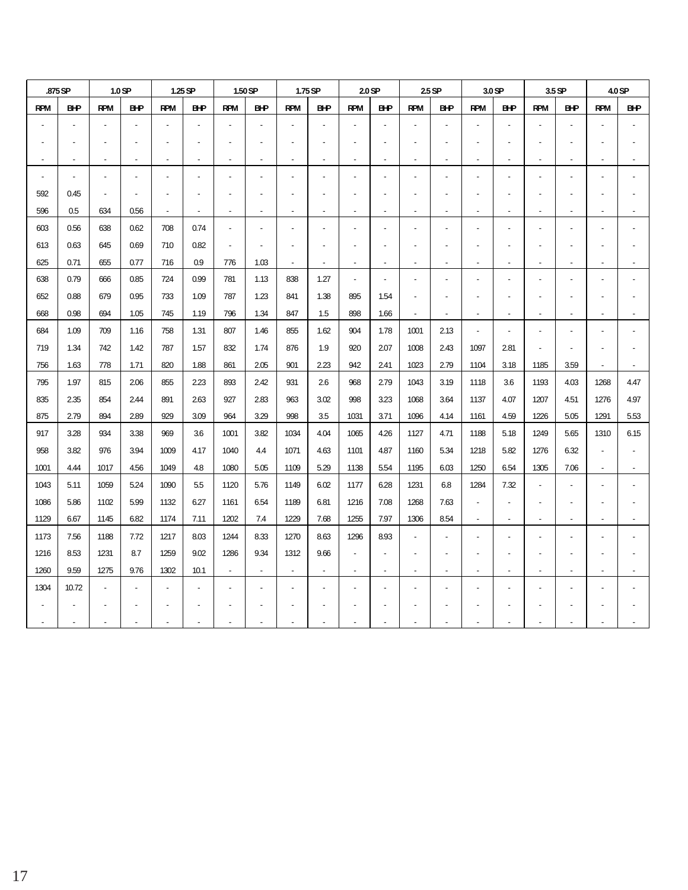| .875 SP | | 1.0 SP | | 1.25 SP | | 1.50 SP | | 1.75 SP | | 2.0 SP | | 2.5 SP | | 3.0 SP | | 3.5 SP | | 4.0 SP | |
|---|---|---|---|---|---|---|---|---|---|---|---|---|---|---|---|---|---|---|---|
| RPM | BHP | RPM | BHP | RPM | BHP | RPM | BHP | RPM | BHP | RPM | BHP | RPM | BHP | RPM | BHP | RPM | BHP | RPM | BHP |
| - | - | - | - | - | - | - | - | - | - | - | - | - | - | - | - | - | - | - | - |
| - | - | - | - | - | - | - | - | - | - | - | - | - | - | - | - | - | - | - | - |
| - | - | - | - | - | - | - | - | - | - | - | - | - | - | - | - | - | - | - | - |
| - | - | - | - | - | - | - | - | - | - | - | - | - | - | - | - | - | - | - | - |
| 592 | 0.45 | - | - | - | - | - | - | - | - | - | - | - | - | - | - | - | - | - | - |
| 596 | 0.5 | 634 | 0.56 | - | - | - | - | - | - | - | - | - | - | - | - | - | - | - | - |
| 603 | 0.56 | 638 | 0.62 | 708 | 0.74 | - | - | - | - | - | - | - | - | - | - | - | - | - | - |
| 613 | 0.63 | 645 | 0.69 | 710 | 0.82 | - | - | - | - | - | - | - | - | - | - | - | - | - | - |
| 625 | 0.71 | 655 | 0.77 | 716 | 0.9 | 776 | 1.03 | - | - | - | - | - | - | - | - | - | - | - | - |
| 638 | 0.79 | 666 | 0.85 | 724 | 0.99 | 781 | 1.13 | 838 | 1.27 | - | - | - | - | - | - | - | - | - | - |
| 652 | 0.88 | 679 | 0.95 | 733 | 1.09 | 787 | 1.23 | 841 | 1.38 | 895 | 1.54 | - | - | - | - | - | - | - | - |
| 668 | 0.98 | 694 | 1.05 | 745 | 1.19 | 796 | 1.34 | 847 | 1.5 | 898 | 1.66 | - | - | - | - | - | - | - | - |
| 684 | 1.09 | 709 | 1.16 | 758 | 1.31 | 807 | 1.46 | 855 | 1.62 | 904 | 1.78 | 1001 | 2.13 | - | - | - | - | - | - |
| 719 | 1.34 | 742 | 1.42 | 787 | 1.57 | 832 | 1.74 | 876 | 1.9 | 920 | 2.07 | 1008 | 2.43 | 1097 | 2.81 | - | - | - | - |
| 756 | 1.63 | 778 | 1.71 | 820 | 1.88 | 861 | 2.05 | 901 | 2.23 | 942 | 2.41 | 1023 | 2.79 | 1104 | 3.18 | 1185 | 3.59 | - | - |
| 795 | 1.97 | 815 | 2.06 | 855 | 2.23 | 893 | 2.42 | 931 | 2.6 | 968 | 2.79 | 1043 | 3.19 | 1118 | 3.6 | 1193 | 4.03 | 1268 | 4.47 |
| 835 | 2.35 | 854 | 2.44 | 891 | 2.63 | 927 | 2.83 | 963 | 3.02 | 998 | 3.23 | 1068 | 3.64 | 1137 | 4.07 | 1207 | 4.51 | 1276 | 4.97 |
| 875 | 2.79 | 894 | 2.89 | 929 | 3.09 | 964 | 3.29 | 998 | 3.5 | 1031 | 3.71 | 1096 | 4.14 | 1161 | 4.59 | 1226 | 5.05 | 1291 | 5.53 |
| 917 | 3.28 | 934 | 3.38 | 969 | 3.6 | 1001 | 3.82 | 1034 | 4.04 | 1065 | 4.26 | 1127 | 4.71 | 1188 | 5.18 | 1249 | 5.65 | 1310 | 6.15 |
| 958 | 3.82 | 976 | 3.94 | 1009 | 4.17 | 1040 | 4.4 | 1071 | 4.63 | 1101 | 4.87 | 1160 | 5.34 | 1218 | 5.82 | 1276 | 6.32 | - | - |
| 1001 | 4.44 | 1017 | 4.56 | 1049 | 4.8 | 1080 | 5.05 | 1109 | 5.29 | 1138 | 5.54 | 1195 | 6.03 | 1250 | 6.54 | 1305 | 7.06 | - | - |
| 1043 | 5.11 | 1059 | 5.24 | 1090 | 5.5 | 1120 | 5.76 | 1149 | 6.02 | 1177 | 6.28 | 1231 | 6.8 | 1284 | 7.32 | - | - | - | - |
| 1086 | 5.86 | 1102 | 5.99 | 1132 | 6.27 | 1161 | 6.54 | 1189 | 6.81 | 1216 | 7.08 | 1268 | 7.63 | - | - | - | - | - | - |
| 1129 | 6.67 | 1145 | 6.82 | 1174 | 7.11 | 1202 | 7.4 | 1229 | 7.68 | 1255 | 7.97 | 1306 | 8.54 | - | - | - | - | - | - |
| 1173 | 7.56 | 1188 | 7.72 | 1217 | 8.03 | 1244 | 8.33 | 1270 | 8.63 | 1296 | 8.93 | - | - | - | - | - | - | - | - |
| 1216 | 8.53 | 1231 | 8.7 | 1259 | 9.02 | 1286 | 9.34 | 1312 | 9.66 | - | - | - | - | - | - | - | - | - | - |
| 1260 | 9.59 | 1275 | 9.76 | 1302 | 10.1 | - | - | - | - | - | - | - | - | - | - | - | - | - | - |
| 1304 | 10.72 | - | - | - | - | - | - | - | - | - | - | - | - | - | - | - | - | - | - |
| - | - | - | - | - | - | - | - | - | - | - | - | - | - | - | - | - | - | - | - |
| - | - | - | - | - | - | - | - | - | - | - | - | - | - | - | - | - | - | - | - |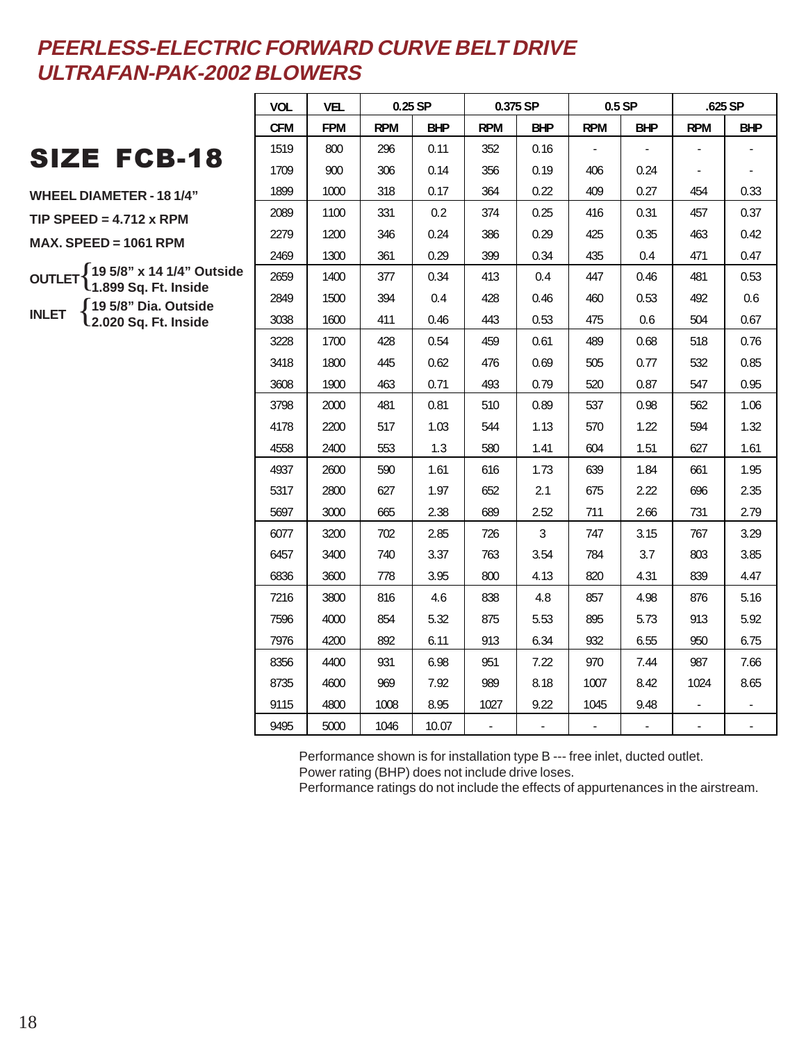# PEERLESS-ELECTRIC FORWARD CURVE BELT DRIVE ULTRAFAN-PAK-2002 BLOWERS

## SIZE FCB-18

**WHEEL DIAMETER - 18 1/4”**

**TIP SPEED = 4.712 x RPM**

**MAX. SPEED = 1061 RPM**

**OUTLET** { **19 5/8” x 14 1/4” Outside**, **1.899 Sq. Ft. Inside** }

**INLET** { **19 5/8” Dia. Outside**, **2.020 Sq. Ft. Inside** }

| VOL | VEL | 0.25 SP | | 0.375 SP | | 0.5 SP | | .625 SP | |
|---|---|---|---|---|---|---|---|---|---|
| CFM | FPM | RPM | BHP | RPM | BHP | RPM | BHP | RPM | BHP |
| 1519 | 800 | 296 | 0.11 | 352 | 0.16 | - | - | - | - |
| 1709 | 900 | 306 | 0.14 | 356 | 0.19 | 406 | 0.24 | - | - |
| 1899 | 1000 | 318 | 0.17 | 364 | 0.22 | 409 | 0.27 | 454 | 0.33 |
| 2089 | 1100 | 331 | 0.2 | 374 | 0.25 | 416 | 0.31 | 457 | 0.37 |
| 2279 | 1200 | 346 | 0.24 | 386 | 0.29 | 425 | 0.35 | 463 | 0.42 |
| 2469 | 1300 | 361 | 0.29 | 399 | 0.34 | 435 | 0.4 | 471 | 0.47 |
| 2659 | 1400 | 377 | 0.34 | 413 | 0.4 | 447 | 0.46 | 481 | 0.53 |
| 2849 | 1500 | 394 | 0.4 | 428 | 0.46 | 460 | 0.53 | 492 | 0.6 |
| 3038 | 1600 | 411 | 0.46 | 443 | 0.53 | 475 | 0.6 | 504 | 0.67 |
| 3228 | 1700 | 428 | 0.54 | 459 | 0.61 | 489 | 0.68 | 518 | 0.76 |
| 3418 | 1800 | 445 | 0.62 | 476 | 0.69 | 505 | 0.77 | 532 | 0.85 |
| 3608 | 1900 | 463 | 0.71 | 493 | 0.79 | 520 | 0.87 | 547 | 0.95 |
| 3798 | 2000 | 481 | 0.81 | 510 | 0.89 | 537 | 0.98 | 562 | 1.06 |
| 4178 | 2200 | 517 | 1.03 | 544 | 1.13 | 570 | 1.22 | 594 | 1.32 |
| 4558 | 2400 | 553 | 1.3 | 580 | 1.41 | 604 | 1.51 | 627 | 1.61 |
| 4937 | 2600 | 590 | 1.61 | 616 | 1.73 | 639 | 1.84 | 661 | 1.95 |
| 5317 | 2800 | 627 | 1.97 | 652 | 2.1 | 675 | 2.22 | 696 | 2.35 |
| 5697 | 3000 | 665 | 2.38 | 689 | 2.52 | 711 | 2.66 | 731 | 2.79 |
| 6077 | 3200 | 702 | 2.85 | 726 | 3 | 747 | 3.15 | 767 | 3.29 |
| 6457 | 3400 | 740 | 3.37 | 763 | 3.54 | 784 | 3.7 | 803 | 3.85 |
| 6836 | 3600 | 778 | 3.95 | 800 | 4.13 | 820 | 4.31 | 839 | 4.47 |
| 7216 | 3800 | 816 | 4.6 | 838 | 4.8 | 857 | 4.98 | 876 | 5.16 |
| 7596 | 4000 | 854 | 5.32 | 875 | 5.53 | 895 | 5.73 | 913 | 5.92 |
| 7976 | 4200 | 892 | 6.11 | 913 | 6.34 | 932 | 6.55 | 950 | 6.75 |
| 8356 | 4400 | 931 | 6.98 | 951 | 7.22 | 970 | 7.44 | 987 | 7.66 |
| 8735 | 4600 | 969 | 7.92 | 989 | 8.18 | 1007 | 8.42 | 1024 | 8.65 |
| 9115 | 4800 | 1008 | 8.95 | 1027 | 9.22 | 1045 | 9.48 | - | - |
| 9495 | 5000 | 1046 | 10.07 | - | - | - | - | - | - |

Performance shown is for installation type B --- free inlet, ducted outlet.
Power rating (BHP) does not include drive loses.
Performance ratings do not include the effects of appurtenances in the airstream.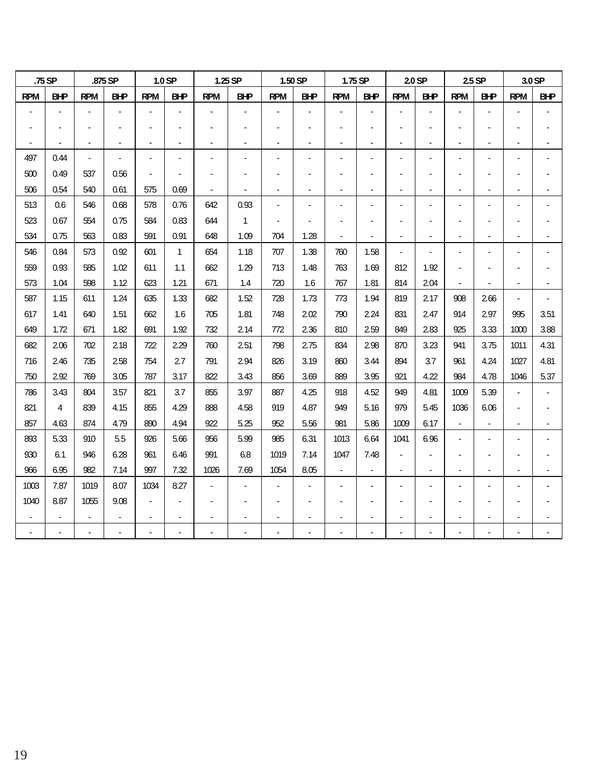| .75 SP | | .875 SP | | 1.0 SP | | 1.25 SP | | 1.50 SP | | 1.75 SP | | 2.0 SP | | 2.5 SP | | 3.0 SP | |
|---|---|---|---|---|---|---|---|---|---|---|---|---|---|---|---|---|---|
| RPM | BHP | RPM | BHP | RPM | BHP | RPM | BHP | RPM | BHP | RPM | BHP | RPM | BHP | RPM | BHP | RPM | BHP |
| - | - | - | - | - | - | - | - | - | - | - | - | - | - | - | - | - | - |
| - | - | - | - | - | - | - | - | - | - | - | - | - | - | - | - | - | - |
| - | - | - | - | - | - | - | - | - | - | - | - | - | - | - | - | - | - |
| 497 | 0.44 | - | - | - | - | - | - | - | - | - | - | - | - | - | - | - | - |
| 500 | 0.49 | 537 | 0.56 | - | - | - | - | - | - | - | - | - | - | - | - | - | - |
| 506 | 0.54 | 540 | 0.61 | 575 | 0.69 | - | - | - | - | - | - | - | - | - | - | - | - |
| 513 | 0.6 | 546 | 0.68 | 578 | 0.76 | 642 | 0.93 | - | - | - | - | - | - | - | - | - | - |
| 523 | 0.67 | 554 | 0.75 | 584 | 0.83 | 644 | 1 | - | - | - | - | - | - | - | - | - | - |
| 534 | 0.75 | 563 | 0.83 | 591 | 0.91 | 648 | 1.09 | 704 | 1.28 | - | - | - | - | - | - | - | - |
| 546 | 0.84 | 573 | 0.92 | 601 | 1 | 654 | 1.18 | 707 | 1.38 | 760 | 1.58 | - | - | - | - | - | - |
| 559 | 0.93 | 585 | 1.02 | 611 | 1.1 | 662 | 1.29 | 713 | 1.48 | 763 | 1.69 | 812 | 1.92 | - | - | - | - |
| 573 | 1.04 | 598 | 1.12 | 623 | 1.21 | 671 | 1.4 | 720 | 1.6 | 767 | 1.81 | 814 | 2.04 | - | - | - | - |
| 587 | 1.15 | 611 | 1.24 | 635 | 1.33 | 682 | 1.52 | 728 | 1.73 | 773 | 1.94 | 819 | 2.17 | 908 | 2.66 | - | - |
| 617 | 1.41 | 640 | 1.51 | 662 | 1.6 | 705 | 1.81 | 748 | 2.02 | 790 | 2.24 | 831 | 2.47 | 914 | 2.97 | 995 | 3.51 |
| 649 | 1.72 | 671 | 1.82 | 691 | 1.92 | 732 | 2.14 | 772 | 2.36 | 810 | 2.59 | 849 | 2.83 | 925 | 3.33 | 1000 | 3.88 |
| 682 | 2.06 | 702 | 2.18 | 722 | 2.29 | 760 | 2.51 | 798 | 2.75 | 834 | 2.98 | 870 | 3.23 | 941 | 3.75 | 1011 | 4.31 |
| 716 | 2.46 | 735 | 2.58 | 754 | 2.7 | 791 | 2.94 | 826 | 3.19 | 860 | 3.44 | 894 | 3.7 | 961 | 4.24 | 1027 | 4.81 |
| 750 | 2.92 | 769 | 3.05 | 787 | 3.17 | 822 | 3.43 | 856 | 3.69 | 889 | 3.95 | 921 | 4.22 | 984 | 4.78 | 1046 | 5.37 |
| 786 | 3.43 | 804 | 3.57 | 821 | 3.7 | 855 | 3.97 | 887 | 4.25 | 918 | 4.52 | 949 | 4.81 | 1009 | 5.39 | - | - |
| 821 | 4 | 839 | 4.15 | 855 | 4.29 | 888 | 4.58 | 919 | 4.87 | 949 | 5.16 | 979 | 5.45 | 1036 | 6.06 | - | - |
| 857 | 4.63 | 874 | 4.79 | 890 | 4.94 | 922 | 5.25 | 952 | 5.56 | 981 | 5.86 | 1009 | 6.17 | - | - | - | - |
| 893 | 5.33 | 910 | 5.5 | 926 | 5.66 | 956 | 5.99 | 985 | 6.31 | 1013 | 6.64 | 1041 | 6.96 | - | - | - | - |
| 930 | 6.1 | 946 | 6.28 | 961 | 6.46 | 991 | 6.8 | 1019 | 7.14 | 1047 | 7.48 | - | - | - | - | - | - |
| 966 | 6.95 | 982 | 7.14 | 997 | 7.32 | 1026 | 7.69 | 1054 | 8.05 | - | - | - | - | - | - | - | - |
| 1003 | 7.87 | 1019 | 8.07 | 1034 | 8.27 | - | - | - | - | - | - | - | - | - | - | - | - |
| 1040 | 8.87 | 1055 | 9.08 | - | - | - | - | - | - | - | - | - | - | - | - | - | - |
| - | - | - | - | - | - | - | - | - | - | - | - | - | - | - | - | - | - |
| - | - | - | - | - | - | - | - | - | - | - | - | - | - | - | - | - | - |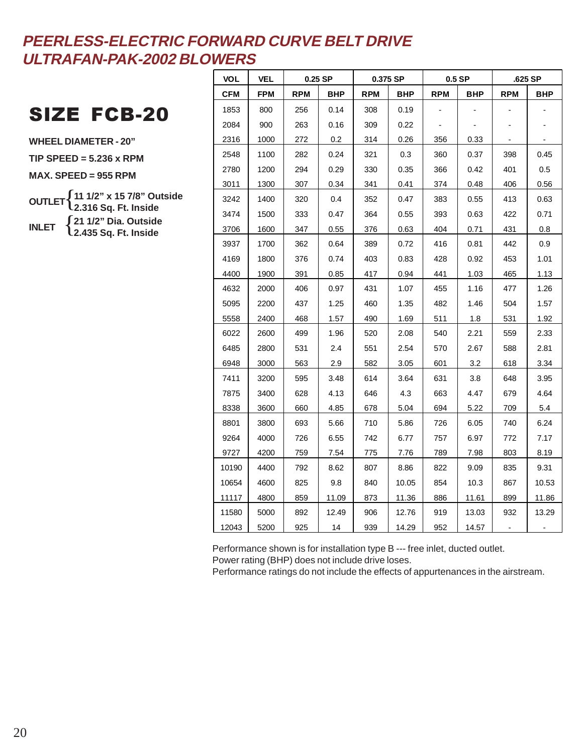# PEERLESS-ELECTRIC FORWARD CURVE BELT DRIVE ULTRAFAN-PAK-2002 BLOWERS

## SIZE FCB-20

**WHEEL DIAMETER - 20"**

**TIP SPEED = 5.236 x RPM**

**MAX. SPEED = 955 RPM**

**OUTLET** { **11 1/2" x 15 7/8" Outside**, **2.316 Sq. Ft. Inside** }

**INLET** { **21 1/2" Dia. Outside**, **2.435 Sq. Ft. Inside** }

| VOL | VEL | 0.25 SP | | 0.375 SP | | 0.5 SP | | .625 SP | |
|---|---|---|---|---|---|---|---|---|---|
| CFM | FPM | RPM | BHP | RPM | BHP | RPM | BHP | RPM | BHP |
| 1853 | 800 | 256 | 0.14 | 308 | 0.19 | - | - | - | - |
| 2084 | 900 | 263 | 0.16 | 309 | 0.22 | - | - | - | - |
| 2316 | 1000 | 272 | 0.2 | 314 | 0.26 | 356 | 0.33 | - | - |
| 2548 | 1100 | 282 | 0.24 | 321 | 0.3 | 360 | 0.37 | 398 | 0.45 |
| 2780 | 1200 | 294 | 0.29 | 330 | 0.35 | 366 | 0.42 | 401 | 0.5 |
| 3011 | 1300 | 307 | 0.34 | 341 | 0.41 | 374 | 0.48 | 406 | 0.56 |
| 3242 | 1400 | 320 | 0.4 | 352 | 0.47 | 383 | 0.55 | 413 | 0.63 |
| 3474 | 1500 | 333 | 0.47 | 364 | 0.55 | 393 | 0.63 | 422 | 0.71 |
| 3706 | 1600 | 347 | 0.55 | 376 | 0.63 | 404 | 0.71 | 431 | 0.8 |
| 3937 | 1700 | 362 | 0.64 | 389 | 0.72 | 416 | 0.81 | 442 | 0.9 |
| 4169 | 1800 | 376 | 0.74 | 403 | 0.83 | 428 | 0.92 | 453 | 1.01 |
| 4400 | 1900 | 391 | 0.85 | 417 | 0.94 | 441 | 1.03 | 465 | 1.13 |
| 4632 | 2000 | 406 | 0.97 | 431 | 1.07 | 455 | 1.16 | 477 | 1.26 |
| 5095 | 2200 | 437 | 1.25 | 460 | 1.35 | 482 | 1.46 | 504 | 1.57 |
| 5558 | 2400 | 468 | 1.57 | 490 | 1.69 | 511 | 1.8 | 531 | 1.92 |
| 6022 | 2600 | 499 | 1.96 | 520 | 2.08 | 540 | 2.21 | 559 | 2.33 |
| 6485 | 2800 | 531 | 2.4 | 551 | 2.54 | 570 | 2.67 | 588 | 2.81 |
| 6948 | 3000 | 563 | 2.9 | 582 | 3.05 | 601 | 3.2 | 618 | 3.34 |
| 7411 | 3200 | 595 | 3.48 | 614 | 3.64 | 631 | 3.8 | 648 | 3.95 |
| 7875 | 3400 | 628 | 4.13 | 646 | 4.3 | 663 | 4.47 | 679 | 4.64 |
| 8338 | 3600 | 660 | 4.85 | 678 | 5.04 | 694 | 5.22 | 709 | 5.4 |
| 8801 | 3800 | 693 | 5.66 | 710 | 5.86 | 726 | 6.05 | 740 | 6.24 |
| 9264 | 4000 | 726 | 6.55 | 742 | 6.77 | 757 | 6.97 | 772 | 7.17 |
| 9727 | 4200 | 759 | 7.54 | 775 | 7.76 | 789 | 7.98 | 803 | 8.19 |
| 10190 | 4400 | 792 | 8.62 | 807 | 8.86 | 822 | 9.09 | 835 | 9.31 |
| 10654 | 4600 | 825 | 9.8 | 840 | 10.05 | 854 | 10.3 | 867 | 10.53 |
| 11117 | 4800 | 859 | 11.09 | 873 | 11.36 | 886 | 11.61 | 899 | 11.86 |
| 11580 | 5000 | 892 | 12.49 | 906 | 12.76 | 919 | 13.03 | 932 | 13.29 |
| 12043 | 5200 | 925 | 14 | 939 | 14.29 | 952 | 14.57 | - | - |

Performance shown is for installation type B --- free inlet, ducted outlet.
Power rating (BHP) does not include drive loses.
Performance ratings do not include the effects of appurtenances in the airstream.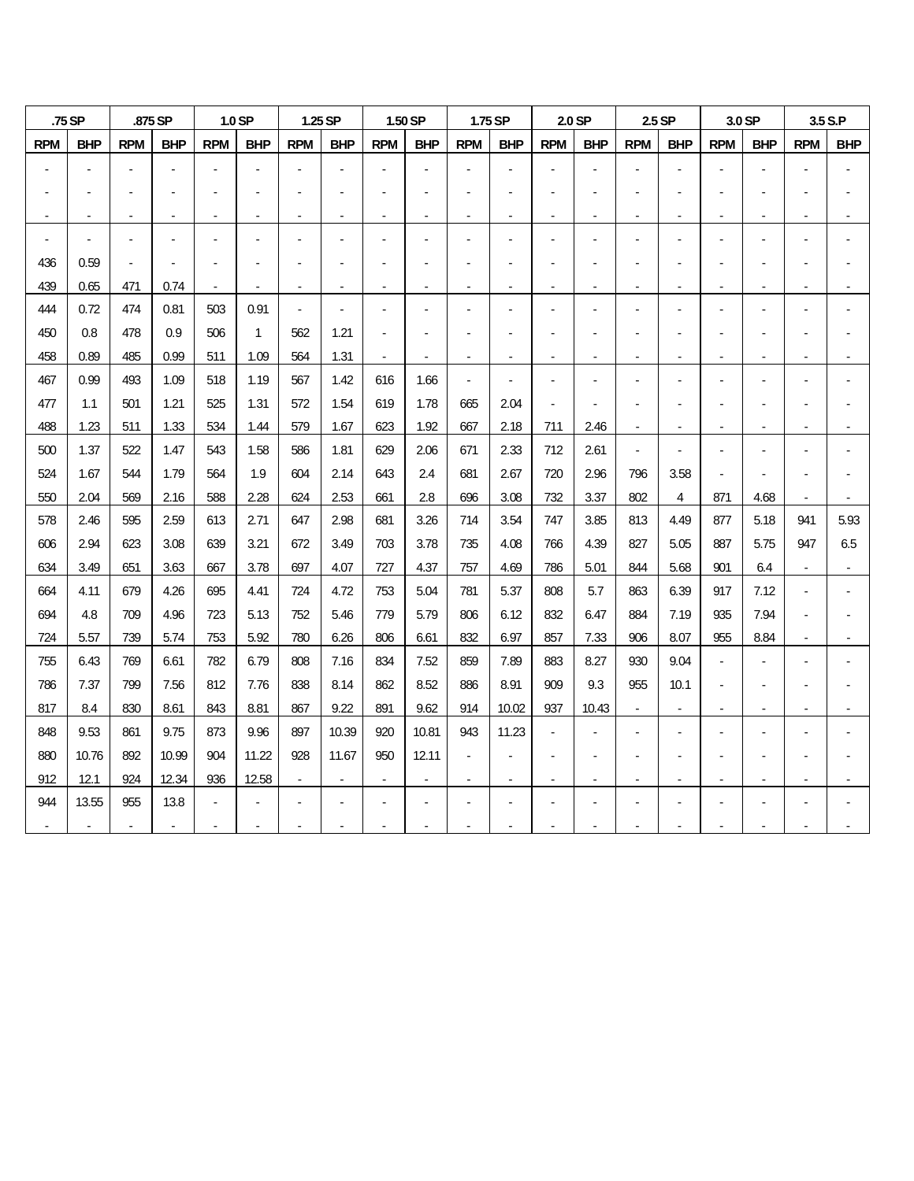| .75 SP | | .875 SP | | 1.0 SP | | 1.25 SP | | 1.50 SP | | 1.75 SP | | 2.0 SP | | 2.5 SP | | 3.0 SP | | 3.5 S.P | |
|---|---|---|---|---|---|---|---|---|---|---|---|---|---|---|---|---|---|---|---|
| RPM | BHP | RPM | BHP | RPM | BHP | RPM | BHP | RPM | BHP | RPM | BHP | RPM | BHP | RPM | BHP | RPM | BHP | RPM | BHP |
| - | - | - | - | - | - | - | - | - | - | - | - | - | - | - | - | - | - | - | - |
| - | - | - | - | - | - | - | - | - | - | - | - | - | - | - | - | - | - | - | - |
| - | - | - | - | - | - | - | - | - | - | - | - | - | - | - | - | - | - | - | - |
| - | - | - | - | - | - | - | - | - | - | - | - | - | - | - | - | - | - | - | - |
| 436 | 0.59 | - | - | - | - | - | - | - | - | - | - | - | - | - | - | - | - | - | - |
| 439 | 0.65 | 471 | 0.74 | - | - | - | - | - | - | - | - | - | - | - | - | - | - | - | - |
| 444 | 0.72 | 474 | 0.81 | 503 | 0.91 | - | - | - | - | - | - | - | - | - | - | - | - | - | - |
| 450 | 0.8 | 478 | 0.9 | 506 | 1 | 562 | 1.21 | - | - | - | - | - | - | - | - | - | - | - | - |
| 458 | 0.89 | 485 | 0.99 | 511 | 1.09 | 564 | 1.31 | - | - | - | - | - | - | - | - | - | - | - | - |
| 467 | 0.99 | 493 | 1.09 | 518 | 1.19 | 567 | 1.42 | 616 | 1.66 | - | - | - | - | - | - | - | - | - | - |
| 477 | 1.1 | 501 | 1.21 | 525 | 1.31 | 572 | 1.54 | 619 | 1.78 | 665 | 2.04 | - | - | - | - | - | - | - | - |
| 488 | 1.23 | 511 | 1.33 | 534 | 1.44 | 579 | 1.67 | 623 | 1.92 | 667 | 2.18 | 711 | 2.46 | - | - | - | - | - | - |
| 500 | 1.37 | 522 | 1.47 | 543 | 1.58 | 586 | 1.81 | 629 | 2.06 | 671 | 2.33 | 712 | 2.61 | - | - | - | - | - | - |
| 524 | 1.67 | 544 | 1.79 | 564 | 1.9 | 604 | 2.14 | 643 | 2.4 | 681 | 2.67 | 720 | 2.96 | 796 | 3.58 | - | - | - | - |
| 550 | 2.04 | 569 | 2.16 | 588 | 2.28 | 624 | 2.53 | 661 | 2.8 | 696 | 3.08 | 732 | 3.37 | 802 | 4 | 871 | 4.68 | - | - |
| 578 | 2.46 | 595 | 2.59 | 613 | 2.71 | 647 | 2.98 | 681 | 3.26 | 714 | 3.54 | 747 | 3.85 | 813 | 4.49 | 877 | 5.18 | 941 | 5.93 |
| 606 | 2.94 | 623 | 3.08 | 639 | 3.21 | 672 | 3.49 | 703 | 3.78 | 735 | 4.08 | 766 | 4.39 | 827 | 5.05 | 887 | 5.75 | 947 | 6.5 |
| 634 | 3.49 | 651 | 3.63 | 667 | 3.78 | 697 | 4.07 | 727 | 4.37 | 757 | 4.69 | 786 | 5.01 | 844 | 5.68 | 901 | 6.4 | - | - |
| 664 | 4.11 | 679 | 4.26 | 695 | 4.41 | 724 | 4.72 | 753 | 5.04 | 781 | 5.37 | 808 | 5.7 | 863 | 6.39 | 917 | 7.12 | - | - |
| 694 | 4.8 | 709 | 4.96 | 723 | 5.13 | 752 | 5.46 | 779 | 5.79 | 806 | 6.12 | 832 | 6.47 | 884 | 7.19 | 935 | 7.94 | - | - |
| 724 | 5.57 | 739 | 5.74 | 753 | 5.92 | 780 | 6.26 | 806 | 6.61 | 832 | 6.97 | 857 | 7.33 | 906 | 8.07 | 955 | 8.84 | - | - |
| 755 | 6.43 | 769 | 6.61 | 782 | 6.79 | 808 | 7.16 | 834 | 7.52 | 859 | 7.89 | 883 | 8.27 | 930 | 9.04 | - | - | - | - |
| 786 | 7.37 | 799 | 7.56 | 812 | 7.76 | 838 | 8.14 | 862 | 8.52 | 886 | 8.91 | 909 | 9.3 | 955 | 10.1 | - | - | - | - |
| 817 | 8.4 | 830 | 8.61 | 843 | 8.81 | 867 | 9.22 | 891 | 9.62 | 914 | 10.02 | 937 | 10.43 | - | - | - | - | - | - |
| 848 | 9.53 | 861 | 9.75 | 873 | 9.96 | 897 | 10.39 | 920 | 10.81 | 943 | 11.23 | - | - | - | - | - | - | - | - |
| 880 | 10.76 | 892 | 10.99 | 904 | 11.22 | 928 | 11.67 | 950 | 12.11 | - | - | - | - | - | - | - | - | - | - |
| 912 | 12.1 | 924 | 12.34 | 936 | 12.58 | - | - | - | - | - | - | - | - | - | - | - | - | - | - |
| 944 | 13.55 | 955 | 13.8 | - | - | - | - | - | - | - | - | - | - | - | - | - | - | - | - |
| - | - | - | - | - | - | - | - | - | - | - | - | - | - | - | - | - | - | - | - |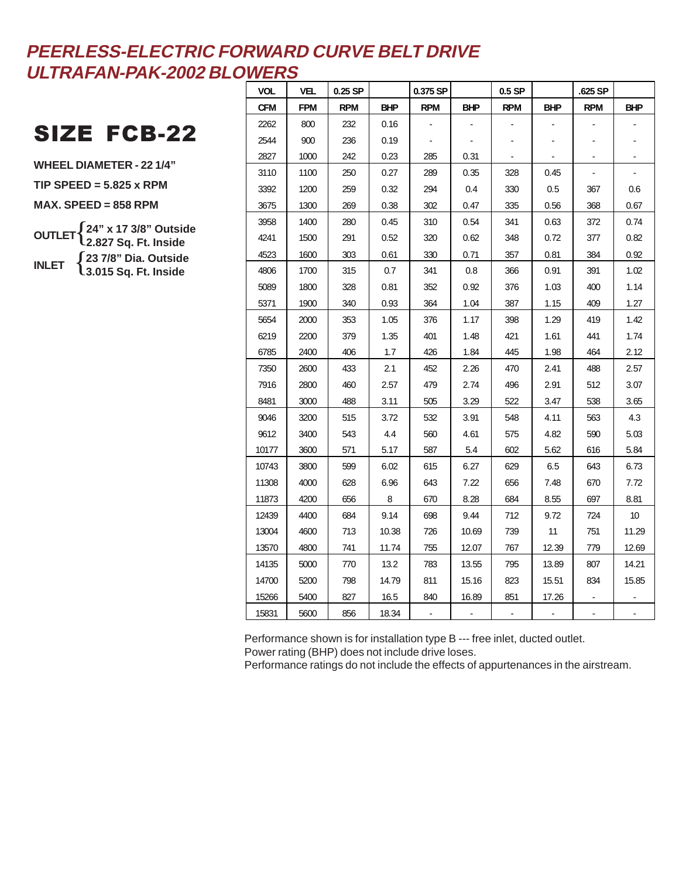# PEERLESS-ELECTRIC FORWARD CURVE BELT DRIVE ULTRAFAN-PAK-2002 BLOWERS

## SIZE FCB-22

**WHEEL DIAMETER - 22 1/4"**

**TIP SPEED = 5.825 x RPM**

**MAX. SPEED = 858 RPM**

**OUTLET** { **24" x 17 3/8" Outside** / **2.827 Sq. Ft. Inside**

**INLET** { **23 7/8" Dia. Outside** / **3.015 Sq. Ft. Inside**

| VOL | VEL | 0.25 SP | | 0.375 SP | | 0.5 SP | | .625 SP | |
|---|---|---|---|---|---|---|---|---|---|
| CFM | FPM | RPM | BHP | RPM | BHP | RPM | BHP | RPM | BHP |
| 2262 | 800 | 232 | 0.16 | - | - | - | - | - | - |
| 2544 | 900 | 236 | 0.19 | - | - | - | - | - | - |
| 2827 | 1000 | 242 | 0.23 | 285 | 0.31 | - | - | - | - |
| 3110 | 1100 | 250 | 0.27 | 289 | 0.35 | 328 | 0.45 | - | - |
| 3392 | 1200 | 259 | 0.32 | 294 | 0.4 | 330 | 0.5 | 367 | 0.6 |
| 3675 | 1300 | 269 | 0.38 | 302 | 0.47 | 335 | 0.56 | 368 | 0.67 |
| 3958 | 1400 | 280 | 0.45 | 310 | 0.54 | 341 | 0.63 | 372 | 0.74 |
| 4241 | 1500 | 291 | 0.52 | 320 | 0.62 | 348 | 0.72 | 377 | 0.82 |
| 4523 | 1600 | 303 | 0.61 | 330 | 0.71 | 357 | 0.81 | 384 | 0.92 |
| 4806 | 1700 | 315 | 0.7 | 341 | 0.8 | 366 | 0.91 | 391 | 1.02 |
| 5089 | 1800 | 328 | 0.81 | 352 | 0.92 | 376 | 1.03 | 400 | 1.14 |
| 5371 | 1900 | 340 | 0.93 | 364 | 1.04 | 387 | 1.15 | 409 | 1.27 |
| 5654 | 2000 | 353 | 1.05 | 376 | 1.17 | 398 | 1.29 | 419 | 1.42 |
| 6219 | 2200 | 379 | 1.35 | 401 | 1.48 | 421 | 1.61 | 441 | 1.74 |
| 6785 | 2400 | 406 | 1.7 | 426 | 1.84 | 445 | 1.98 | 464 | 2.12 |
| 7350 | 2600 | 433 | 2.1 | 452 | 2.26 | 470 | 2.41 | 488 | 2.57 |
| 7916 | 2800 | 460 | 2.57 | 479 | 2.74 | 496 | 2.91 | 512 | 3.07 |
| 8481 | 3000 | 488 | 3.11 | 505 | 3.29 | 522 | 3.47 | 538 | 3.65 |
| 9046 | 3200 | 515 | 3.72 | 532 | 3.91 | 548 | 4.11 | 563 | 4.3 |
| 9612 | 3400 | 543 | 4.4 | 560 | 4.61 | 575 | 4.82 | 590 | 5.03 |
| 10177 | 3600 | 571 | 5.17 | 587 | 5.4 | 602 | 5.62 | 616 | 5.84 |
| 10743 | 3800 | 599 | 6.02 | 615 | 6.27 | 629 | 6.5 | 643 | 6.73 |
| 11308 | 4000 | 628 | 6.96 | 643 | 7.22 | 656 | 7.48 | 670 | 7.72 |
| 11873 | 4200 | 656 | 8 | 670 | 8.28 | 684 | 8.55 | 697 | 8.81 |
| 12439 | 4400 | 684 | 9.14 | 698 | 9.44 | 712 | 9.72 | 724 | 10 |
| 13004 | 4600 | 713 | 10.38 | 726 | 10.69 | 739 | 11 | 751 | 11.29 |
| 13570 | 4800 | 741 | 11.74 | 755 | 12.07 | 767 | 12.39 | 779 | 12.69 |
| 14135 | 5000 | 770 | 13.2 | 783 | 13.55 | 795 | 13.89 | 807 | 14.21 |
| 14700 | 5200 | 798 | 14.79 | 811 | 15.16 | 823 | 15.51 | 834 | 15.85 |
| 15266 | 5400 | 827 | 16.5 | 840 | 16.89 | 851 | 17.26 | - | - |
| 15831 | 5600 | 856 | 18.34 | - | - | - | - | - | - |

Performance shown is for installation type B --- free inlet, ducted outlet.
Power rating (BHP) does not include drive loses.
Performance ratings do not include the effects of appurtenances in the airstream.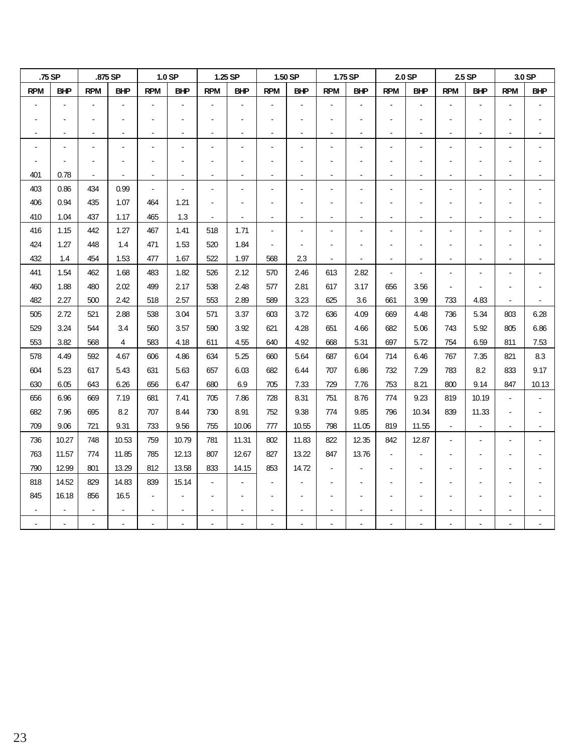| .75 SP | | .875 SP | | 1.0 SP | | 1.25 SP | | 1.50 SP | | 1.75 SP | | 2.0 SP | | 2.5 SP | | 3.0 SP | |
|---|---|---|---|---|---|---|---|---|---|---|---|---|---|---|---|---|---|
| RPM | BHP | RPM | BHP | RPM | BHP | RPM | BHP | RPM | BHP | RPM | BHP | RPM | BHP | RPM | BHP | RPM | BHP |
| - | - | - | - | - | - | - | - | - | - | - | - | - | - | - | - | - | - |
| - | - | - | - | - | - | - | - | - | - | - | - | - | - | - | - | - | - |
| - | - | - | - | - | - | - | - | - | - | - | - | - | - | - | - | - | - |
| - | - | - | - | - | - | - | - | - | - | - | - | - | - | - | - | - | - |
| - | - | - | - | - | - | - | - | - | - | - | - | - | - | - | - | - | - |
| 401 | 0.78 | - | - | - | - | - | - | - | - | - | - | - | - | - | - | - | - |
| 403 | 0.86 | 434 | 0.99 | - | - | - | - | - | - | - | - | - | - | - | - | - | - |
| 406 | 0.94 | 435 | 1.07 | 464 | 1.21 | - | - | - | - | - | - | - | - | - | - | - | - |
| 410 | 1.04 | 437 | 1.17 | 465 | 1.3 | - | - | - | - | - | - | - | - | - | - | - | - |
| 416 | 1.15 | 442 | 1.27 | 467 | 1.41 | 518 | 1.71 | - | - | - | - | - | - | - | - | - | - |
| 424 | 1.27 | 448 | 1.4 | 471 | 1.53 | 520 | 1.84 | - | - | - | - | - | - | - | - | - | - |
| 432 | 1.4 | 454 | 1.53 | 477 | 1.67 | 522 | 1.97 | 568 | 2.3 | - | - | - | - | - | - | - | - |
| 441 | 1.54 | 462 | 1.68 | 483 | 1.82 | 526 | 2.12 | 570 | 2.46 | 613 | 2.82 | - | - | - | - | - | - |
| 460 | 1.88 | 480 | 2.02 | 499 | 2.17 | 538 | 2.48 | 577 | 2.81 | 617 | 3.17 | 656 | 3.56 | - | - | - | - |
| 482 | 2.27 | 500 | 2.42 | 518 | 2.57 | 553 | 2.89 | 589 | 3.23 | 625 | 3.6 | 661 | 3.99 | 733 | 4.83 | - | - |
| 505 | 2.72 | 521 | 2.88 | 538 | 3.04 | 571 | 3.37 | 603 | 3.72 | 636 | 4.09 | 669 | 4.48 | 736 | 5.34 | 803 | 6.28 |
| 529 | 3.24 | 544 | 3.4 | 560 | 3.57 | 590 | 3.92 | 621 | 4.28 | 651 | 4.66 | 682 | 5.06 | 743 | 5.92 | 805 | 6.86 |
| 553 | 3.82 | 568 | 4 | 583 | 4.18 | 611 | 4.55 | 640 | 4.92 | 668 | 5.31 | 697 | 5.72 | 754 | 6.59 | 811 | 7.53 |
| 578 | 4.49 | 592 | 4.67 | 606 | 4.86 | 634 | 5.25 | 660 | 5.64 | 687 | 6.04 | 714 | 6.46 | 767 | 7.35 | 821 | 8.3 |
| 604 | 5.23 | 617 | 5.43 | 631 | 5.63 | 657 | 6.03 | 682 | 6.44 | 707 | 6.86 | 732 | 7.29 | 783 | 8.2 | 833 | 9.17 |
| 630 | 6.05 | 643 | 6.26 | 656 | 6.47 | 680 | 6.9 | 705 | 7.33 | 729 | 7.76 | 753 | 8.21 | 800 | 9.14 | 847 | 10.13 |
| 656 | 6.96 | 669 | 7.19 | 681 | 7.41 | 705 | 7.86 | 728 | 8.31 | 751 | 8.76 | 774 | 9.23 | 819 | 10.19 | - | - |
| 682 | 7.96 | 695 | 8.2 | 707 | 8.44 | 730 | 8.91 | 752 | 9.38 | 774 | 9.85 | 796 | 10.34 | 839 | 11.33 | - | - |
| 709 | 9.06 | 721 | 9.31 | 733 | 9.56 | 755 | 10.06 | 777 | 10.55 | 798 | 11.05 | 819 | 11.55 | - | - | - | - |
| 736 | 10.27 | 748 | 10.53 | 759 | 10.79 | 781 | 11.31 | 802 | 11.83 | 822 | 12.35 | 842 | 12.87 | - | - | - | - |
| 763 | 11.57 | 774 | 11.85 | 785 | 12.13 | 807 | 12.67 | 827 | 13.22 | 847 | 13.76 | - | - | - | - | - | - |
| 790 | 12.99 | 801 | 13.29 | 812 | 13.58 | 833 | 14.15 | 853 | 14.72 | - | - | - | - | - | - | - | - |
| 818 | 14.52 | 829 | 14.83 | 839 | 15.14 | - | - | - | - | - | - | - | - | - | - | - | - |
| 845 | 16.18 | 856 | 16.5 | - | - | - | - | - | - | - | - | - | - | - | - | - | - |
| - | - | - | - | - | - | - | - | - | - | - | - | - | - | - | - | - | - |
| - | - | - | - | - | - | - | - | - | - | - | - | - | - | - | - | - | - |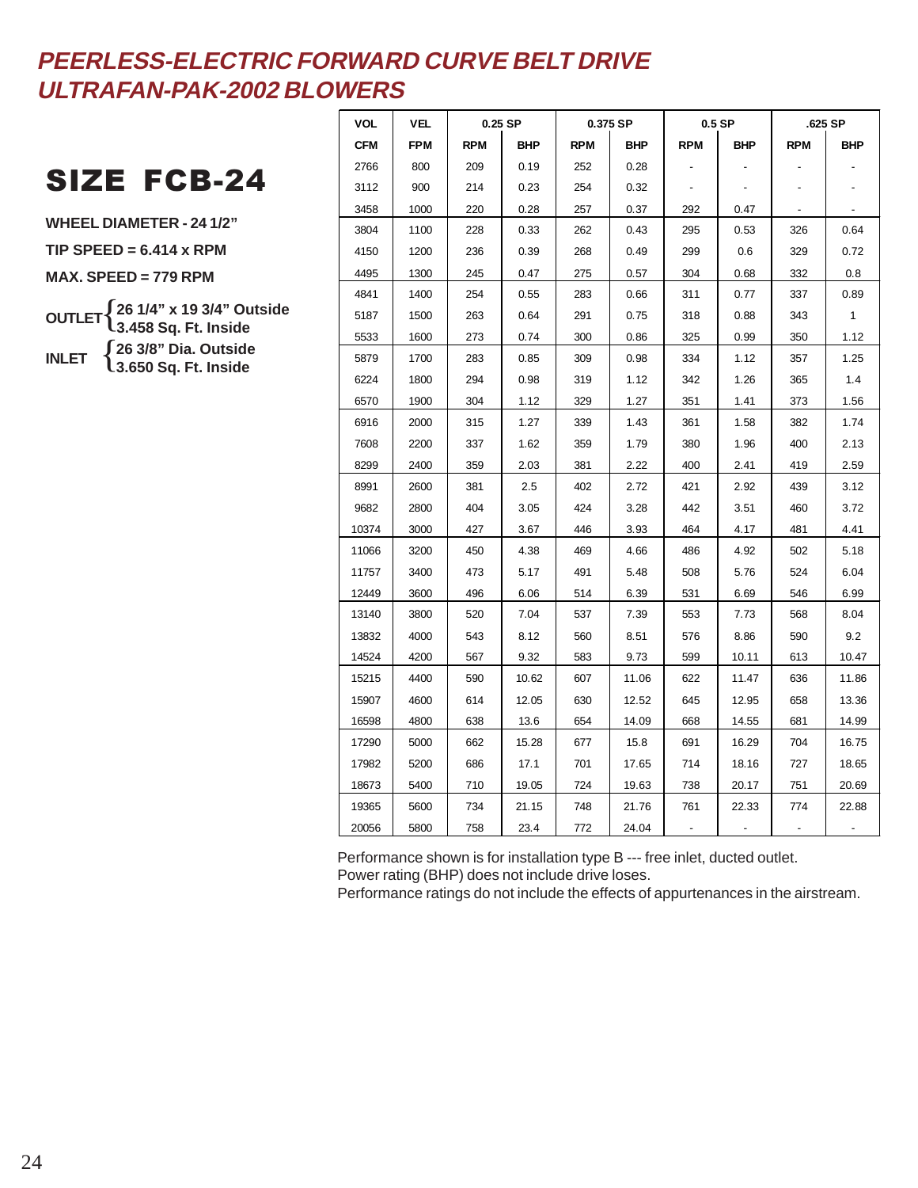# PEERLESS-ELECTRIC FORWARD CURVE BELT DRIVE ULTRAFAN-PAK-2002 BLOWERS

## SIZE FCB-24

**WHEEL DIAMETER - 24 1/2"**

**TIP SPEED = 6.414 x RPM**

**MAX. SPEED = 779 RPM**

**OUTLET** { **26 1/4" x 19 3/4" Outside** / **3.458 Sq. Ft. Inside** }

**INLET** { **26 3/8" Dia. Outside** / **3.650 Sq. Ft. Inside** }

| VOL | VEL | 0.25 SP | | 0.375 SP | | 0.5 SP | | .625 SP | |
|---|---|---|---|---|---|---|---|---|---|
| CFM | FPM | RPM | BHP | RPM | BHP | RPM | BHP | RPM | BHP |
| 2766 | 800 | 209 | 0.19 | 252 | 0.28 | - | - | - | - |
| 3112 | 900 | 214 | 0.23 | 254 | 0.32 | - | - | - | - |
| 3458 | 1000 | 220 | 0.28 | 257 | 0.37 | 292 | 0.47 | - | - |
| 3804 | 1100 | 228 | 0.33 | 262 | 0.43 | 295 | 0.53 | 326 | 0.64 |
| 4150 | 1200 | 236 | 0.39 | 268 | 0.49 | 299 | 0.6 | 329 | 0.72 |
| 4495 | 1300 | 245 | 0.47 | 275 | 0.57 | 304 | 0.68 | 332 | 0.8 |
| 4841 | 1400 | 254 | 0.55 | 283 | 0.66 | 311 | 0.77 | 337 | 0.89 |
| 5187 | 1500 | 263 | 0.64 | 291 | 0.75 | 318 | 0.88 | 343 | 1 |
| 5533 | 1600 | 273 | 0.74 | 300 | 0.86 | 325 | 0.99 | 350 | 1.12 |
| 5879 | 1700 | 283 | 0.85 | 309 | 0.98 | 334 | 1.12 | 357 | 1.25 |
| 6224 | 1800 | 294 | 0.98 | 319 | 1.12 | 342 | 1.26 | 365 | 1.4 |
| 6570 | 1900 | 304 | 1.12 | 329 | 1.27 | 351 | 1.41 | 373 | 1.56 |
| 6916 | 2000 | 315 | 1.27 | 339 | 1.43 | 361 | 1.58 | 382 | 1.74 |
| 7608 | 2200 | 337 | 1.62 | 359 | 1.79 | 380 | 1.96 | 400 | 2.13 |
| 8299 | 2400 | 359 | 2.03 | 381 | 2.22 | 400 | 2.41 | 419 | 2.59 |
| 8991 | 2600 | 381 | 2.5 | 402 | 2.72 | 421 | 2.92 | 439 | 3.12 |
| 9682 | 2800 | 404 | 3.05 | 424 | 3.28 | 442 | 3.51 | 460 | 3.72 |
| 10374 | 3000 | 427 | 3.67 | 446 | 3.93 | 464 | 4.17 | 481 | 4.41 |
| 11066 | 3200 | 450 | 4.38 | 469 | 4.66 | 486 | 4.92 | 502 | 5.18 |
| 11757 | 3400 | 473 | 5.17 | 491 | 5.48 | 508 | 5.76 | 524 | 6.04 |
| 12449 | 3600 | 496 | 6.06 | 514 | 6.39 | 531 | 6.69 | 546 | 6.99 |
| 13140 | 3800 | 520 | 7.04 | 537 | 7.39 | 553 | 7.73 | 568 | 8.04 |
| 13832 | 4000 | 543 | 8.12 | 560 | 8.51 | 576 | 8.86 | 590 | 9.2 |
| 14524 | 4200 | 567 | 9.32 | 583 | 9.73 | 599 | 10.11 | 613 | 10.47 |
| 15215 | 4400 | 590 | 10.62 | 607 | 11.06 | 622 | 11.47 | 636 | 11.86 |
| 15907 | 4600 | 614 | 12.05 | 630 | 12.52 | 645 | 12.95 | 658 | 13.36 |
| 16598 | 4800 | 638 | 13.6 | 654 | 14.09 | 668 | 14.55 | 681 | 14.99 |
| 17290 | 5000 | 662 | 15.28 | 677 | 15.8 | 691 | 16.29 | 704 | 16.75 |
| 17982 | 5200 | 686 | 17.1 | 701 | 17.65 | 714 | 18.16 | 727 | 18.65 |
| 18673 | 5400 | 710 | 19.05 | 724 | 19.63 | 738 | 20.17 | 751 | 20.69 |
| 19365 | 5600 | 734 | 21.15 | 748 | 21.76 | 761 | 22.33 | 774 | 22.88 |
| 20056 | 5800 | 758 | 23.4 | 772 | 24.04 | - | - | - | - |

Performance shown is for installation type B --- free inlet, ducted outlet.
Power rating (BHP) does not include drive loses.
Performance ratings do not include the effects of appurtenances in the airstream.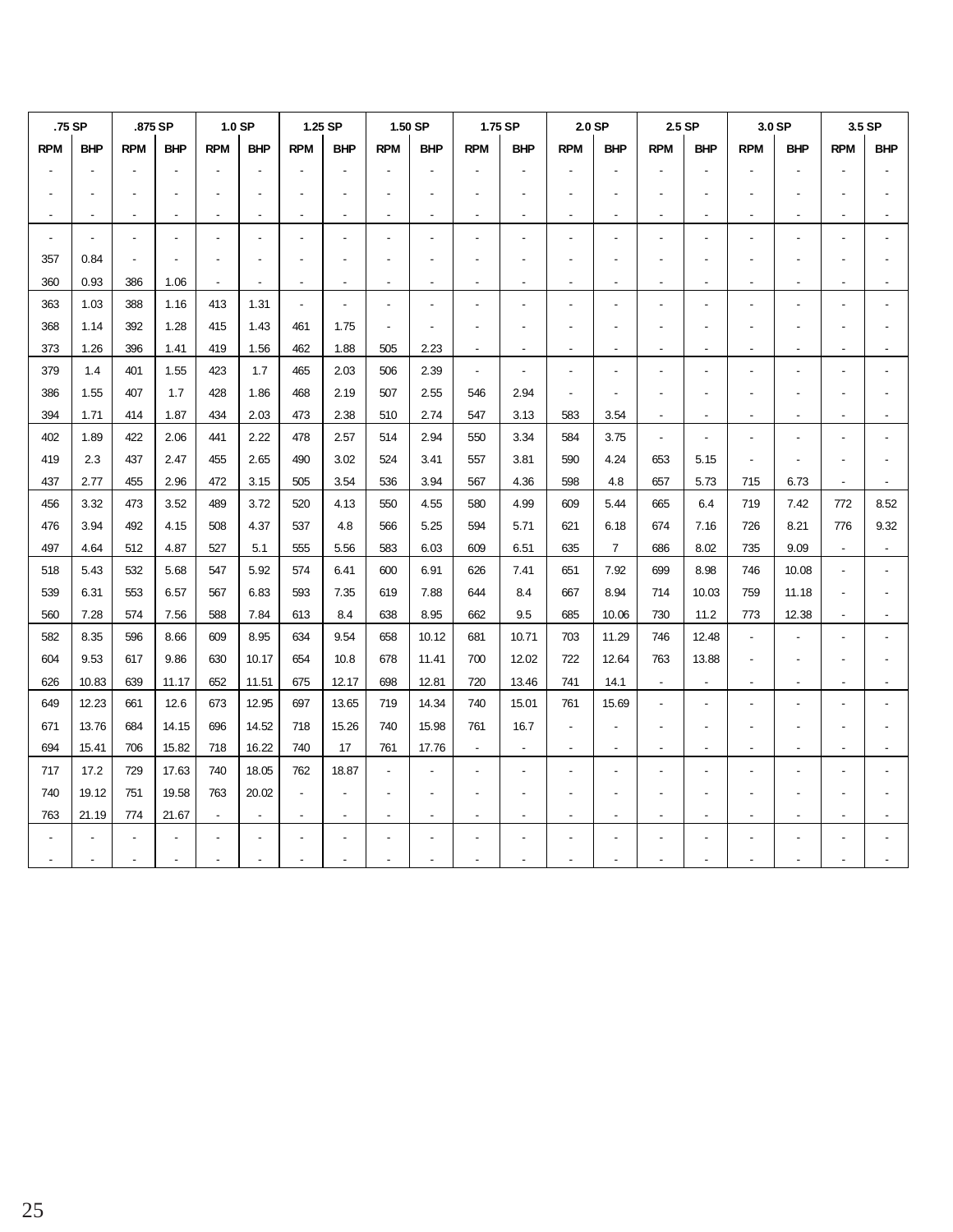| .75 SP | | .875 SP | | 1.0 SP | | 1.25 SP | | 1.50 SP | | 1.75 SP | | 2.0 SP | | 2.5 SP | | 3.0 SP | | 3.5 SP | |
|---|---|---|---|---|---|---|---|---|---|---|---|---|---|---|---|---|---|---|---|
| RPM | BHP | RPM | BHP | RPM | BHP | RPM | BHP | RPM | BHP | RPM | BHP | RPM | BHP | RPM | BHP | RPM | BHP | RPM | BHP |
| - | - | - | - | - | - | - | - | - | - | - | - | - | - | - | - | - | - | - | - |
| - | - | - | - | - | - | - | - | - | - | - | - | - | - | - | - | - | - | - | - |
| - | - | - | - | - | - | - | - | - | - | - | - | - | - | - | - | - | - | - | - |
| - | - | - | - | - | - | - | - | - | - | - | - | - | - | - | - | - | - | - | - |
| 357 | 0.84 | - | - | - | - | - | - | - | - | - | - | - | - | - | - | - | - | - | - |
| 360 | 0.93 | 386 | 1.06 | - | - | - | - | - | - | - | - | - | - | - | - | - | - | - | - |
| 363 | 1.03 | 388 | 1.16 | 413 | 1.31 | - | - | - | - | - | - | - | - | - | - | - | - | - | - |
| 368 | 1.14 | 392 | 1.28 | 415 | 1.43 | 461 | 1.75 | - | - | - | - | - | - | - | - | - | - | - | - |
| 373 | 1.26 | 396 | 1.41 | 419 | 1.56 | 462 | 1.88 | 505 | 2.23 | - | - | - | - | - | - | - | - | - | - |
| 379 | 1.4 | 401 | 1.55 | 423 | 1.7 | 465 | 2.03 | 506 | 2.39 | - | - | - | - | - | - | - | - | - | - |
| 386 | 1.55 | 407 | 1.7 | 428 | 1.86 | 468 | 2.19 | 507 | 2.55 | 546 | 2.94 | - | - | - | - | - | - | - | - |
| 394 | 1.71 | 414 | 1.87 | 434 | 2.03 | 473 | 2.38 | 510 | 2.74 | 547 | 3.13 | 583 | 3.54 | - | - | - | - | - | - |
| 402 | 1.89 | 422 | 2.06 | 441 | 2.22 | 478 | 2.57 | 514 | 2.94 | 550 | 3.34 | 584 | 3.75 | - | - | - | - | - | - |
| 419 | 2.3 | 437 | 2.47 | 455 | 2.65 | 490 | 3.02 | 524 | 3.41 | 557 | 3.81 | 590 | 4.24 | 653 | 5.15 | - | - | - | - |
| 437 | 2.77 | 455 | 2.96 | 472 | 3.15 | 505 | 3.54 | 536 | 3.94 | 567 | 4.36 | 598 | 4.8 | 657 | 5.73 | 715 | 6.73 | - | - |
| 456 | 3.32 | 473 | 3.52 | 489 | 3.72 | 520 | 4.13 | 550 | 4.55 | 580 | 4.99 | 609 | 5.44 | 665 | 6.4 | 719 | 7.42 | 772 | 8.52 |
| 476 | 3.94 | 492 | 4.15 | 508 | 4.37 | 537 | 4.8 | 566 | 5.25 | 594 | 5.71 | 621 | 6.18 | 674 | 7.16 | 726 | 8.21 | 776 | 9.32 |
| 497 | 4.64 | 512 | 4.87 | 527 | 5.1 | 555 | 5.56 | 583 | 6.03 | 609 | 6.51 | 635 | 7 | 686 | 8.02 | 735 | 9.09 | - | - |
| 518 | 5.43 | 532 | 5.68 | 547 | 5.92 | 574 | 6.41 | 600 | 6.91 | 626 | 7.41 | 651 | 7.92 | 699 | 8.98 | 746 | 10.08 | - | - |
| 539 | 6.31 | 553 | 6.57 | 567 | 6.83 | 593 | 7.35 | 619 | 7.88 | 644 | 8.4 | 667 | 8.94 | 714 | 10.03 | 759 | 11.18 | - | - |
| 560 | 7.28 | 574 | 7.56 | 588 | 7.84 | 613 | 8.4 | 638 | 8.95 | 662 | 9.5 | 685 | 10.06 | 730 | 11.2 | 773 | 12.38 | - | - |
| 582 | 8.35 | 596 | 8.66 | 609 | 8.95 | 634 | 9.54 | 658 | 10.12 | 681 | 10.71 | 703 | 11.29 | 746 | 12.48 | - | - | - | - |
| 604 | 9.53 | 617 | 9.86 | 630 | 10.17 | 654 | 10.8 | 678 | 11.41 | 700 | 12.02 | 722 | 12.64 | 763 | 13.88 | - | - | - | - |
| 626 | 10.83 | 639 | 11.17 | 652 | 11.51 | 675 | 12.17 | 698 | 12.81 | 720 | 13.46 | 741 | 14.1 | - | - | - | - | - | - |
| 649 | 12.23 | 661 | 12.6 | 673 | 12.95 | 697 | 13.65 | 719 | 14.34 | 740 | 15.01 | 761 | 15.69 | - | - | - | - | - | - |
| 671 | 13.76 | 684 | 14.15 | 696 | 14.52 | 718 | 15.26 | 740 | 15.98 | 761 | 16.7 | - | - | - | - | - | - | - | - |
| 694 | 15.41 | 706 | 15.82 | 718 | 16.22 | 740 | 17 | 761 | 17.76 | - | - | - | - | - | - | - | - | - | - |
| 717 | 17.2 | 729 | 17.63 | 740 | 18.05 | 762 | 18.87 | - | - | - | - | - | - | - | - | - | - | - | - |
| 740 | 19.12 | 751 | 19.58 | 763 | 20.02 | - | - | - | - | - | - | - | - | - | - | - | - | - | - |
| 763 | 21.19 | 774 | 21.67 | - | - | - | - | - | - | - | - | - | - | - | - | - | - | - | - |
| - | - | - | - | - | - | - | - | - | - | - | - | - | - | - | - | - | - | - | - |
| - | - | - | - | - | - | - | - | - | - | - | - | - | - | - | - | - | - | - | - |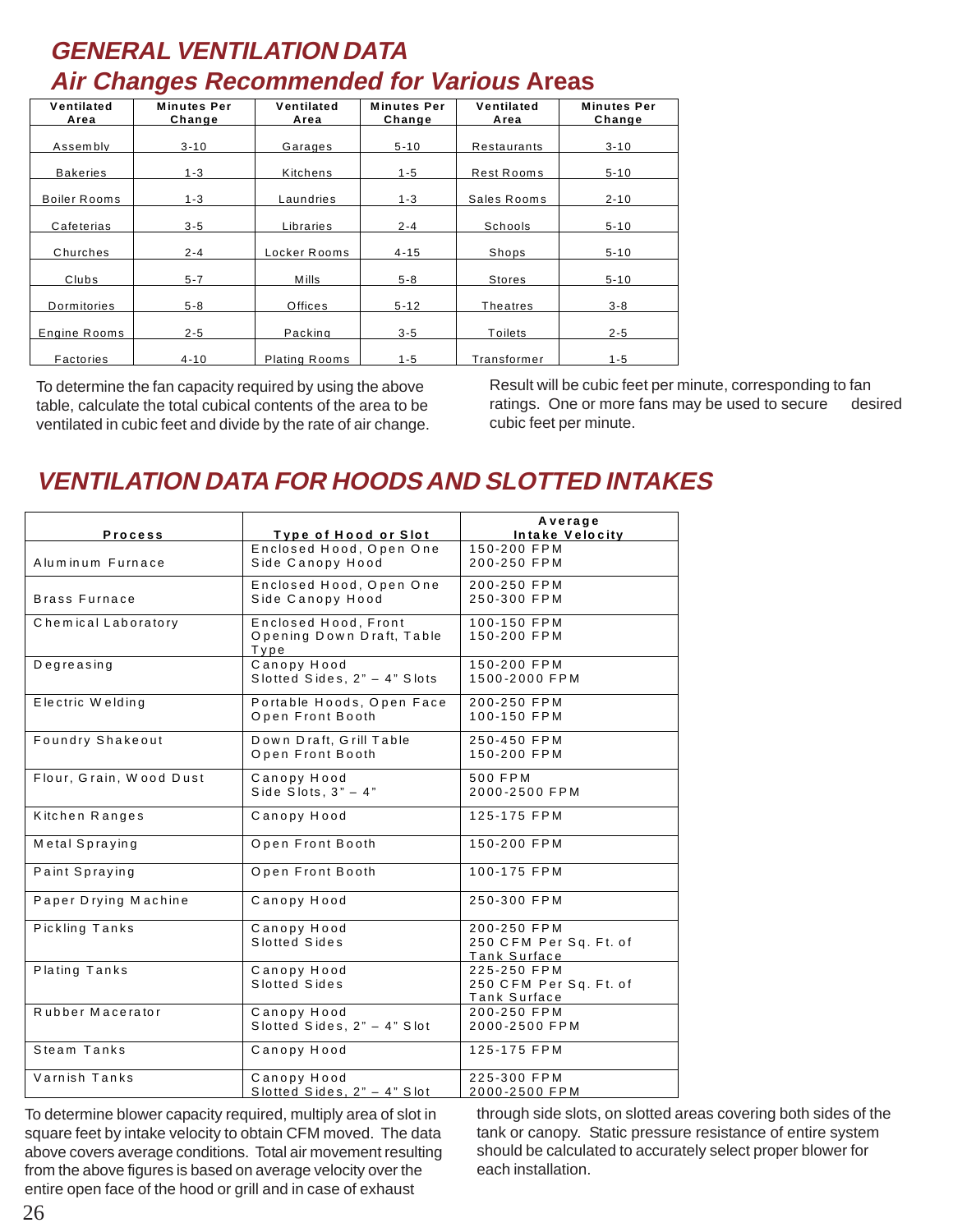## *GENERAL VENTILATION DATA*
## *Air Changes Recommended for Various* Areas

| Ventilated Area | Minutes Per Change | Ventilated Area | Minutes Per Change | Ventilated Area | Minutes Per Change |
|---|---|---|---|---|---|
| Assembly | 3-10 | Garages | 5-10 | Restaurants | 3-10 |
| Bakeries | 1-3 | Kitchens | 1-5 | Rest Rooms | 5-10 |
| Boiler Rooms | 1-3 | Laundries | 1-3 | Sales Rooms | 2-10 |
| Cafeterias | 3-5 | Libraries | 2-4 | Schools | 5-10 |
| Churches | 2-4 | Locker Rooms | 4-15 | Shops | 5-10 |
| Clubs | 5-7 | Mills | 5-8 | Stores | 5-10 |
| Dormitories | 5-8 | Offices | 5-12 | Theatres | 3-8 |
| Engine Rooms | 2-5 | Packing | 3-5 | Toilets | 2-5 |
| Factories | 4-10 | Plating Rooms | 1-5 | Transformer | 1-5 |

To determine the fan capacity required by using the above table, calculate the total cubical contents of the area to be ventilated in cubic feet and divide by the rate of air change. Result will be cubic feet per minute, corresponding to fan ratings. One or more fans may be used to secure desired cubic feet per minute.

## *VENTILATION DATA FOR HOODS AND SLOTTED INTAKES*

| Process | Type of Hood or Slot | Average Intake Velocity |
|---|---|---|
| Aluminum Furnace | Enclosed Hood, Open One Side<br>Canopy Hood | 150-200 FPM<br>200-250 FPM |
| Brass Furnace | Enclosed Hood, Open One Side<br>Canopy Hood | 200-250 FPM<br>250-300 FPM |
| Chemical Laboratory | Enclosed Hood, Front Opening<br>Down Draft, Table Type | 100-150 FPM<br>150-200 FPM |
| Degreasing | Canopy Hood<br>Slotted Sides, 2" – 4" Slots | 150-200 FPM<br>1500-2000 FPM |
| Electric Welding | Portable Hoods, Open Face<br>Open Front Booth | 200-250 FPM<br>100-150 FPM |
| Foundry Shakeout | Down Draft, Grill Table<br>Open Front Booth | 250-450 FPM<br>150-200 FPM |
| Flour, Grain, Wood Dust | Canopy Hood<br>Side Slots, 3" – 4" | 500 FPM<br>2000-2500 FPM |
| Kitchen Ranges | Canopy Hood | 125-175 FPM |
| Metal Spraying | Open Front Booth | 150-200 FPM |
| Paint Spraying | Open Front Booth | 100-175 FPM |
| Paper Drying Machine | Canopy Hood | 250-300 FPM |
| Pickling Tanks | Canopy Hood<br>Slotted Sides | 200-250 FPM<br>250 CFM Per Sq. Ft. of Tank Surface |
| Plating Tanks | Canopy Hood<br>Slotted Sides | 225-250 FPM<br>250 CFM Per Sq. Ft. of Tank Surface |
| Rubber Macerator | Canopy Hood<br>Slotted Sides, 2" – 4" Slot | 200-250 FPM<br>2000-2500 FPM |
| Steam Tanks | Canopy Hood | 125-175 FPM |
| Varnish Tanks | Canopy Hood<br>Slotted Sides, 2" – 4" Slot | 225-300 FPM<br>2000-2500 FPM |

To determine blower capacity required, multiply area of slot in square feet by intake velocity to obtain CFM moved. The data above covers average conditions. Total air movement resulting from the above figures is based on average velocity over the entire open face of the hood or grill and in case of exhaust through side slots, on slotted areas covering both sides of the tank or canopy. Static pressure resistance of entire system should be calculated to accurately select proper blower for each installation.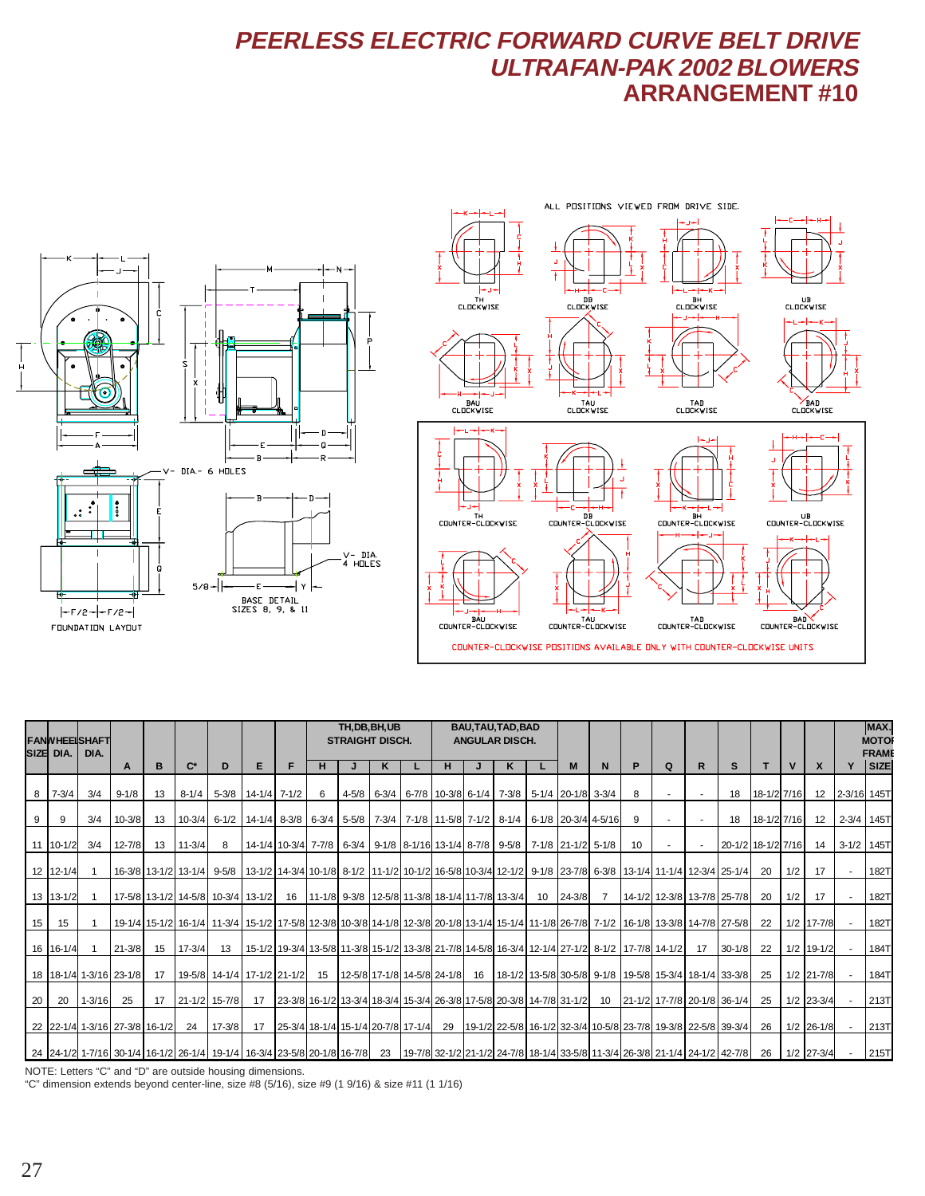# PEERLESS ELECTRIC FORWARD CURVE BELT DRIVE ULTRAFAN-PAK 2002 BLOWERS

## ARRANGEMENT #10

| FAN SIZE | WHEEL DIA. | SHAFT DIA. | A | B | C* | D | E | F | TH,DB,BH,UB STRAIGHT DISCH. H | J | K | L | BAU,TAU,TAD,BAD ANGULAR DISCH. H | J | K | L | M | N | P | Q | R | S | T | V | X | Y | MAX. MOTOR FRAME SIZE |
|---|---|---|---|---|---|---|---|---|---|---|---|---|---|---|---|---|---|---|---|---|---|---|---|---|---|---|---|
| 8 | 7-3/4 | 3/4 | 9-1/8 | 13 | 8-1/4 | 5-3/8 | 14-1/4 | 7-1/2 | 6 | 4-5/8 | 6-3/4 | 6-7/8 | 10-3/8 | 6-1/4 | 7-3/8 | 5-1/4 | 20-1/8 | 3-3/4 | 8 | - | - | 18 | 18-1/2 | 7/16 | 12 | 2-3/16 | 145T |
| 9 | 9 | 3/4 | 10-3/8 | 13 | 10-3/4 | 6-1/2 | 14-1/4 | 8-3/8 | 6-3/4 | 5-5/8 | 7-3/4 | 7-1/8 | 11-5/8 | 7-1/2 | 8-1/4 | 6-1/8 | 20-3/4 | 4-5/16 | 9 | - | - | 18 | 18-1/2 | 7/16 | 12 | 2-3/4 | 145T |
| 11 | 10-1/2 | 3/4 | 12-7/8 | 13 | 11-3/4 | 8 | 14-1/4 | 10-3/4 | 7-7/8 | 6-3/4 | 9-1/8 | 8-1/16 | 13-1/4 | 8-7/8 | 9-5/8 | 7-1/8 | 21-1/2 | 5-1/8 | 10 | - | - | 20-1/2 | 18-1/2 | 7/16 | 14 | 3-1/2 | 145T |
| 12 | 12-1/4 | 1 | 16-3/8 | 13-1/2 | 13-1/4 | 9-5/8 | 13-1/2 | 14-3/4 | 10-1/8 | 8-1/2 | 11-1/2 | 10-1/2 | 16-5/8 | 10-3/4 | 12-1/2 | 9-1/8 | 23-7/8 | 6-3/8 | 13-1/4 | 11-1/4 | 12-3/4 | 25-1/4 | 20 | 1/2 | 17 | - | 182T |
| 13 | 13-1/2 | 1 | 17-5/8 | 13-1/2 | 14-5/8 | 10-3/4 | 13-1/2 | 16 | 11-1/8 | 9-3/8 | 12-5/8 | 11-3/8 | 18-1/4 | 11-7/8 | 13-3/4 | 10 | 24-3/8 | 7 | 14-1/2 | 12-3/8 | 13-7/8 | 25-7/8 | 20 | 1/2 | 17 | - | 182T |
| 15 | 15 | 1 | 19-1/4 | 15-1/2 | 16-1/4 | 11-3/4 | 15-1/2 | 17-5/8 | 12-3/8 | 10-3/8 | 14-1/8 | 12-3/8 | 20-1/8 | 13-1/4 | 15-1/4 | 11-1/8 | 26-7/8 | 7-1/2 | 16-1/8 | 13-3/8 | 14-7/8 | 27-5/8 | 22 | 1/2 | 17-7/8 | - | 182T |
| 16 | 16-1/4 | 1 | 21-3/8 | 15 | 17-3/4 | 13 | 15-1/2 | 19-3/4 | 13-5/8 | 11-3/8 | 15-1/2 | 13-3/8 | 21-7/8 | 14-5/8 | 16-3/4 | 12-1/4 | 27-1/2 | 8-1/2 | 17-7/8 | 14-1/2 | 17 | 30-1/8 | 22 | 1/2 | 19-1/2 | - | 184T |
| 18 | 18-1/4 | 1-3/16 | 23-1/8 | 17 | 19-5/8 | 14-1/4 | 17-1/2 | 21-1/2 | 15 | 12-5/8 | 17-1/8 | 14-5/8 | 24-1/8 | 16 | 18-1/2 | 13-5/8 | 30-5/8 | 9-1/8 | 19-5/8 | 15-3/4 | 18-1/4 | 33-3/8 | 25 | 1/2 | 21-7/8 | - | 184T |
| 20 | 20 | 1-3/16 | 25 | 17 | 21-1/2 | 15-7/8 | 17 | 23-3/8 | 16-1/2 | 13-3/4 | 18-3/4 | 15-3/4 | 26-3/8 | 17-5/8 | 20-3/8 | 14-7/8 | 31-1/2 | 10 | 21-1/2 | 17-7/8 | 20-1/8 | 36-1/4 | 25 | 1/2 | 23-3/4 | - | 213T |
| 22 | 22-1/4 | 1-3/16 | 27-3/8 | 16-1/2 | 24 | 17-3/8 | 17 | 25-3/4 | 18-1/4 | 15-1/4 | 20-7/8 | 17-1/4 | 29 | 19-1/2 | 22-5/8 | 16-1/2 | 32-3/4 | 10-5/8 | 23-7/8 | 19-3/8 | 22-5/8 | 39-3/4 | 26 | 1/2 | 26-1/8 | - | 213T |
| 24 | 24-1/2 | 1-7/16 | 30-1/4 | 16-1/2 | 26-1/4 | 19-1/4 | 16-3/4 | 23-5/8 | 20-1/8 | 16-7/8 | 23 | 19-7/8 | 32-1/2 | 21-1/2 | 24-7/8 | 18-1/4 | 33-5/8 | 11-3/4 | 26-3/8 | 21-1/4 | 24-1/2 | 42-7/8 | 26 | 1/2 | 27-3/4 | - | 215T |

NOTE: Letters "C" and "D" are outside housing dimensions.

"C" dimension extends beyond center-line, size #8 (5/16), size #9 (1 9/16) & size #11 (1 1/16)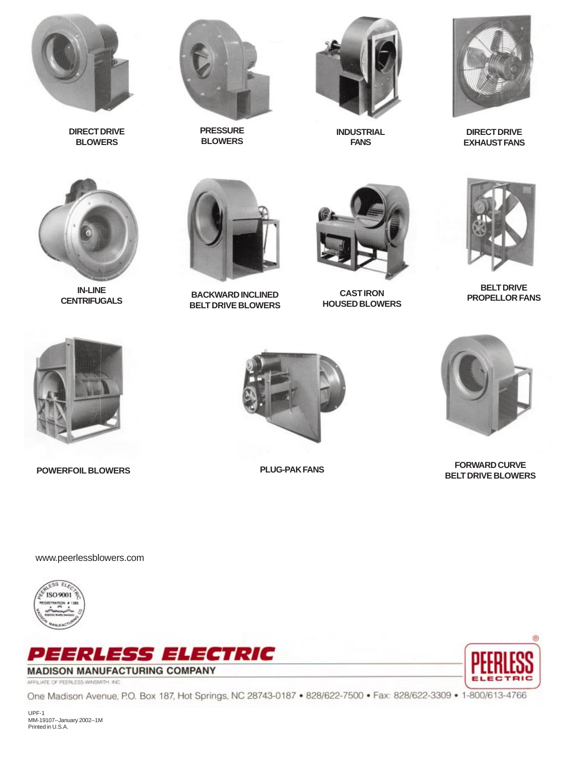DIRECT DRIVE BLOWERS

PRESSURE BLOWERS

INDUSTRIAL FANS

DIRECT DRIVE EXHAUST FANS

IN-LINE CENTRIFUGALS

BACKWARD INCLINED BELT DRIVE BLOWERS

CAST IRON HOUSED BLOWERS

BELT DRIVE PROPELLOR FANS

POWERFOIL BLOWERS

PLUG-PAK FANS

FORWARD CURVE BELT DRIVE BLOWERS

www.peerlessblowers.com

PEERLESS ELECTRIC ISO 9001 REGISTRATION # 1385 MADISON MANUFACTURING CO.

**PEERLESS ELECTRIC**

**MADISON MANUFACTURING COMPANY**

AFFILIATE OF PEERLESS-WINSMITH, INC.

PEERLESS ELECTRIC®

One Madison Avenue, P.O. Box 187, Hot Springs, NC 28743-0187 • 828/622-7500 • Fax: 828/622-3309 • 1-800/613-4766

UPF-1
MM-19107--January 2002--1M
Printed in U.S.A.